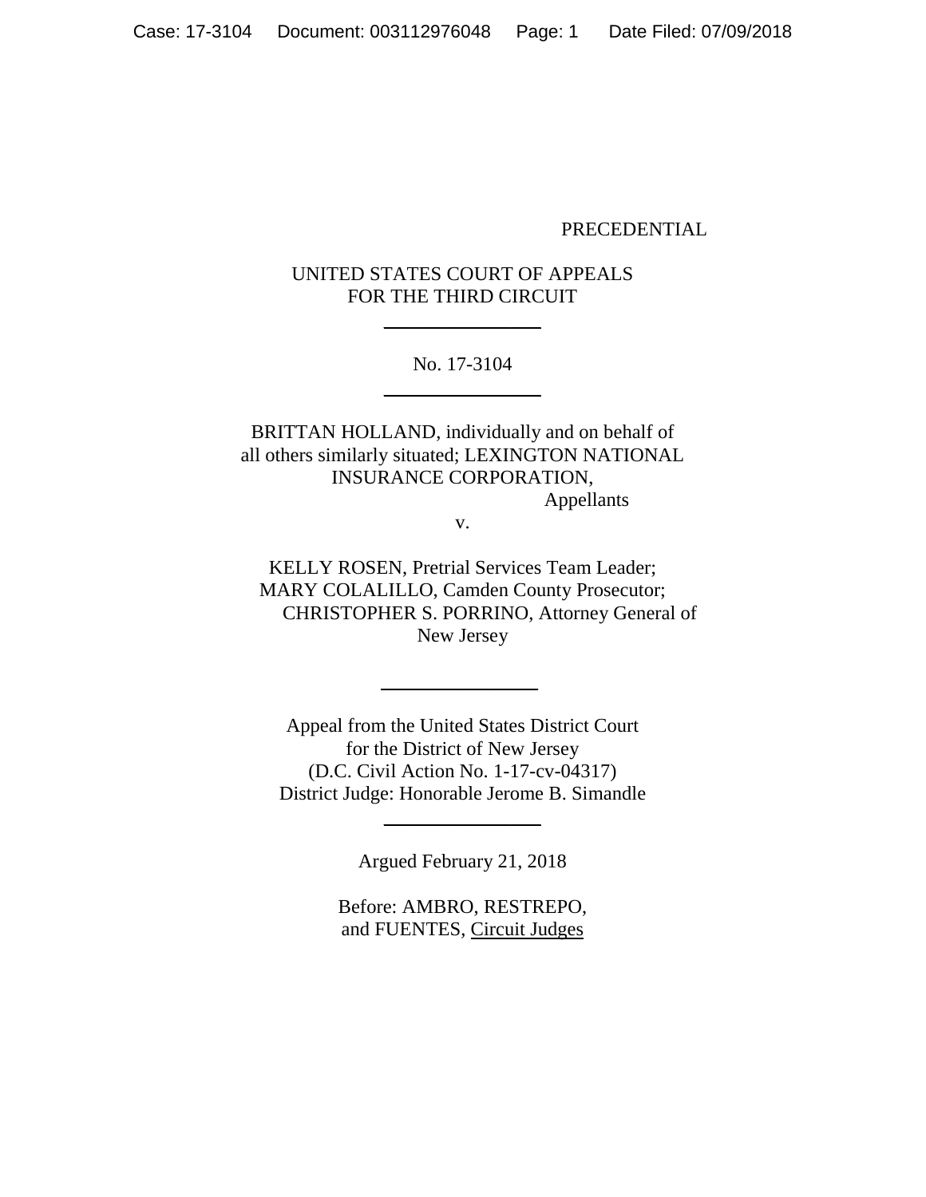PRECEDENTIAL

UNITED STATES COURT OF APPEALS
FOR THE THIRD CIRCUIT

---

No. 17-3104

---

BRITTAN HOLLAND, individually and on behalf of all others similarly situated; LEXINGTON NATIONAL INSURANCE CORPORATION,
Appellants

v.

KELLY ROSEN, Pretrial Services Team Leader; MARY COLALILLO, Camden County Prosecutor; CHRISTOPHER S. PORRINO, Attorney General of New Jersey

---

Appeal from the United States District Court
for the District of New Jersey
(D.C. Civil Action No. 1-17-cv-04317)
District Judge: Honorable Jerome B. Simandle

---

Argued February 21, 2018

Before: AMBRO, RESTREPO,
and FUENTES, Circuit Judges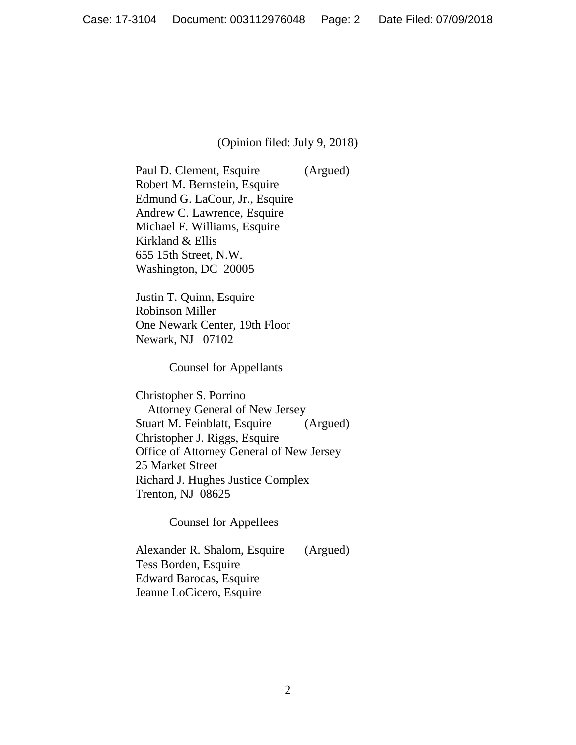(Opinion filed: July 9, 2018)

Paul D. Clement, Esquire (Argued)
Robert M. Bernstein, Esquire
Edmund G. LaCour, Jr., Esquire
Andrew C. Lawrence, Esquire
Michael F. Williams, Esquire
Kirkland & Ellis
655 15th Street, N.W.
Washington, DC 20005

Justin T. Quinn, Esquire
Robinson Miller
One Newark Center, 19th Floor
Newark, NJ 07102

Counsel for Appellants

Christopher S. Porrino
Attorney General of New Jersey
Stuart M. Feinblatt, Esquire (Argued)
Christopher J. Riggs, Esquire
Office of Attorney General of New Jersey
25 Market Street
Richard J. Hughes Justice Complex
Trenton, NJ 08625

Counsel for Appellees

Alexander R. Shalom, Esquire (Argued)
Tess Borden, Esquire
Edward Barocas, Esquire
Jeanne LoCicero, Esquire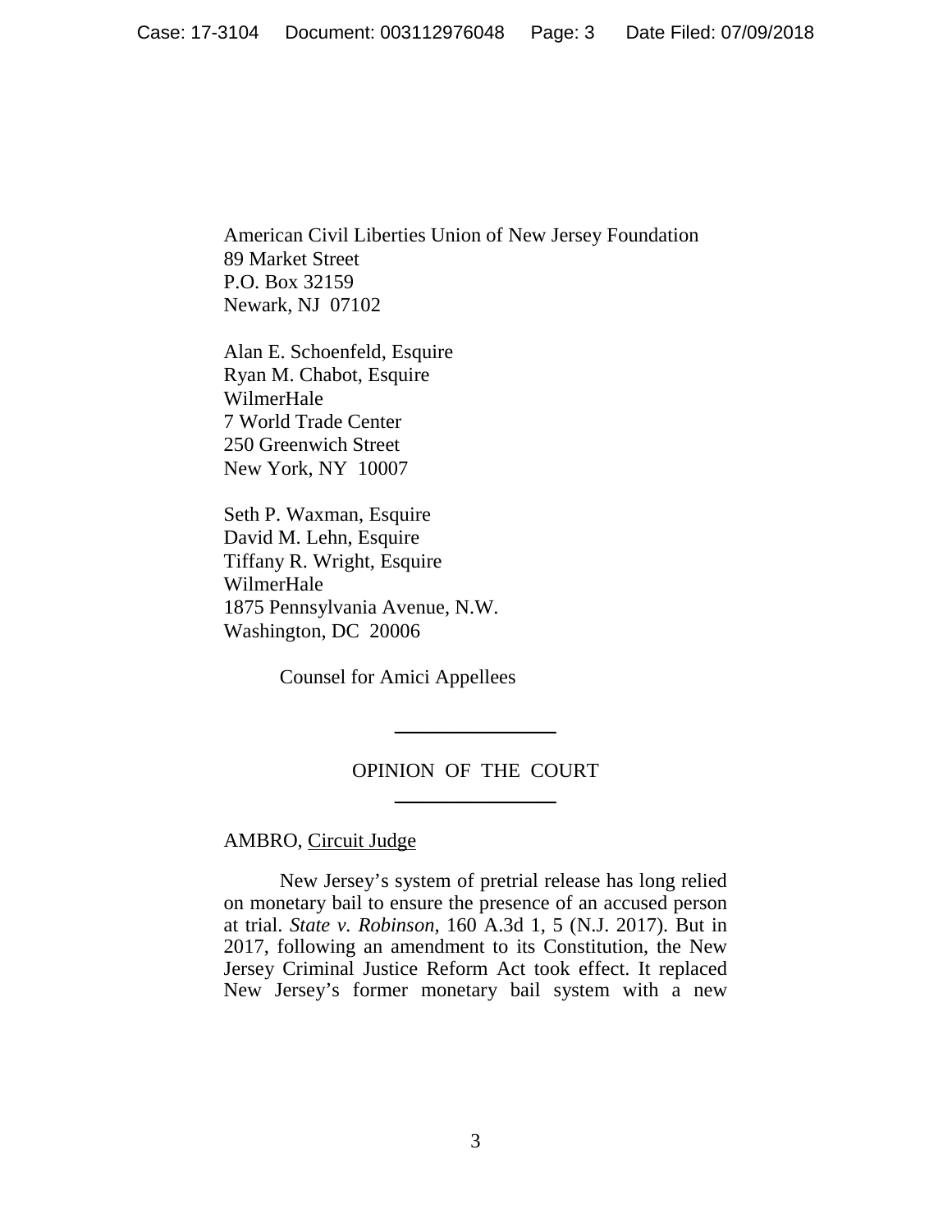American Civil Liberties Union of New Jersey Foundation
89 Market Street
P.O. Box 32159
Newark, NJ 07102

Alan E. Schoenfeld, Esquire
Ryan M. Chabot, Esquire
WilmerHale
7 World Trade Center
250 Greenwich Street
New York, NY 10007

Seth P. Waxman, Esquire
David M. Lehn, Esquire
Tiffany R. Wright, Esquire
WilmerHale
1875 Pennsylvania Avenue, N.W.
Washington, DC 20006

Counsel for Amici Appellees

---

OPINION OF THE COURT

---

AMBRO, Circuit Judge

New Jersey's system of pretrial release has long relied on monetary bail to ensure the presence of an accused person at trial. *State v. Robinson*, 160 A.3d 1, 5 (N.J. 2017). But in 2017, following an amendment to its Constitution, the New Jersey Criminal Justice Reform Act took effect. It replaced New Jersey's former monetary bail system with a new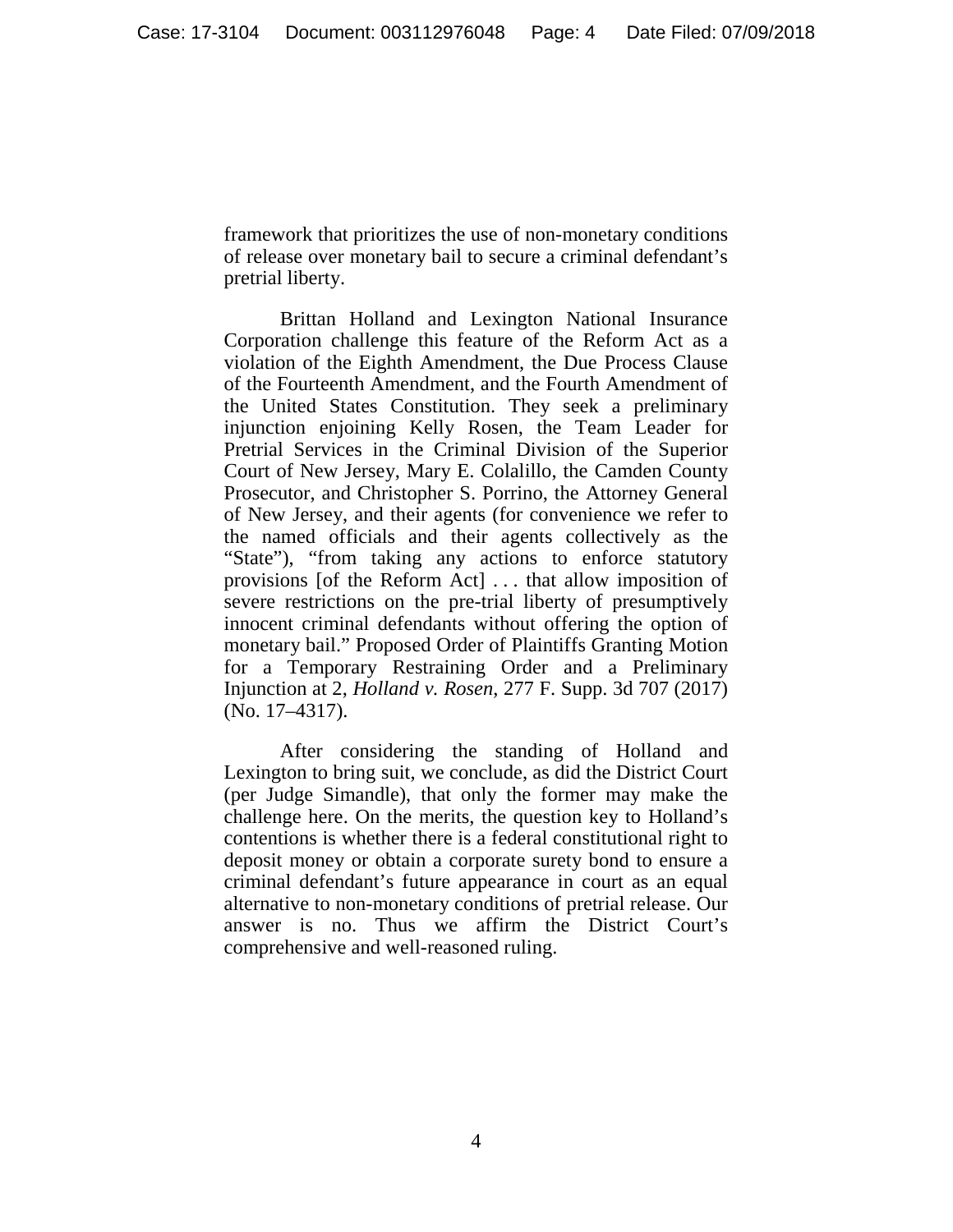framework that prioritizes the use of non-monetary conditions of release over monetary bail to secure a criminal defendant's pretrial liberty.

Brittan Holland and Lexington National Insurance Corporation challenge this feature of the Reform Act as a violation of the Eighth Amendment, the Due Process Clause of the Fourteenth Amendment, and the Fourth Amendment of the United States Constitution. They seek a preliminary injunction enjoining Kelly Rosen, the Team Leader for Pretrial Services in the Criminal Division of the Superior Court of New Jersey, Mary E. Colalillo, the Camden County Prosecutor, and Christopher S. Porrino, the Attorney General of New Jersey, and their agents (for convenience we refer to the named officials and their agents collectively as the "State"), "from taking any actions to enforce statutory provisions [of the Reform Act] . . . that allow imposition of severe restrictions on the pre-trial liberty of presumptively innocent criminal defendants without offering the option of monetary bail." Proposed Order of Plaintiffs Granting Motion for a Temporary Restraining Order and a Preliminary Injunction at 2, *Holland v. Rosen*, 277 F. Supp. 3d 707 (2017) (No. 17–4317).

After considering the standing of Holland and Lexington to bring suit, we conclude, as did the District Court (per Judge Simandle), that only the former may make the challenge here. On the merits, the question key to Holland's contentions is whether there is a federal constitutional right to deposit money or obtain a corporate surety bond to ensure a criminal defendant's future appearance in court as an equal alternative to non-monetary conditions of pretrial release. Our answer is no. Thus we affirm the District Court's comprehensive and well-reasoned ruling.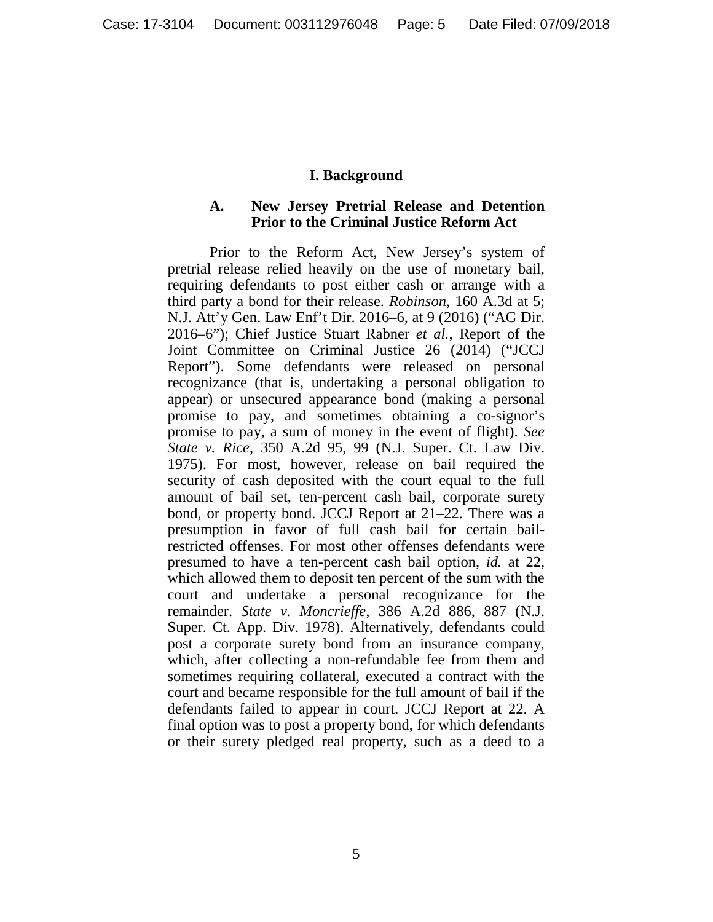## I. Background

### A. New Jersey Pretrial Release and Detention Prior to the Criminal Justice Reform Act

Prior to the Reform Act, New Jersey's system of pretrial release relied heavily on the use of monetary bail, requiring defendants to post either cash or arrange with a third party a bond for their release. *Robinson*, 160 A.3d at 5; N.J. Att'y Gen. Law Enf't Dir. 2016–6, at 9 (2016) ("AG Dir. 2016–6"); Chief Justice Stuart Rabner *et al.*, Report of the Joint Committee on Criminal Justice 26 (2014) ("JCCJ Report"). Some defendants were released on personal recognizance (that is, undertaking a personal obligation to appear) or unsecured appearance bond (making a personal promise to pay, and sometimes obtaining a co-signor's promise to pay, a sum of money in the event of flight). *See State v. Rice*, 350 A.2d 95, 99 (N.J. Super. Ct. Law Div. 1975). For most, however, release on bail required the security of cash deposited with the court equal to the full amount of bail set, ten-percent cash bail, corporate surety bond, or property bond. JCCJ Report at 21–22. There was a presumption in favor of full cash bail for certain bail-restricted offenses. For most other offenses defendants were presumed to have a ten-percent cash bail option, *id.* at 22, which allowed them to deposit ten percent of the sum with the court and undertake a personal recognizance for the remainder. *State v. Moncrieffe*, 386 A.2d 886, 887 (N.J. Super. Ct. App. Div. 1978). Alternatively, defendants could post a corporate surety bond from an insurance company, which, after collecting a non-refundable fee from them and sometimes requiring collateral, executed a contract with the court and became responsible for the full amount of bail if the defendants failed to appear in court. JCCJ Report at 22. A final option was to post a property bond, for which defendants or their surety pledged real property, such as a deed to a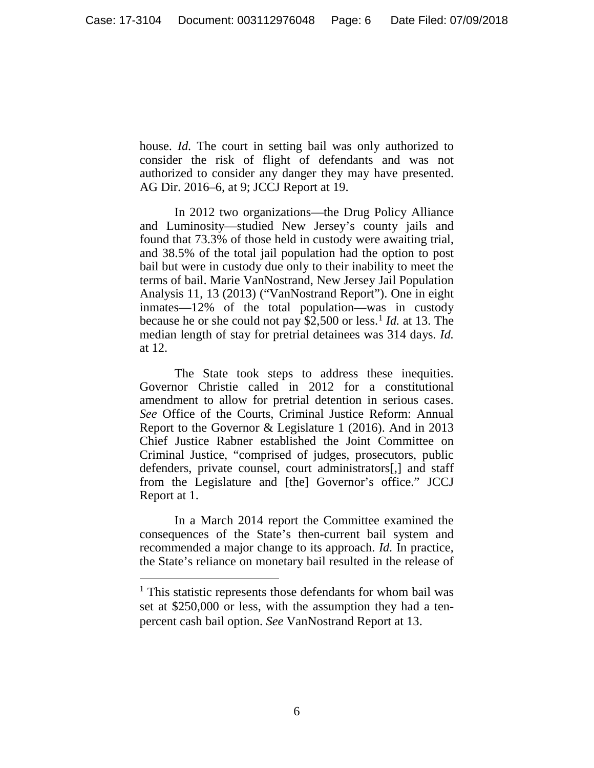house. *Id.* The court in setting bail was only authorized to consider the risk of flight of defendants and was not authorized to consider any danger they may have presented. AG Dir. 2016–6, at 9; JCCJ Report at 19.

In 2012 two organizations—the Drug Policy Alliance and Luminosity—studied New Jersey's county jails and found that 73.3% of those held in custody were awaiting trial, and 38.5% of the total jail population had the option to post bail but were in custody due only to their inability to meet the terms of bail. Marie VanNostrand, New Jersey Jail Population Analysis 11, 13 (2013) ("VanNostrand Report"). One in eight inmates—12% of the total population—was in custody because he or she could not pay $2,500 or less.[1] *Id.* at 13. The median length of stay for pretrial detainees was 314 days. *Id.* at 12.

The State took steps to address these inequities. Governor Christie called in 2012 for a constitutional amendment to allow for pretrial detention in serious cases. *See* Office of the Courts, Criminal Justice Reform: Annual Report to the Governor & Legislature 1 (2016). And in 2013 Chief Justice Rabner established the Joint Committee on Criminal Justice, "comprised of judges, prosecutors, public defenders, private counsel, court administrators[,] and staff from the Legislature and [the] Governor's office." JCCJ Report at 1.

In a March 2014 report the Committee examined the consequences of the State's then-current bail system and recommended a major change to its approach. *Id.* In practice, the State's reliance on monetary bail resulted in the release of

[1] This statistic represents those defendants for whom bail was set at $250,000 or less, with the assumption they had a ten-percent cash bail option. *See* VanNostrand Report at 13.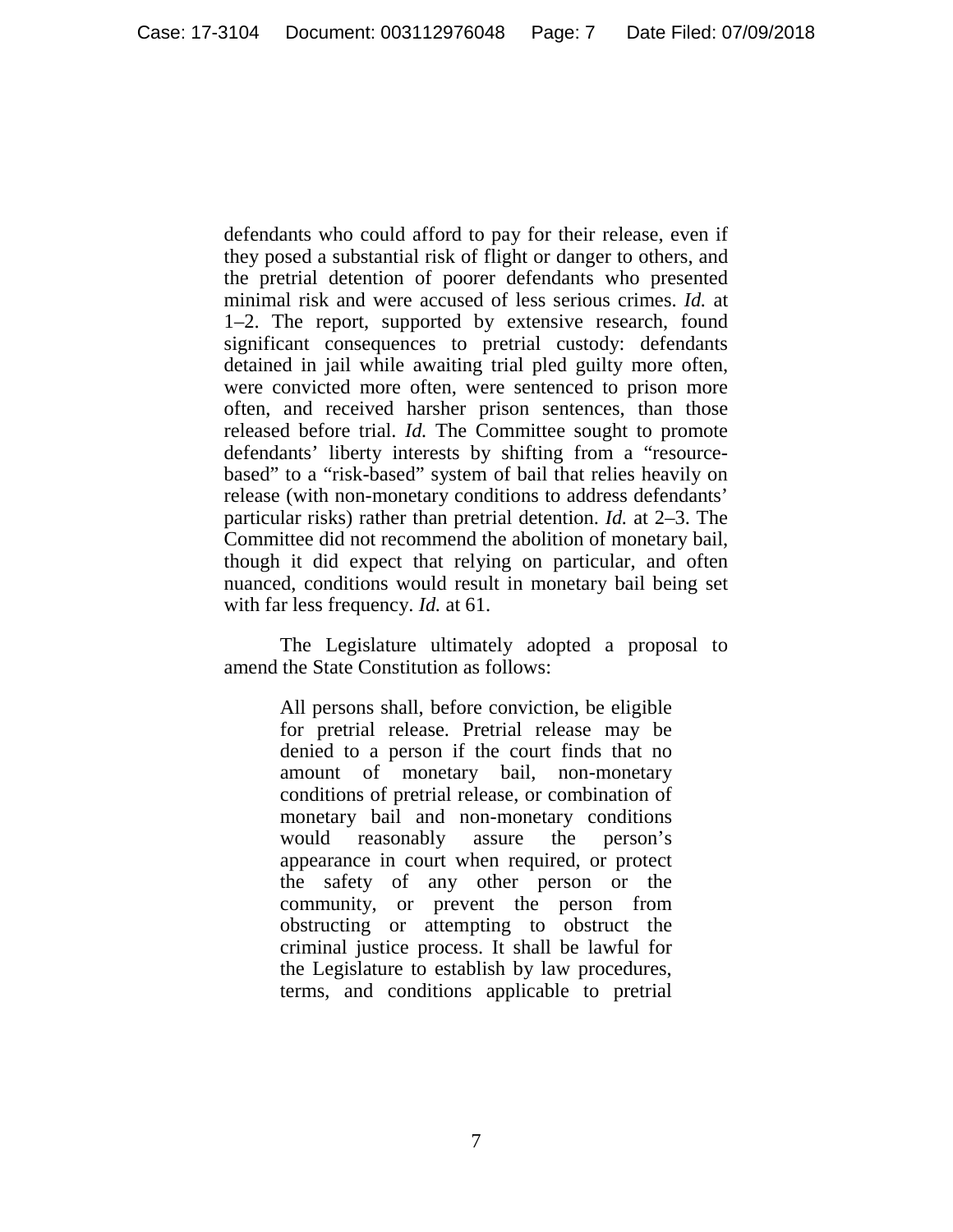defendants who could afford to pay for their release, even if they posed a substantial risk of flight or danger to others, and the pretrial detention of poorer defendants who presented minimal risk and were accused of less serious crimes. *Id.* at 1–2. The report, supported by extensive research, found significant consequences to pretrial custody: defendants detained in jail while awaiting trial pled guilty more often, were convicted more often, were sentenced to prison more often, and received harsher prison sentences, than those released before trial. *Id.* The Committee sought to promote defendants' liberty interests by shifting from a "resource-based" to a "risk-based" system of bail that relies heavily on release (with non-monetary conditions to address defendants' particular risks) rather than pretrial detention. *Id.* at 2–3. The Committee did not recommend the abolition of monetary bail, though it did expect that relying on particular, and often nuanced, conditions would result in monetary bail being set with far less frequency. *Id.* at 61.

The Legislature ultimately adopted a proposal to amend the State Constitution as follows:

> All persons shall, before conviction, be eligible for pretrial release. Pretrial release may be denied to a person if the court finds that no amount of monetary bail, non-monetary conditions of pretrial release, or combination of monetary bail and non-monetary conditions would reasonably assure the person's appearance in court when required, or protect the safety of any other person or the community, or prevent the person from obstructing or attempting to obstruct the criminal justice process. It shall be lawful for the Legislature to establish by law procedures, terms, and conditions applicable to pretrial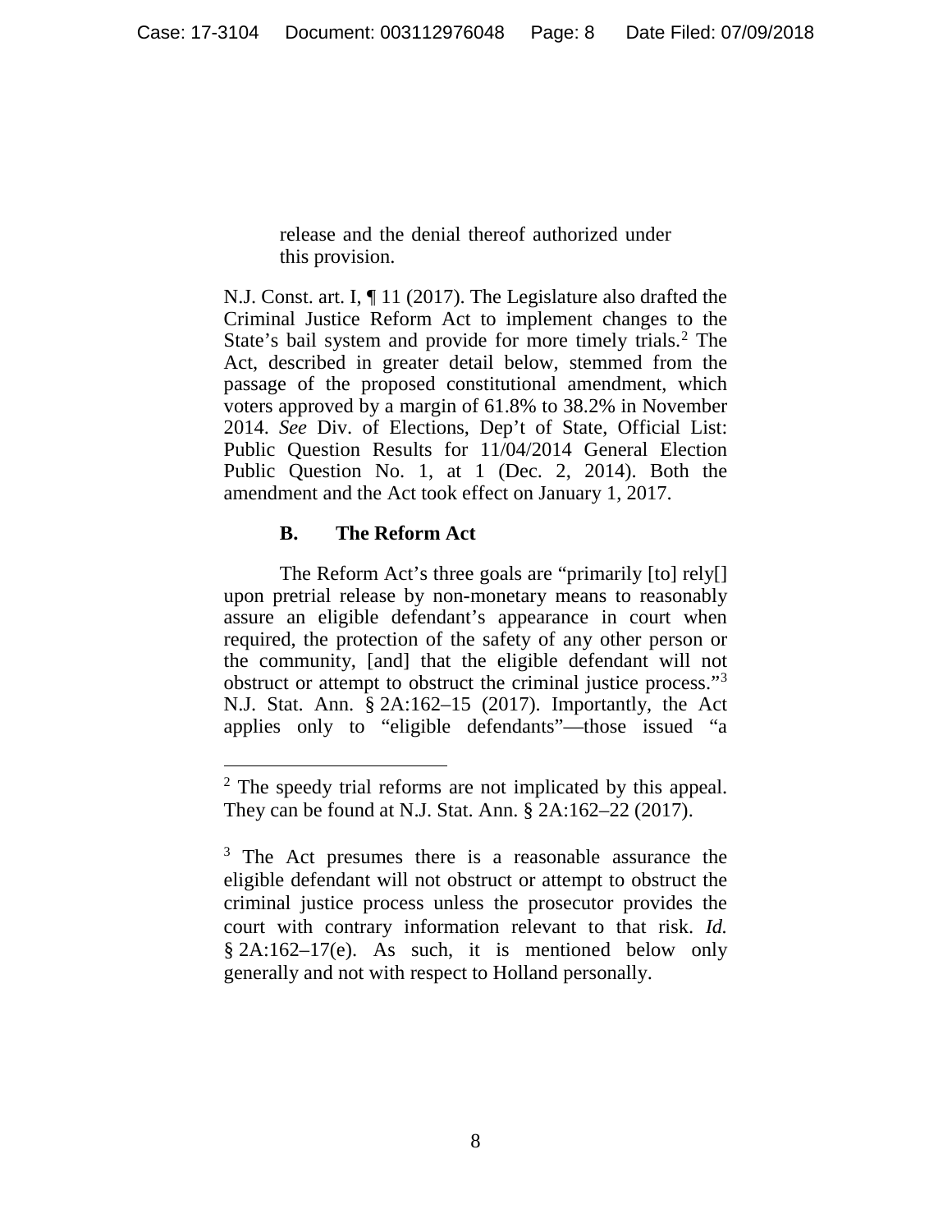> release and the denial thereof authorized under this provision.

N.J. Const. art. I, ¶ 11 (2017). The Legislature also drafted the Criminal Justice Reform Act to implement changes to the State's bail system and provide for more timely trials.[2] The Act, described in greater detail below, stemmed from the passage of the proposed constitutional amendment, which voters approved by a margin of 61.8% to 38.2% in November 2014. *See* Div. of Elections, Dep't of State, Official List: Public Question Results for 11/04/2014 General Election Public Question No. 1, at 1 (Dec. 2, 2014). Both the amendment and the Act took effect on January 1, 2017.

**B. The Reform Act**

The Reform Act's three goals are "primarily [to] rely[] upon pretrial release by non-monetary means to reasonably assure an eligible defendant's appearance in court when required, the protection of the safety of any other person or the community, [and] that the eligible defendant will not obstruct or attempt to obstruct the criminal justice process."[3] N.J. Stat. Ann. § 2A:162–15 (2017). Importantly, the Act applies only to "eligible defendants"—those issued "a

---

[2] The speedy trial reforms are not implicated by this appeal. They can be found at N.J. Stat. Ann. § 2A:162–22 (2017).

[3] The Act presumes there is a reasonable assurance the eligible defendant will not obstruct or attempt to obstruct the criminal justice process unless the prosecutor provides the court with contrary information relevant to that risk. *Id.* § 2A:162–17(e). As such, it is mentioned below only generally and not with respect to Holland personally.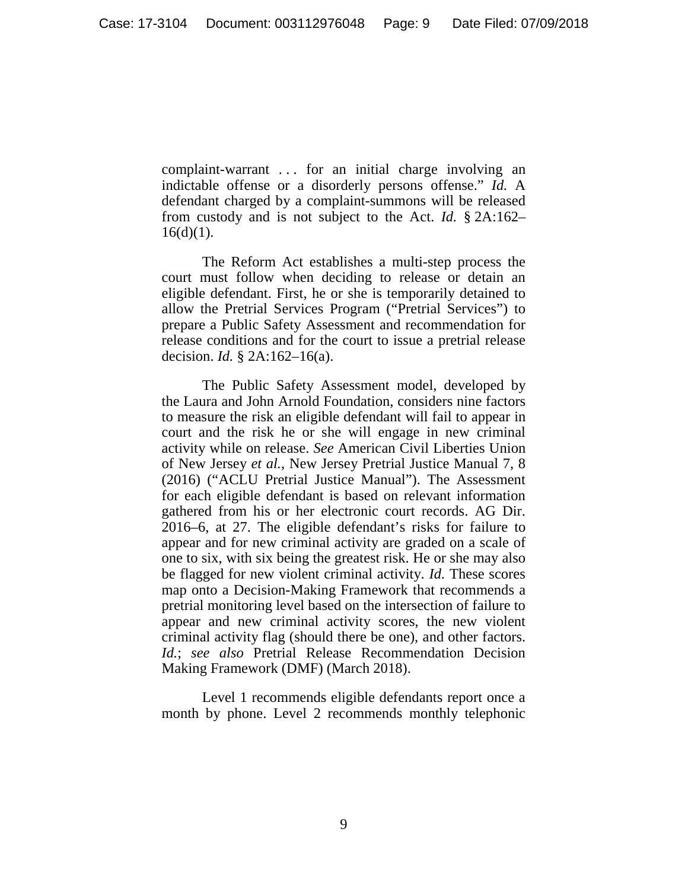complaint-warrant . . . for an initial charge involving an indictable offense or a disorderly persons offense." *Id.* A defendant charged by a complaint-summons will be released from custody and is not subject to the Act. *Id.* § 2A:162–16(d)(1).

The Reform Act establishes a multi-step process the court must follow when deciding to release or detain an eligible defendant. First, he or she is temporarily detained to allow the Pretrial Services Program ("Pretrial Services") to prepare a Public Safety Assessment and recommendation for release conditions and for the court to issue a pretrial release decision. *Id.* § 2A:162–16(a).

The Public Safety Assessment model, developed by the Laura and John Arnold Foundation, considers nine factors to measure the risk an eligible defendant will fail to appear in court and the risk he or she will engage in new criminal activity while on release. *See* American Civil Liberties Union of New Jersey *et al.*, New Jersey Pretrial Justice Manual 7, 8 (2016) ("ACLU Pretrial Justice Manual"). The Assessment for each eligible defendant is based on relevant information gathered from his or her electronic court records. AG Dir. 2016–6, at 27. The eligible defendant's risks for failure to appear and for new criminal activity are graded on a scale of one to six, with six being the greatest risk. He or she may also be flagged for new violent criminal activity. *Id.* These scores map onto a Decision-Making Framework that recommends a pretrial monitoring level based on the intersection of failure to appear and new criminal activity scores, the new violent criminal activity flag (should there be one), and other factors. *Id.*; *see also* Pretrial Release Recommendation Decision Making Framework (DMF) (March 2018).

Level 1 recommends eligible defendants report once a month by phone. Level 2 recommends monthly telephonic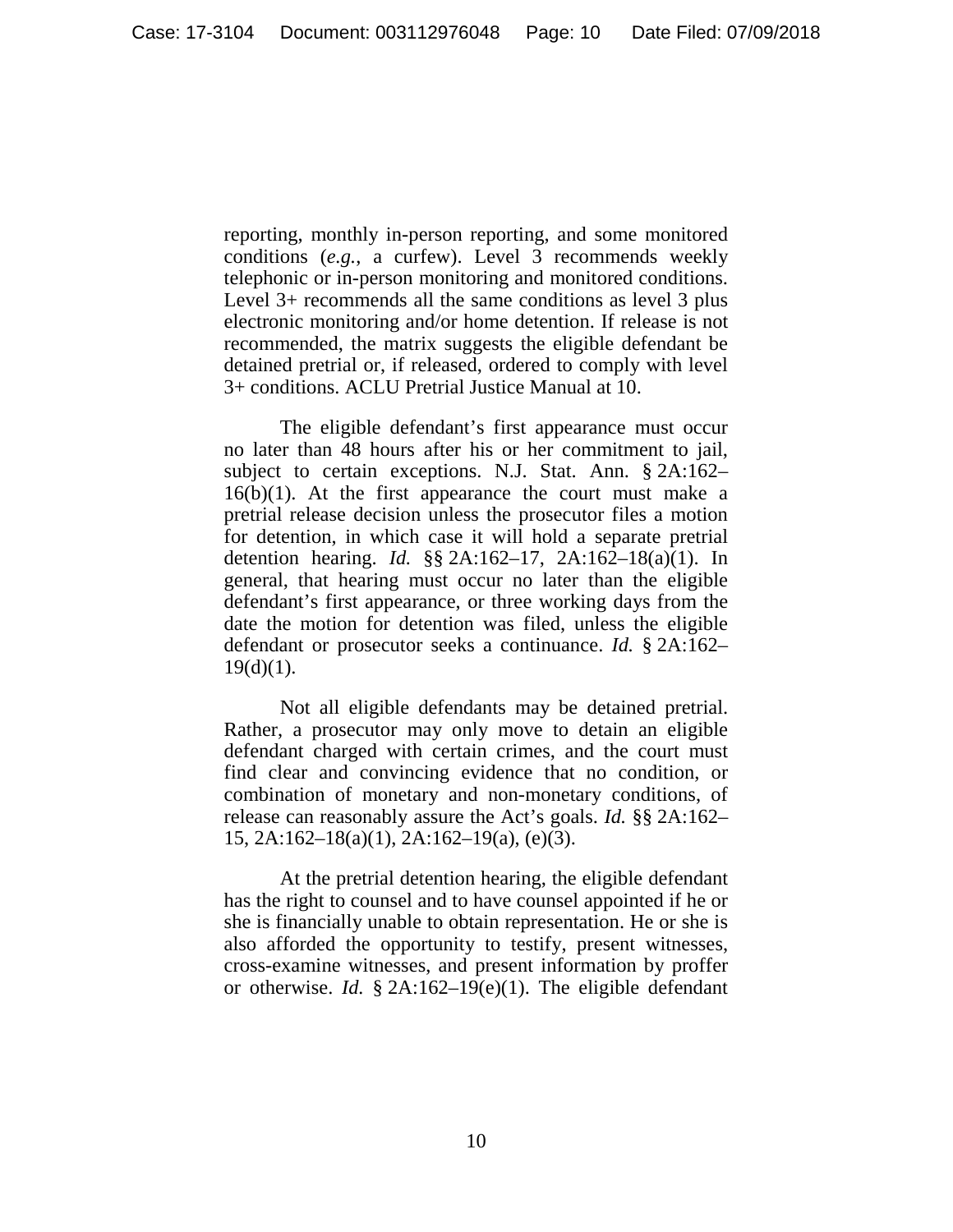reporting, monthly in-person reporting, and some monitored conditions (*e.g.*, a curfew). Level 3 recommends weekly telephonic or in-person monitoring and monitored conditions. Level 3+ recommends all the same conditions as level 3 plus electronic monitoring and/or home detention. If release is not recommended, the matrix suggests the eligible defendant be detained pretrial or, if released, ordered to comply with level 3+ conditions. ACLU Pretrial Justice Manual at 10.

The eligible defendant's first appearance must occur no later than 48 hours after his or her commitment to jail, subject to certain exceptions. N.J. Stat. Ann. § 2A:162–16(b)(1). At the first appearance the court must make a pretrial release decision unless the prosecutor files a motion for detention, in which case it will hold a separate pretrial detention hearing. *Id.* §§ 2A:162–17, 2A:162–18(a)(1). In general, that hearing must occur no later than the eligible defendant's first appearance, or three working days from the date the motion for detention was filed, unless the eligible defendant or prosecutor seeks a continuance. *Id.* § 2A:162–19(d)(1).

Not all eligible defendants may be detained pretrial. Rather, a prosecutor may only move to detain an eligible defendant charged with certain crimes, and the court must find clear and convincing evidence that no condition, or combination of monetary and non-monetary conditions, of release can reasonably assure the Act's goals. *Id.* §§ 2A:162–15, 2A:162–18(a)(1), 2A:162–19(a), (e)(3).

At the pretrial detention hearing, the eligible defendant has the right to counsel and to have counsel appointed if he or she is financially unable to obtain representation. He or she is also afforded the opportunity to testify, present witnesses, cross-examine witnesses, and present information by proffer or otherwise. *Id.* § 2A:162–19(e)(1). The eligible defendant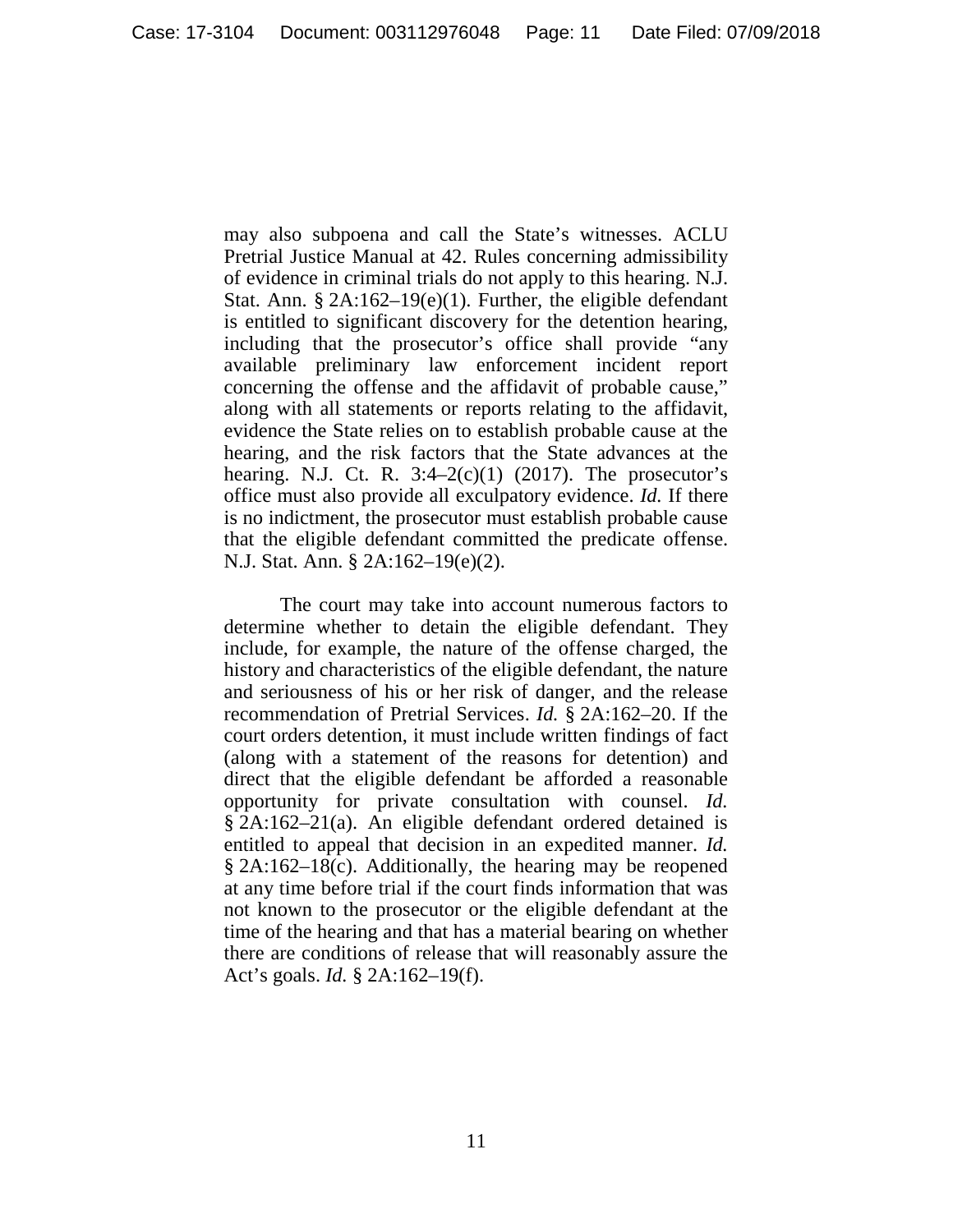may also subpoena and call the State's witnesses. ACLU Pretrial Justice Manual at 42. Rules concerning admissibility of evidence in criminal trials do not apply to this hearing. N.J. Stat. Ann. § 2A:162–19(e)(1). Further, the eligible defendant is entitled to significant discovery for the detention hearing, including that the prosecutor's office shall provide "any available preliminary law enforcement incident report concerning the offense and the affidavit of probable cause," along with all statements or reports relating to the affidavit, evidence the State relies on to establish probable cause at the hearing, and the risk factors that the State advances at the hearing. N.J. Ct. R. 3:4–2(c)(1) (2017). The prosecutor's office must also provide all exculpatory evidence. *Id.* If there is no indictment, the prosecutor must establish probable cause that the eligible defendant committed the predicate offense. N.J. Stat. Ann. § 2A:162–19(e)(2).

The court may take into account numerous factors to determine whether to detain the eligible defendant. They include, for example, the nature of the offense charged, the history and characteristics of the eligible defendant, the nature and seriousness of his or her risk of danger, and the release recommendation of Pretrial Services. *Id.* § 2A:162–20. If the court orders detention, it must include written findings of fact (along with a statement of the reasons for detention) and direct that the eligible defendant be afforded a reasonable opportunity for private consultation with counsel. *Id.* § 2A:162–21(a). An eligible defendant ordered detained is entitled to appeal that decision in an expedited manner. *Id.* § 2A:162–18(c). Additionally, the hearing may be reopened at any time before trial if the court finds information that was not known to the prosecutor or the eligible defendant at the time of the hearing and that has a material bearing on whether there are conditions of release that will reasonably assure the Act's goals. *Id.* § 2A:162–19(f).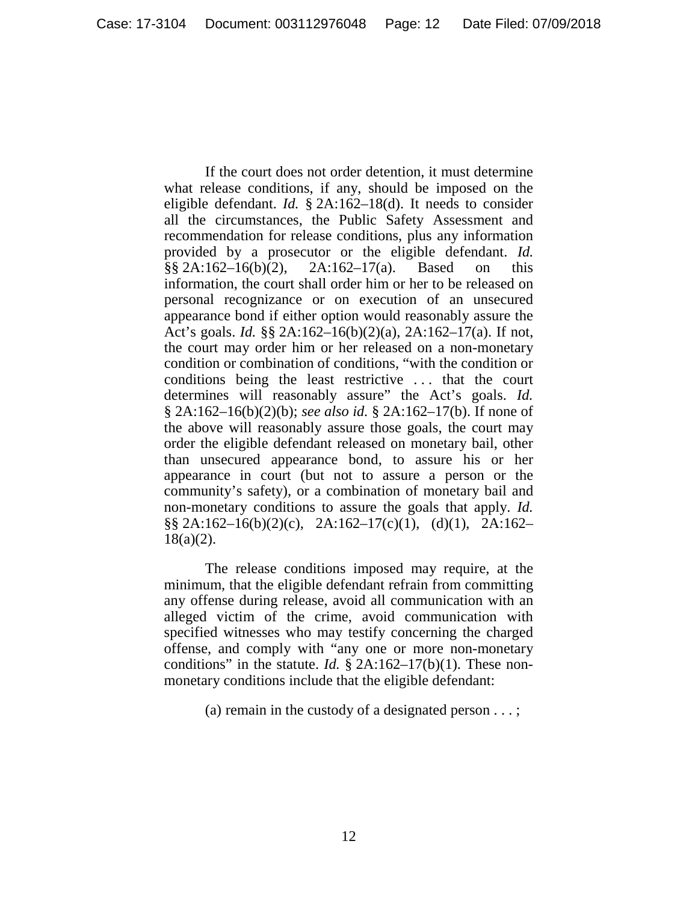If the court does not order detention, it must determine what release conditions, if any, should be imposed on the eligible defendant. *Id.* § 2A:162–18(d). It needs to consider all the circumstances, the Public Safety Assessment and recommendation for release conditions, plus any information provided by a prosecutor or the eligible defendant. *Id.* §§ 2A:162–16(b)(2), 2A:162–17(a). Based on this information, the court shall order him or her to be released on personal recognizance or on execution of an unsecured appearance bond if either option would reasonably assure the Act's goals. *Id.* §§ 2A:162–16(b)(2)(a), 2A:162–17(a). If not, the court may order him or her released on a non-monetary condition or combination of conditions, "with the condition or conditions being the least restrictive . . . that the court determines will reasonably assure" the Act's goals. *Id.* § 2A:162–16(b)(2)(b); *see also id.* § 2A:162–17(b). If none of the above will reasonably assure those goals, the court may order the eligible defendant released on monetary bail, other than unsecured appearance bond, to assure his or her appearance in court (but not to assure a person or the community's safety), or a combination of monetary bail and non-monetary conditions to assure the goals that apply. *Id.* §§ 2A:162–16(b)(2)(c), 2A:162–17(c)(1), (d)(1), 2A:162–18(a)(2).

The release conditions imposed may require, at the minimum, that the eligible defendant refrain from committing any offense during release, avoid all communication with an alleged victim of the crime, avoid communication with specified witnesses who may testify concerning the charged offense, and comply with "any one or more non-monetary conditions" in the statute. *Id.* § 2A:162–17(b)(1). These non-monetary conditions include that the eligible defendant:

> (a) remain in the custody of a designated person . . . ;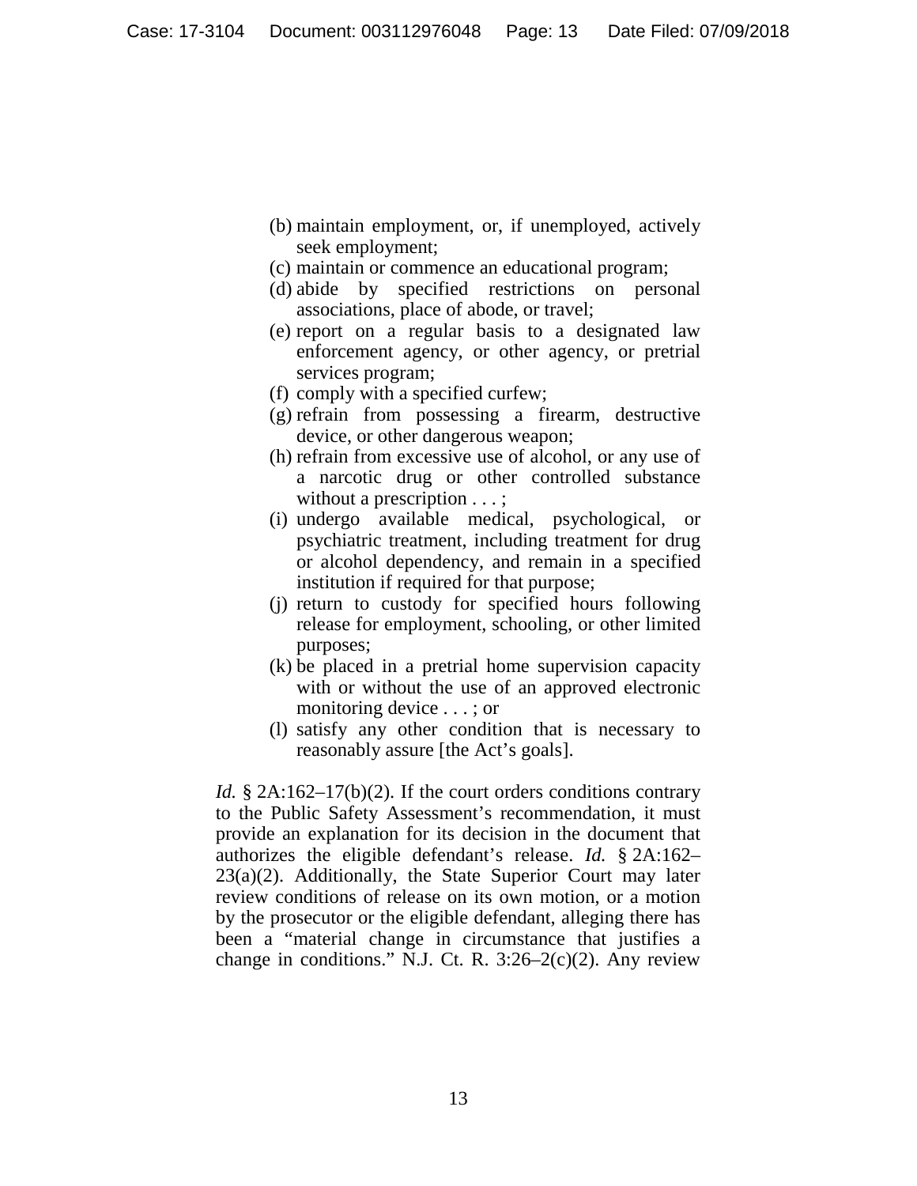(b) maintain employment, or, if unemployed, actively seek employment;
(c) maintain or commence an educational program;
(d) abide by specified restrictions on personal associations, place of abode, or travel;
(e) report on a regular basis to a designated law enforcement agency, or other agency, or pretrial services program;
(f) comply with a specified curfew;
(g) refrain from possessing a firearm, destructive device, or other dangerous weapon;
(h) refrain from excessive use of alcohol, or any use of a narcotic drug or other controlled substance without a prescription . . . ;
(i) undergo available medical, psychological, or psychiatric treatment, including treatment for drug or alcohol dependency, and remain in a specified institution if required for that purpose;
(j) return to custody for specified hours following release for employment, schooling, or other limited purposes;
(k) be placed in a pretrial home supervision capacity with or without the use of an approved electronic monitoring device . . . ; or
(l) satisfy any other condition that is necessary to reasonably assure [the Act's goals].

*Id.* § 2A:162–17(b)(2). If the court orders conditions contrary to the Public Safety Assessment's recommendation, it must provide an explanation for its decision in the document that authorizes the eligible defendant's release. *Id.* § 2A:162–23(a)(2). Additionally, the State Superior Court may later review conditions of release on its own motion, or a motion by the prosecutor or the eligible defendant, alleging there has been a "material change in circumstance that justifies a change in conditions." N.J. Ct. R. 3:26–2(c)(2). Any review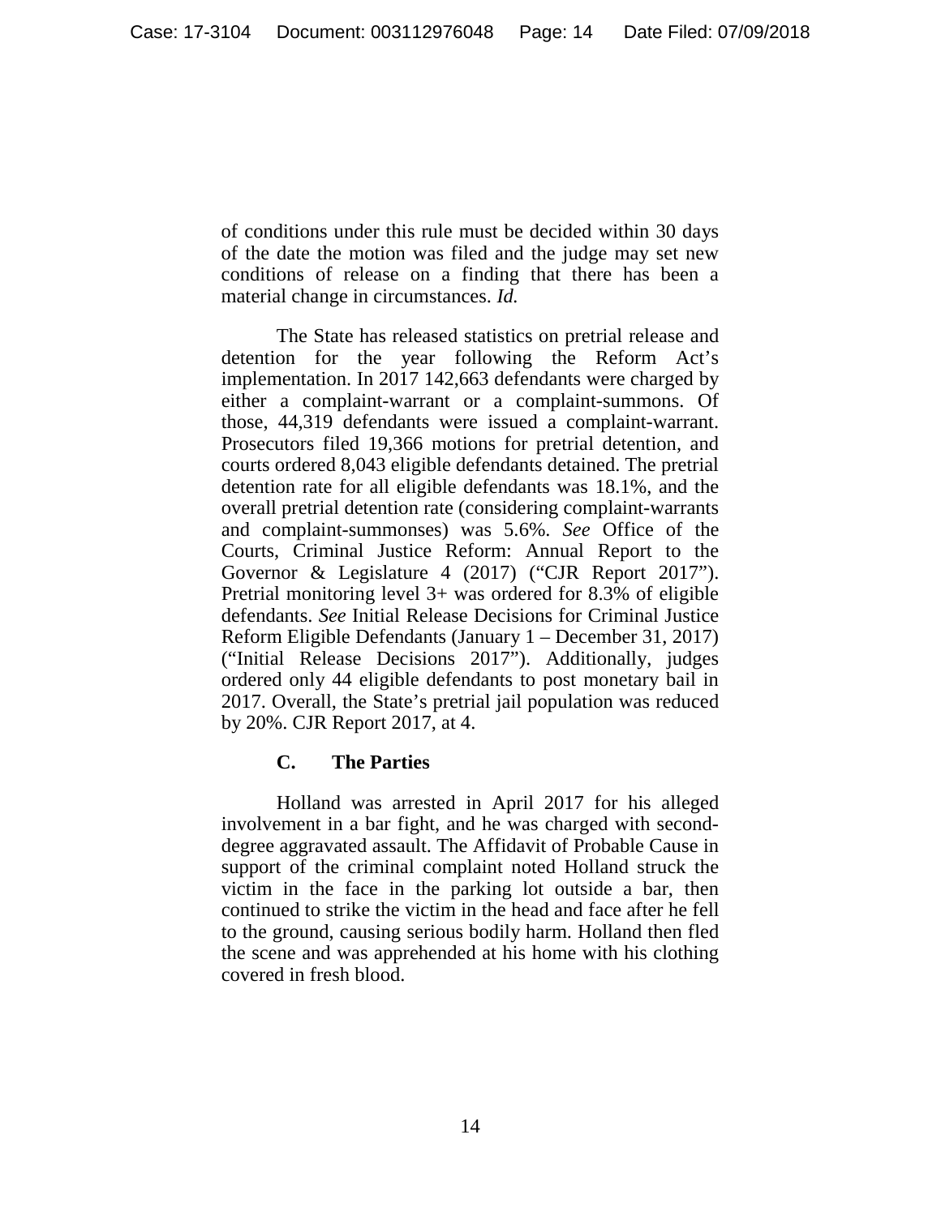of conditions under this rule must be decided within 30 days of the date the motion was filed and the judge may set new conditions of release on a finding that there has been a material change in circumstances. *Id.*

The State has released statistics on pretrial release and detention for the year following the Reform Act's implementation. In 2017 142,663 defendants were charged by either a complaint-warrant or a complaint-summons. Of those, 44,319 defendants were issued a complaint-warrant. Prosecutors filed 19,366 motions for pretrial detention, and courts ordered 8,043 eligible defendants detained. The pretrial detention rate for all eligible defendants was 18.1%, and the overall pretrial detention rate (considering complaint-warrants and complaint-summonses) was 5.6%. *See* Office of the Courts, Criminal Justice Reform: Annual Report to the Governor & Legislature 4 (2017) ("CJR Report 2017"). Pretrial monitoring level 3+ was ordered for 8.3% of eligible defendants. *See* Initial Release Decisions for Criminal Justice Reform Eligible Defendants (January 1 – December 31, 2017) ("Initial Release Decisions 2017"). Additionally, judges ordered only 44 eligible defendants to post monetary bail in 2017. Overall, the State's pretrial jail population was reduced by 20%. CJR Report 2017, at 4.

### C. The Parties

Holland was arrested in April 2017 for his alleged involvement in a bar fight, and he was charged with second-degree aggravated assault. The Affidavit of Probable Cause in support of the criminal complaint noted Holland struck the victim in the face in the parking lot outside a bar, then continued to strike the victim in the head and face after he fell to the ground, causing serious bodily harm. Holland then fled the scene and was apprehended at his home with his clothing covered in fresh blood.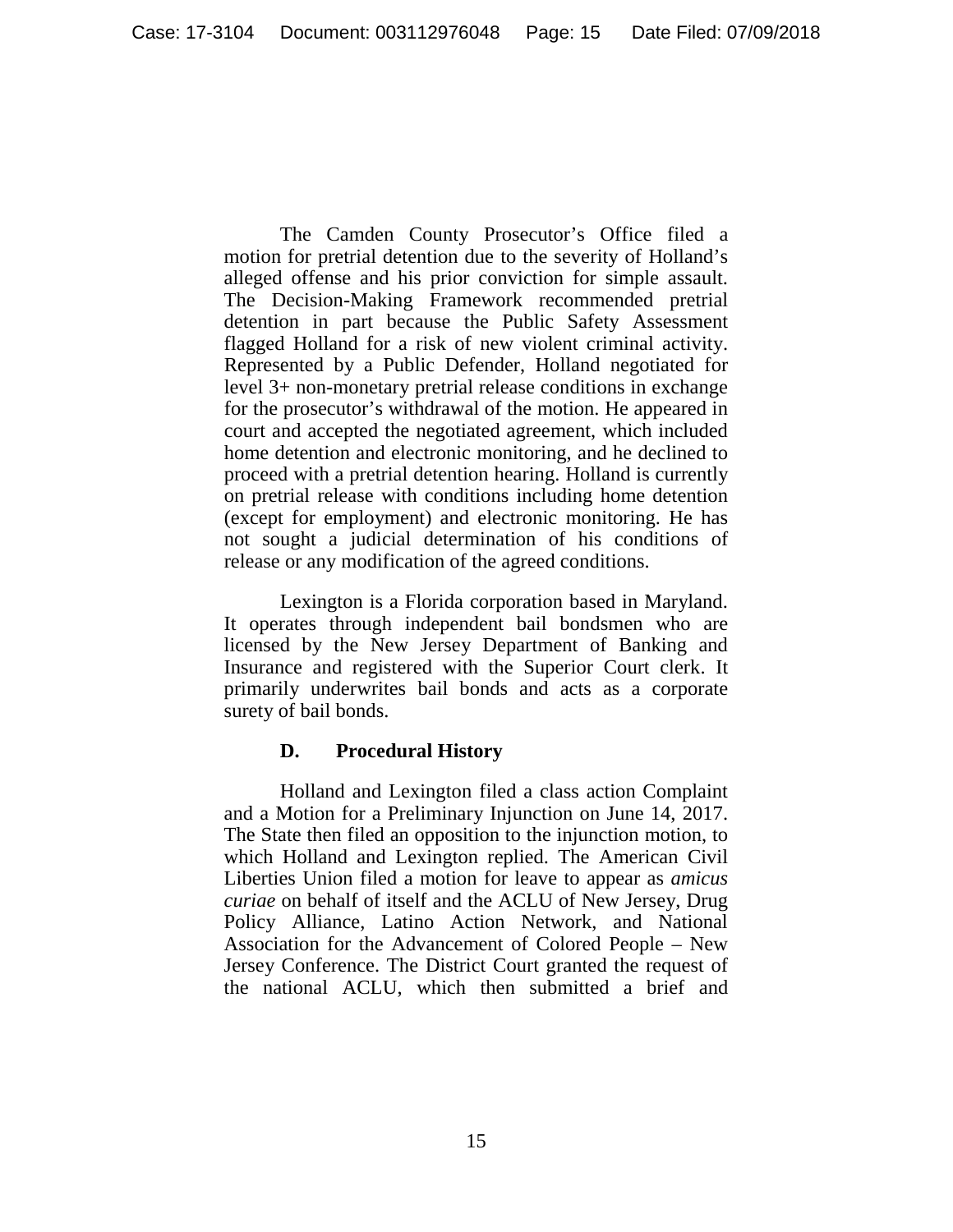The Camden County Prosecutor's Office filed a motion for pretrial detention due to the severity of Holland's alleged offense and his prior conviction for simple assault. The Decision-Making Framework recommended pretrial detention in part because the Public Safety Assessment flagged Holland for a risk of new violent criminal activity. Represented by a Public Defender, Holland negotiated for level 3+ non-monetary pretrial release conditions in exchange for the prosecutor's withdrawal of the motion. He appeared in court and accepted the negotiated agreement, which included home detention and electronic monitoring, and he declined to proceed with a pretrial detention hearing. Holland is currently on pretrial release with conditions including home detention (except for employment) and electronic monitoring. He has not sought a judicial determination of his conditions of release or any modification of the agreed conditions.

Lexington is a Florida corporation based in Maryland. It operates through independent bail bondsmen who are licensed by the New Jersey Department of Banking and Insurance and registered with the Superior Court clerk. It primarily underwrites bail bonds and acts as a corporate surety of bail bonds.

### D. Procedural History

Holland and Lexington filed a class action Complaint and a Motion for a Preliminary Injunction on June 14, 2017. The State then filed an opposition to the injunction motion, to which Holland and Lexington replied. The American Civil Liberties Union filed a motion for leave to appear as *amicus curiae* on behalf of itself and the ACLU of New Jersey, Drug Policy Alliance, Latino Action Network, and National Association for the Advancement of Colored People – New Jersey Conference. The District Court granted the request of the national ACLU, which then submitted a brief and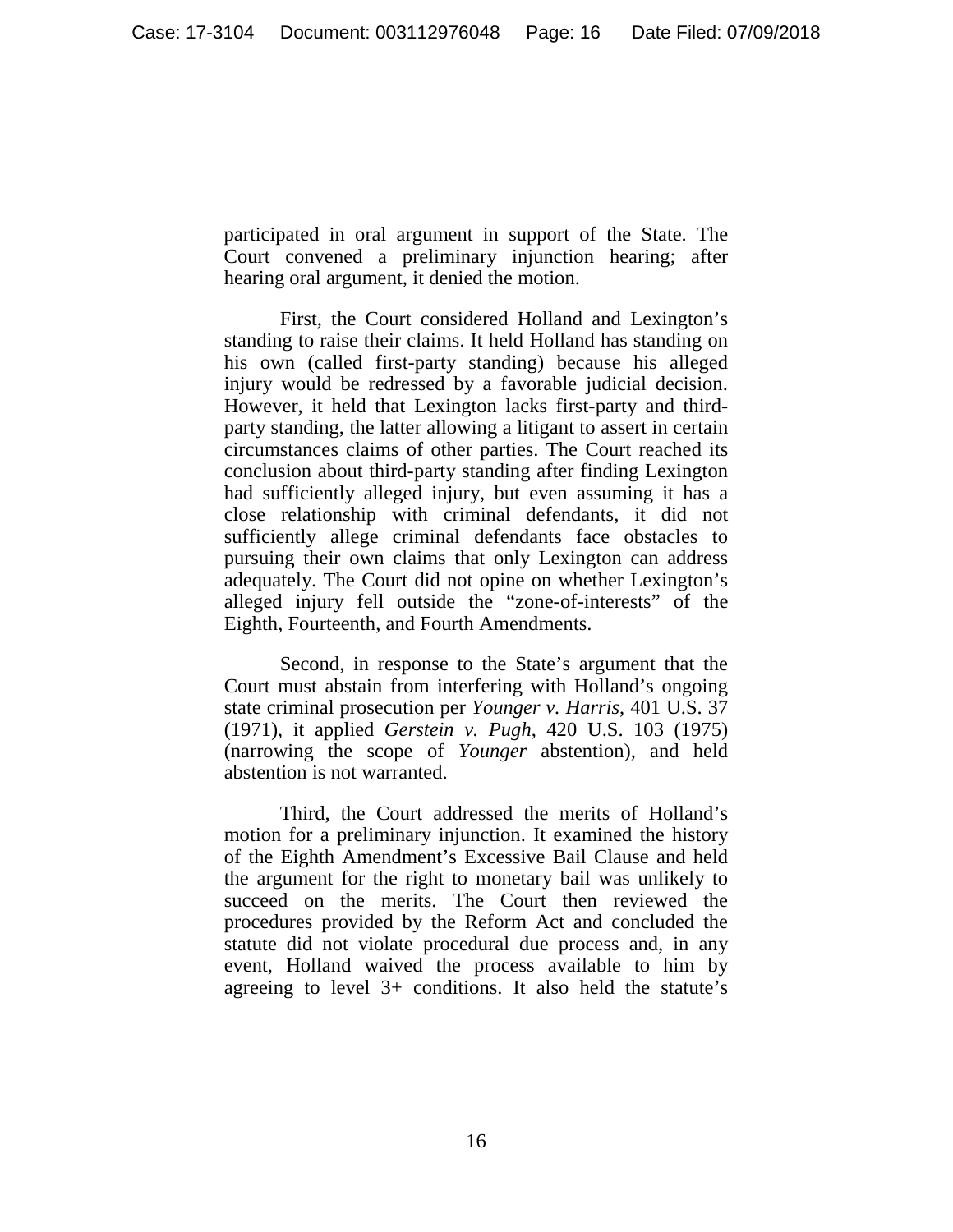participated in oral argument in support of the State. The Court convened a preliminary injunction hearing; after hearing oral argument, it denied the motion.

First, the Court considered Holland and Lexington's standing to raise their claims. It held Holland has standing on his own (called first-party standing) because his alleged injury would be redressed by a favorable judicial decision. However, it held that Lexington lacks first-party and third-party standing, the latter allowing a litigant to assert in certain circumstances claims of other parties. The Court reached its conclusion about third-party standing after finding Lexington had sufficiently alleged injury, but even assuming it has a close relationship with criminal defendants, it did not sufficiently allege criminal defendants face obstacles to pursuing their own claims that only Lexington can address adequately. The Court did not opine on whether Lexington's alleged injury fell outside the "zone-of-interests" of the Eighth, Fourteenth, and Fourth Amendments.

Second, in response to the State's argument that the Court must abstain from interfering with Holland's ongoing state criminal prosecution per *Younger v. Harris*, 401 U.S. 37 (1971), it applied *Gerstein v. Pugh*, 420 U.S. 103 (1975) (narrowing the scope of *Younger* abstention), and held abstention is not warranted.

Third, the Court addressed the merits of Holland's motion for a preliminary injunction. It examined the history of the Eighth Amendment's Excessive Bail Clause and held the argument for the right to monetary bail was unlikely to succeed on the merits. The Court then reviewed the procedures provided by the Reform Act and concluded the statute did not violate procedural due process and, in any event, Holland waived the process available to him by agreeing to level 3+ conditions. It also held the statute's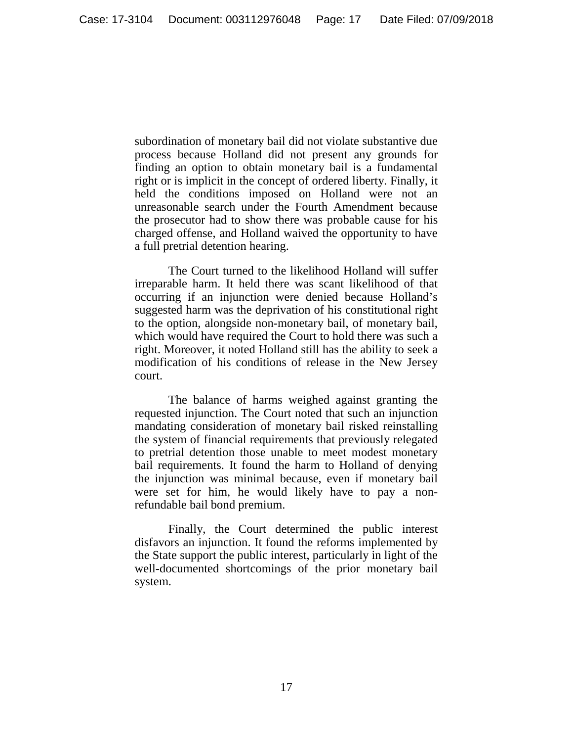subordination of monetary bail did not violate substantive due process because Holland did not present any grounds for finding an option to obtain monetary bail is a fundamental right or is implicit in the concept of ordered liberty. Finally, it held the conditions imposed on Holland were not an unreasonable search under the Fourth Amendment because the prosecutor had to show there was probable cause for his charged offense, and Holland waived the opportunity to have a full pretrial detention hearing.

The Court turned to the likelihood Holland will suffer irreparable harm. It held there was scant likelihood of that occurring if an injunction were denied because Holland's suggested harm was the deprivation of his constitutional right to the option, alongside non-monetary bail, of monetary bail, which would have required the Court to hold there was such a right. Moreover, it noted Holland still has the ability to seek a modification of his conditions of release in the New Jersey court.

The balance of harms weighed against granting the requested injunction. The Court noted that such an injunction mandating consideration of monetary bail risked reinstalling the system of financial requirements that previously relegated to pretrial detention those unable to meet modest monetary bail requirements. It found the harm to Holland of denying the injunction was minimal because, even if monetary bail were set for him, he would likely have to pay a non-refundable bail bond premium.

Finally, the Court determined the public interest disfavors an injunction. It found the reforms implemented by the State support the public interest, particularly in light of the well-documented shortcomings of the prior monetary bail system.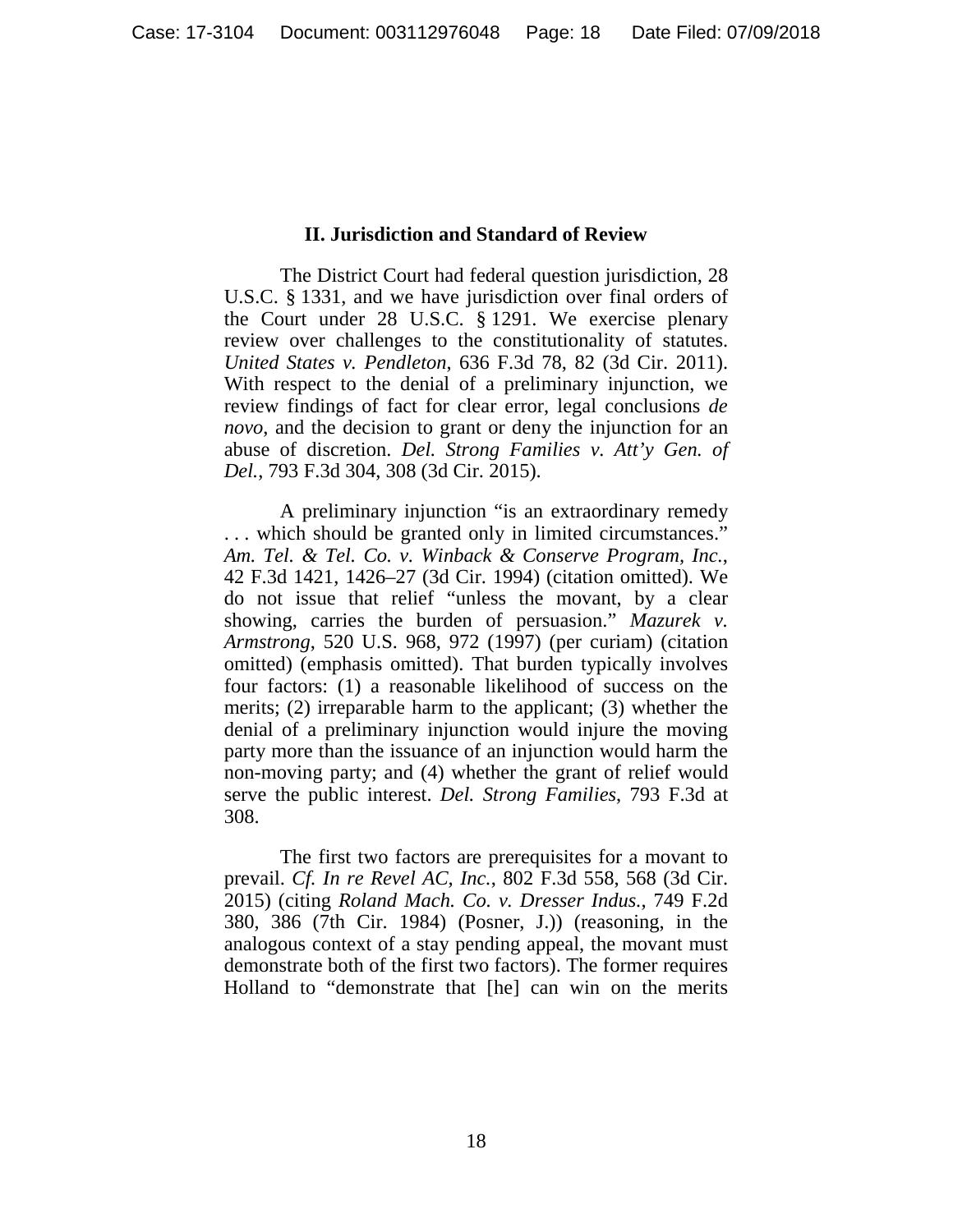## II. Jurisdiction and Standard of Review

The District Court had federal question jurisdiction, 28 U.S.C. § 1331, and we have jurisdiction over final orders of the Court under 28 U.S.C. § 1291. We exercise plenary review over challenges to the constitutionality of statutes. *United States v. Pendleton*, 636 F.3d 78, 82 (3d Cir. 2011). With respect to the denial of a preliminary injunction, we review findings of fact for clear error, legal conclusions *de novo*, and the decision to grant or deny the injunction for an abuse of discretion. *Del. Strong Families v. Att'y Gen. of Del.*, 793 F.3d 304, 308 (3d Cir. 2015).

A preliminary injunction "is an extraordinary remedy . . . which should be granted only in limited circumstances." *Am. Tel. & Tel. Co. v. Winback & Conserve Program, Inc.*, 42 F.3d 1421, 1426–27 (3d Cir. 1994) (citation omitted). We do not issue that relief "unless the movant, by a clear showing, carries the burden of persuasion." *Mazurek v. Armstrong*, 520 U.S. 968, 972 (1997) (per curiam) (citation omitted) (emphasis omitted). That burden typically involves four factors: (1) a reasonable likelihood of success on the merits; (2) irreparable harm to the applicant; (3) whether the denial of a preliminary injunction would injure the moving party more than the issuance of an injunction would harm the non-moving party; and (4) whether the grant of relief would serve the public interest. *Del. Strong Families*, 793 F.3d at 308.

The first two factors are prerequisites for a movant to prevail. *Cf. In re Revel AC, Inc.*, 802 F.3d 558, 568 (3d Cir. 2015) (citing *Roland Mach. Co. v. Dresser Indus.*, 749 F.2d 380, 386 (7th Cir. 1984) (Posner, J.)) (reasoning, in the analogous context of a stay pending appeal, the movant must demonstrate both of the first two factors). The former requires Holland to "demonstrate that [he] can win on the merits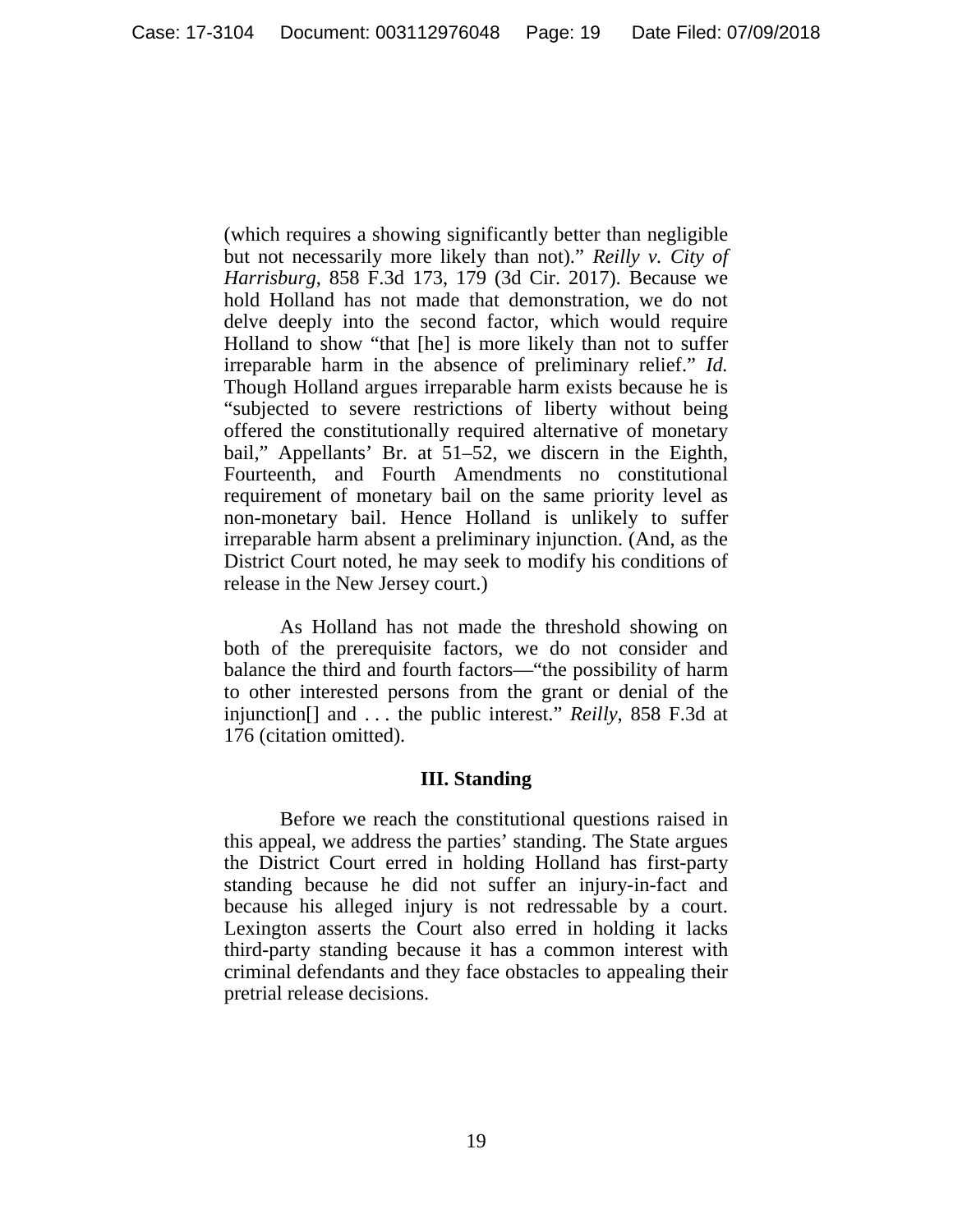(which requires a showing significantly better than negligible but not necessarily more likely than not)." *Reilly v. City of Harrisburg*, 858 F.3d 173, 179 (3d Cir. 2017). Because we hold Holland has not made that demonstration, we do not delve deeply into the second factor, which would require Holland to show "that [he] is more likely than not to suffer irreparable harm in the absence of preliminary relief." *Id.* Though Holland argues irreparable harm exists because he is "subjected to severe restrictions of liberty without being offered the constitutionally required alternative of monetary bail," Appellants' Br. at 51–52, we discern in the Eighth, Fourteenth, and Fourth Amendments no constitutional requirement of monetary bail on the same priority level as non-monetary bail. Hence Holland is unlikely to suffer irreparable harm absent a preliminary injunction. (And, as the District Court noted, he may seek to modify his conditions of release in the New Jersey court.)

As Holland has not made the threshold showing on both of the prerequisite factors, we do not consider and balance the third and fourth factors—"the possibility of harm to other interested persons from the grant or denial of the injunction[] and . . . the public interest." *Reilly*, 858 F.3d at 176 (citation omitted).

### III. Standing

Before we reach the constitutional questions raised in this appeal, we address the parties' standing. The State argues the District Court erred in holding Holland has first-party standing because he did not suffer an injury-in-fact and because his alleged injury is not redressable by a court. Lexington asserts the Court also erred in holding it lacks third-party standing because it has a common interest with criminal defendants and they face obstacles to appealing their pretrial release decisions.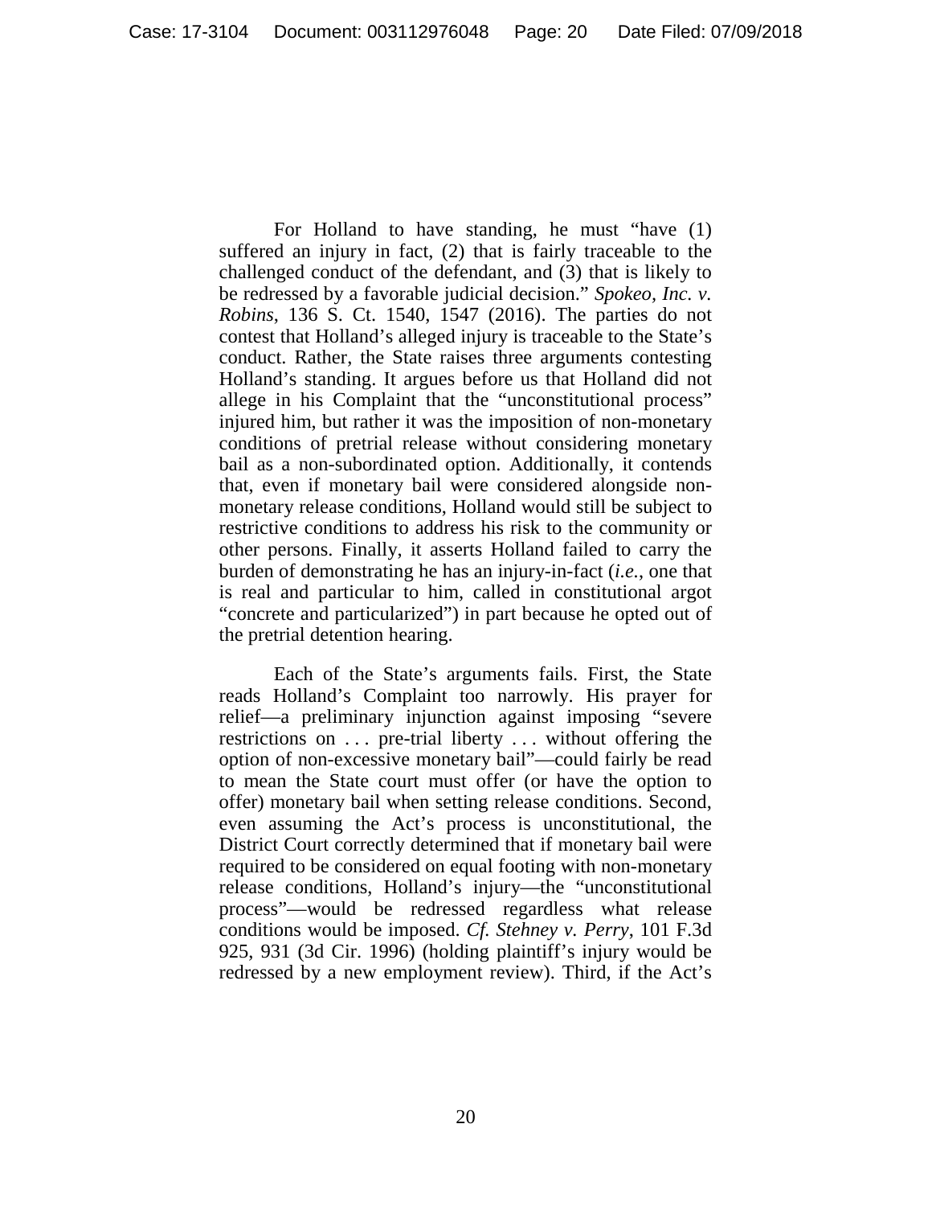For Holland to have standing, he must "have (1) suffered an injury in fact, (2) that is fairly traceable to the challenged conduct of the defendant, and (3) that is likely to be redressed by a favorable judicial decision." *Spokeo, Inc. v. Robins*, 136 S. Ct. 1540, 1547 (2016). The parties do not contest that Holland's alleged injury is traceable to the State's conduct. Rather, the State raises three arguments contesting Holland's standing. It argues before us that Holland did not allege in his Complaint that the "unconstitutional process" injured him, but rather it was the imposition of non-monetary conditions of pretrial release without considering monetary bail as a non-subordinated option. Additionally, it contends that, even if monetary bail were considered alongside non-monetary release conditions, Holland would still be subject to restrictive conditions to address his risk to the community or other persons. Finally, it asserts Holland failed to carry the burden of demonstrating he has an injury-in-fact (*i.e.*, one that is real and particular to him, called in constitutional argot "concrete and particularized") in part because he opted out of the pretrial detention hearing.

Each of the State's arguments fails. First, the State reads Holland's Complaint too narrowly. His prayer for relief—a preliminary injunction against imposing "severe restrictions on . . . pre-trial liberty . . . without offering the option of non-excessive monetary bail"—could fairly be read to mean the State court must offer (or have the option to offer) monetary bail when setting release conditions. Second, even assuming the Act's process is unconstitutional, the District Court correctly determined that if monetary bail were required to be considered on equal footing with non-monetary release conditions, Holland's injury—the "unconstitutional process"—would be redressed regardless what release conditions would be imposed. *Cf. Stehney v. Perry*, 101 F.3d 925, 931 (3d Cir. 1996) (holding plaintiff's injury would be redressed by a new employment review). Third, if the Act's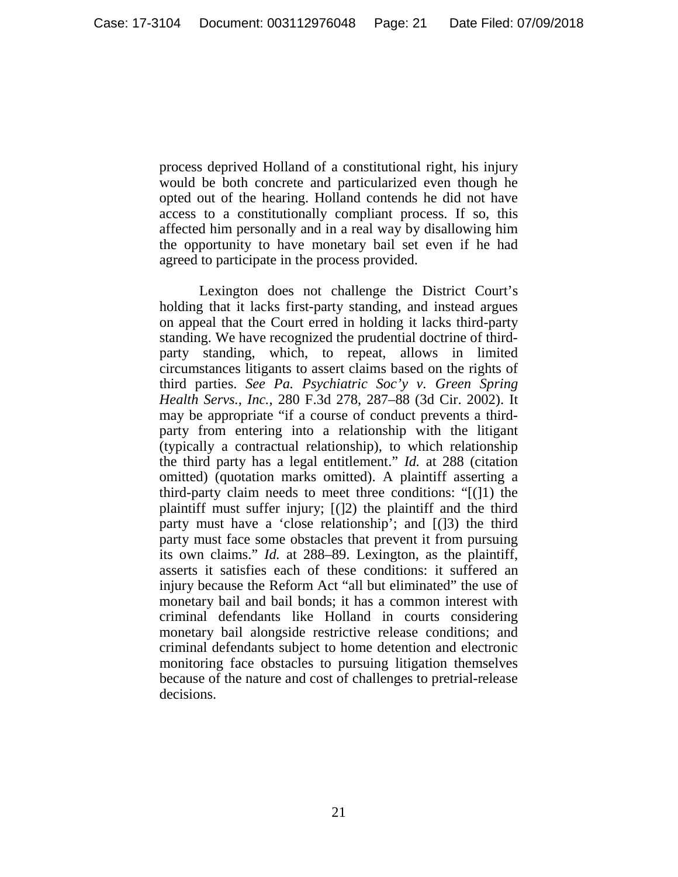process deprived Holland of a constitutional right, his injury would be both concrete and particularized even though he opted out of the hearing. Holland contends he did not have access to a constitutionally compliant process. If so, this affected him personally and in a real way by disallowing him the opportunity to have monetary bail set even if he had agreed to participate in the process provided.

Lexington does not challenge the District Court's holding that it lacks first-party standing, and instead argues on appeal that the Court erred in holding it lacks third-party standing. We have recognized the prudential doctrine of third-party standing, which, to repeat, allows in limited circumstances litigants to assert claims based on the rights of third parties. *See Pa. Psychiatric Soc'y v. Green Spring Health Servs., Inc.*, 280 F.3d 278, 287–88 (3d Cir. 2002). It may be appropriate "if a course of conduct prevents a third-party from entering into a relationship with the litigant (typically a contractual relationship), to which relationship the third party has a legal entitlement." *Id.* at 288 (citation omitted) (quotation marks omitted). A plaintiff asserting a third-party claim needs to meet three conditions: "[(]1) the plaintiff must suffer injury; [(]2) the plaintiff and the third party must have a 'close relationship'; and [(]3) the third party must face some obstacles that prevent it from pursuing its own claims." *Id.* at 288–89. Lexington, as the plaintiff, asserts it satisfies each of these conditions: it suffered an injury because the Reform Act "all but eliminated" the use of monetary bail and bail bonds; it has a common interest with criminal defendants like Holland in courts considering monetary bail alongside restrictive release conditions; and criminal defendants subject to home detention and electronic monitoring face obstacles to pursuing litigation themselves because of the nature and cost of challenges to pretrial-release decisions.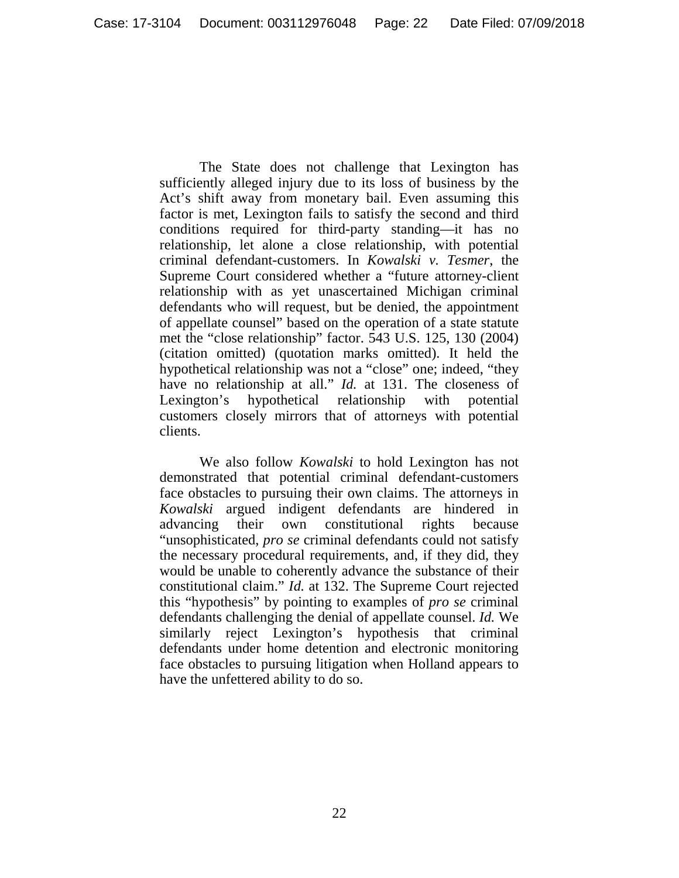The State does not challenge that Lexington has sufficiently alleged injury due to its loss of business by the Act's shift away from monetary bail. Even assuming this factor is met, Lexington fails to satisfy the second and third conditions required for third-party standing—it has no relationship, let alone a close relationship, with potential criminal defendant-customers. In *Kowalski v. Tesmer*, the Supreme Court considered whether a "future attorney-client relationship with as yet unascertained Michigan criminal defendants who will request, but be denied, the appointment of appellate counsel" based on the operation of a state statute met the "close relationship" factor. 543 U.S. 125, 130 (2004) (citation omitted) (quotation marks omitted). It held the hypothetical relationship was not a "close" one; indeed, "they have no relationship at all." *Id.* at 131. The closeness of Lexington's hypothetical relationship with potential customers closely mirrors that of attorneys with potential clients.

We also follow *Kowalski* to hold Lexington has not demonstrated that potential criminal defendant-customers face obstacles to pursuing their own claims. The attorneys in *Kowalski* argued indigent defendants are hindered in advancing their own constitutional rights because "unsophisticated, *pro se* criminal defendants could not satisfy the necessary procedural requirements, and, if they did, they would be unable to coherently advance the substance of their constitutional claim." *Id.* at 132. The Supreme Court rejected this "hypothesis" by pointing to examples of *pro se* criminal defendants challenging the denial of appellate counsel. *Id.* We similarly reject Lexington's hypothesis that criminal defendants under home detention and electronic monitoring face obstacles to pursuing litigation when Holland appears to have the unfettered ability to do so.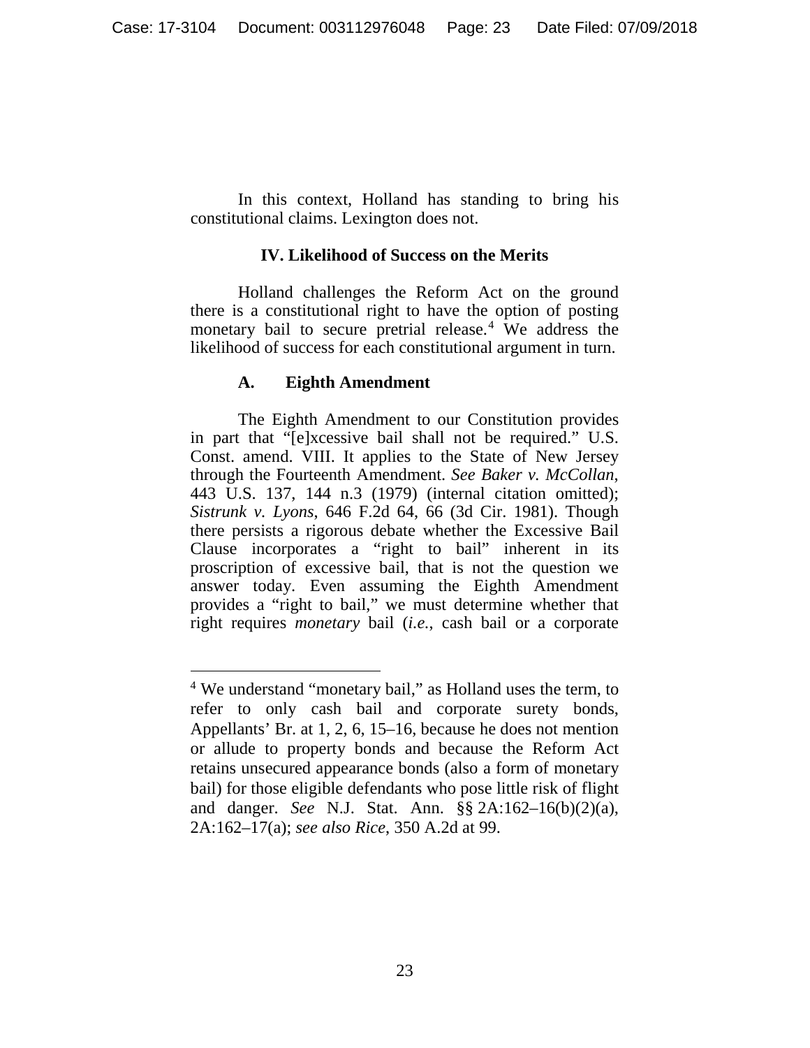In this context, Holland has standing to bring his constitutional claims. Lexington does not.

## IV. Likelihood of Success on the Merits

Holland challenges the Reform Act on the ground there is a constitutional right to have the option of posting monetary bail to secure pretrial release.[4] We address the likelihood of success for each constitutional argument in turn.

### A. Eighth Amendment

The Eighth Amendment to our Constitution provides in part that "[e]xcessive bail shall not be required." U.S. Const. amend. VIII. It applies to the State of New Jersey through the Fourteenth Amendment. *See Baker v. McCollan*, 443 U.S. 137, 144 n.3 (1979) (internal citation omitted); *Sistrunk v. Lyons*, 646 F.2d 64, 66 (3d Cir. 1981). Though there persists a rigorous debate whether the Excessive Bail Clause incorporates a "right to bail" inherent in its proscription of excessive bail, that is not the question we answer today. Even assuming the Eighth Amendment provides a "right to bail," we must determine whether that right requires *monetary* bail (*i.e.*, cash bail or a corporate

---

[4] We understand "monetary bail," as Holland uses the term, to refer to only cash bail and corporate surety bonds, Appellants' Br. at 1, 2, 6, 15–16, because he does not mention or allude to property bonds and because the Reform Act retains unsecured appearance bonds (also a form of monetary bail) for those eligible defendants who pose little risk of flight and danger. *See* N.J. Stat. Ann. §§ 2A:162–16(b)(2)(a), 2A:162–17(a); *see also Rice*, 350 A.2d at 99.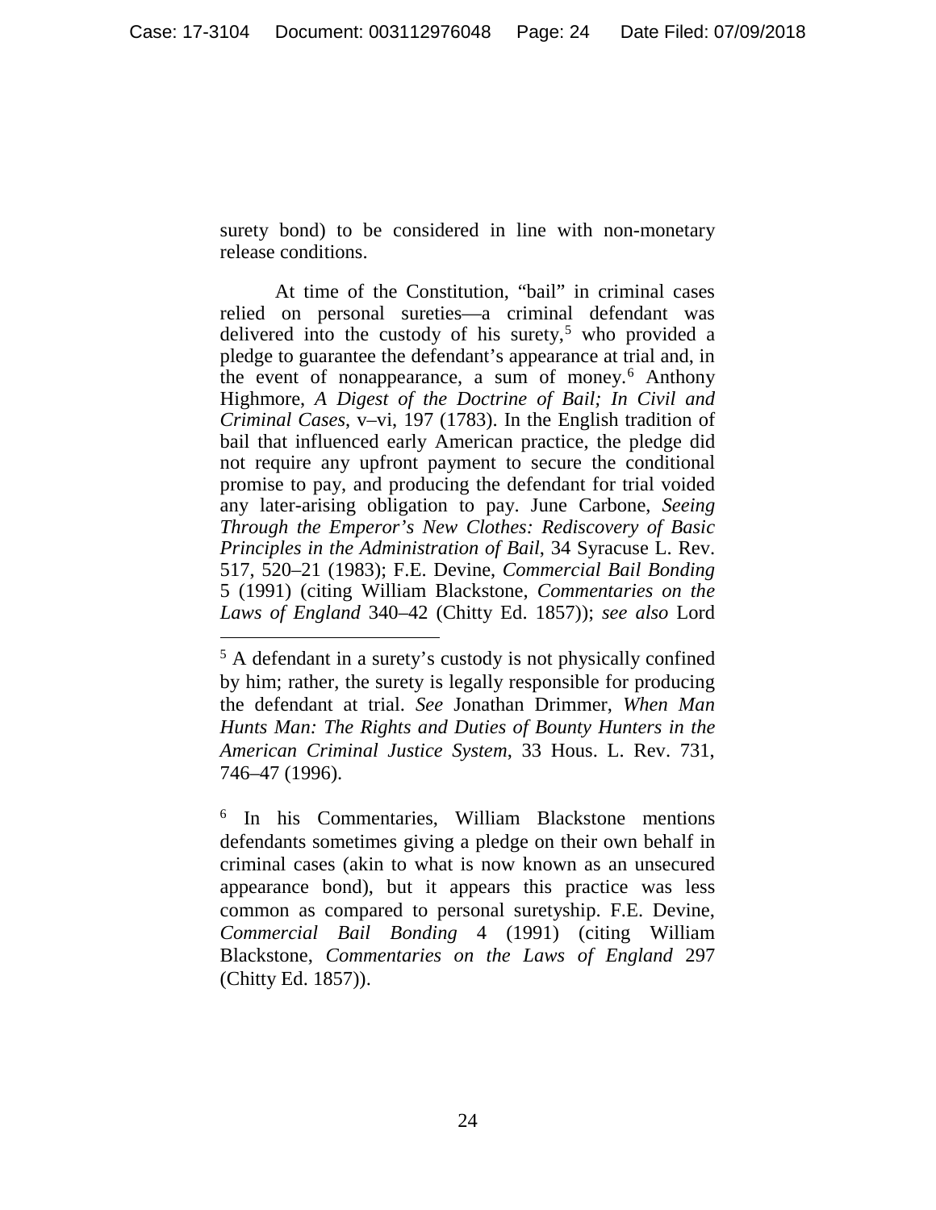surety bond) to be considered in line with non-monetary release conditions.

At time of the Constitution, "bail" in criminal cases relied on personal sureties—a criminal defendant was delivered into the custody of his surety,[5] who provided a pledge to guarantee the defendant's appearance at trial and, in the event of nonappearance, a sum of money.[6] Anthony Highmore, *A Digest of the Doctrine of Bail; In Civil and Criminal Cases*, v–vi, 197 (1783). In the English tradition of bail that influenced early American practice, the pledge did not require any upfront payment to secure the conditional promise to pay, and producing the defendant for trial voided any later-arising obligation to pay. June Carbone, *Seeing Through the Emperor's New Clothes: Rediscovery of Basic Principles in the Administration of Bail*, 34 Syracuse L. Rev. 517, 520–21 (1983); F.E. Devine, *Commercial Bail Bonding* 5 (1991) (citing William Blackstone, *Commentaries on the Laws of England* 340–42 (Chitty Ed. 1857)); *see also* Lord

---

[5] A defendant in a surety's custody is not physically confined by him; rather, the surety is legally responsible for producing the defendant at trial. *See* Jonathan Drimmer, *When Man Hunts Man: The Rights and Duties of Bounty Hunters in the American Criminal Justice System*, 33 Hous. L. Rev. 731, 746–47 (1996).

[6] In his Commentaries, William Blackstone mentions defendants sometimes giving a pledge on their own behalf in criminal cases (akin to what is now known as an unsecured appearance bond), but it appears this practice was less common as compared to personal suretyship. F.E. Devine, *Commercial Bail Bonding* 4 (1991) (citing William Blackstone, *Commentaries on the Laws of England* 297 (Chitty Ed. 1857)).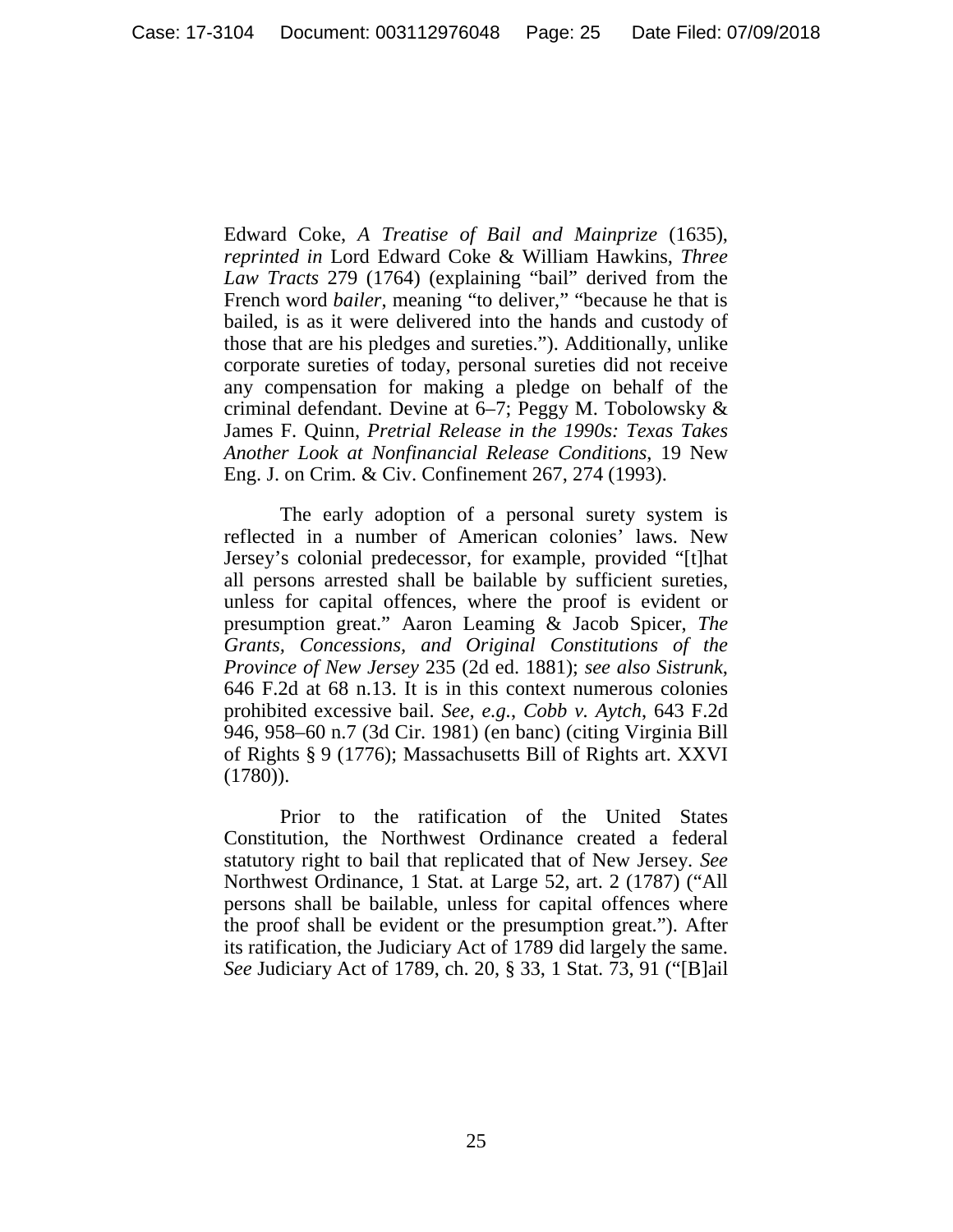Edward Coke, *A Treatise of Bail and Mainprize* (1635), *reprinted in* Lord Edward Coke & William Hawkins, *Three Law Tracts* 279 (1764) (explaining "bail" derived from the French word *bailer*, meaning "to deliver," "because he that is bailed, is as it were delivered into the hands and custody of those that are his pledges and sureties."). Additionally, unlike corporate sureties of today, personal sureties did not receive any compensation for making a pledge on behalf of the criminal defendant. Devine at 6–7; Peggy M. Tobolowsky & James F. Quinn, *Pretrial Release in the 1990s: Texas Takes Another Look at Nonfinancial Release Conditions*, 19 New Eng. J. on Crim. & Civ. Confinement 267, 274 (1993).

The early adoption of a personal surety system is reflected in a number of American colonies' laws. New Jersey's colonial predecessor, for example, provided "[t]hat all persons arrested shall be bailable by sufficient sureties, unless for capital offences, where the proof is evident or presumption great." Aaron Leaming & Jacob Spicer, *The Grants, Concessions, and Original Constitutions of the Province of New Jersey* 235 (2d ed. 1881); *see also Sistrunk*, 646 F.2d at 68 n.13. It is in this context numerous colonies prohibited excessive bail. *See, e.g.*, *Cobb v. Aytch*, 643 F.2d 946, 958–60 n.7 (3d Cir. 1981) (en banc) (citing Virginia Bill of Rights § 9 (1776); Massachusetts Bill of Rights art. XXVI (1780)).

Prior to the ratification of the United States Constitution, the Northwest Ordinance created a federal statutory right to bail that replicated that of New Jersey. *See* Northwest Ordinance, 1 Stat. at Large 52, art. 2 (1787) ("All persons shall be bailable, unless for capital offences where the proof shall be evident or the presumption great."). After its ratification, the Judiciary Act of 1789 did largely the same. *See* Judiciary Act of 1789, ch. 20, § 33, 1 Stat. 73, 91 ("[B]ail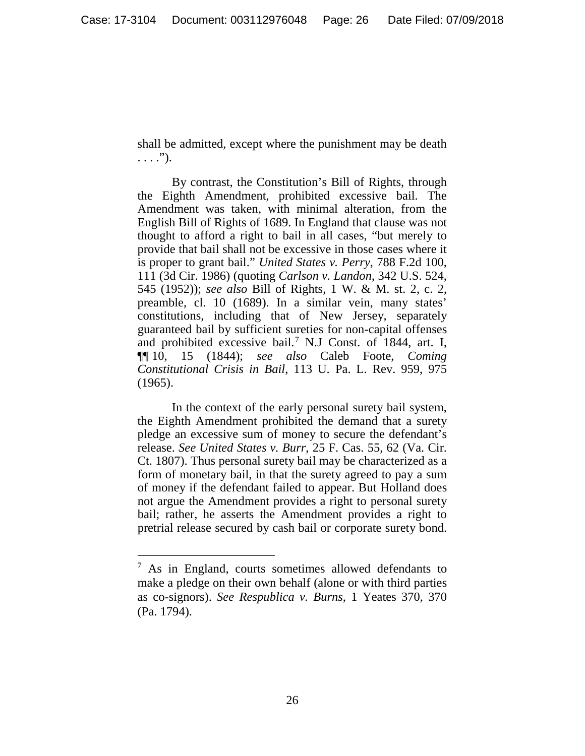shall be admitted, except where the punishment may be death . . . .").

By contrast, the Constitution's Bill of Rights, through the Eighth Amendment, prohibited excessive bail. The Amendment was taken, with minimal alteration, from the English Bill of Rights of 1689. In England that clause was not thought to afford a right to bail in all cases, "but merely to provide that bail shall not be excessive in those cases where it is proper to grant bail." *United States v. Perry*, 788 F.2d 100, 111 (3d Cir. 1986) (quoting *Carlson v. Landon*, 342 U.S. 524, 545 (1952)); *see also* Bill of Rights, 1 W. & M. st. 2, c. 2, preamble, cl. 10 (1689). In a similar vein, many states' constitutions, including that of New Jersey, separately guaranteed bail by sufficient sureties for non-capital offenses and prohibited excessive bail.[7] N.J Const. of 1844, art. I, ¶¶ 10, 15 (1844); *see also* Caleb Foote, *Coming Constitutional Crisis in Bail*, 113 U. Pa. L. Rev. 959, 975 (1965).

In the context of the early personal surety bail system, the Eighth Amendment prohibited the demand that a surety pledge an excessive sum of money to secure the defendant's release. *See United States v. Burr*, 25 F. Cas. 55, 62 (Va. Cir. Ct. 1807). Thus personal surety bail may be characterized as a form of monetary bail, in that the surety agreed to pay a sum of money if the defendant failed to appear. But Holland does not argue the Amendment provides a right to personal surety bail; rather, he asserts the Amendment provides a right to pretrial release secured by cash bail or corporate surety bond.

---

[7] As in England, courts sometimes allowed defendants to make a pledge on their own behalf (alone or with third parties as co-signors). *See Respublica v. Burns*, 1 Yeates 370, 370 (Pa. 1794).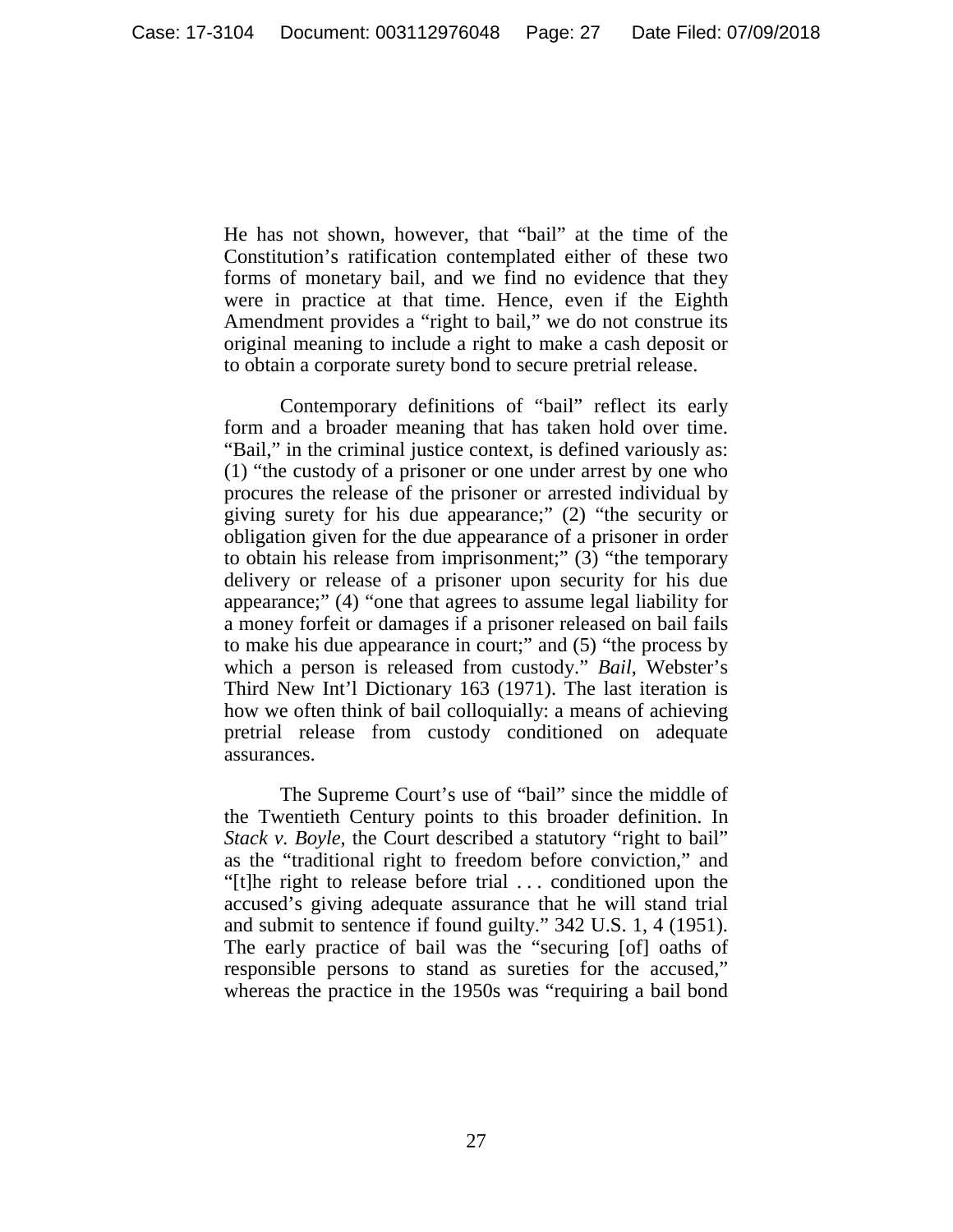He has not shown, however, that "bail" at the time of the Constitution's ratification contemplated either of these two forms of monetary bail, and we find no evidence that they were in practice at that time. Hence, even if the Eighth Amendment provides a "right to bail," we do not construe its original meaning to include a right to make a cash deposit or to obtain a corporate surety bond to secure pretrial release.

Contemporary definitions of "bail" reflect its early form and a broader meaning that has taken hold over time. "Bail," in the criminal justice context, is defined variously as: (1) "the custody of a prisoner or one under arrest by one who procures the release of the prisoner or arrested individual by giving surety for his due appearance;" (2) "the security or obligation given for the due appearance of a prisoner in order to obtain his release from imprisonment;" (3) "the temporary delivery or release of a prisoner upon security for his due appearance;" (4) "one that agrees to assume legal liability for a money forfeit or damages if a prisoner released on bail fails to make his due appearance in court;" and (5) "the process by which a person is released from custody." *Bail*, Webster's Third New Int'l Dictionary 163 (1971). The last iteration is how we often think of bail colloquially: a means of achieving pretrial release from custody conditioned on adequate assurances.

The Supreme Court's use of "bail" since the middle of the Twentieth Century points to this broader definition. In *Stack v. Boyle*, the Court described a statutory "right to bail" as the "traditional right to freedom before conviction," and "[t]he right to release before trial . . . conditioned upon the accused's giving adequate assurance that he will stand trial and submit to sentence if found guilty." 342 U.S. 1, 4 (1951). The early practice of bail was the "securing [of] oaths of responsible persons to stand as sureties for the accused," whereas the practice in the 1950s was "requiring a bail bond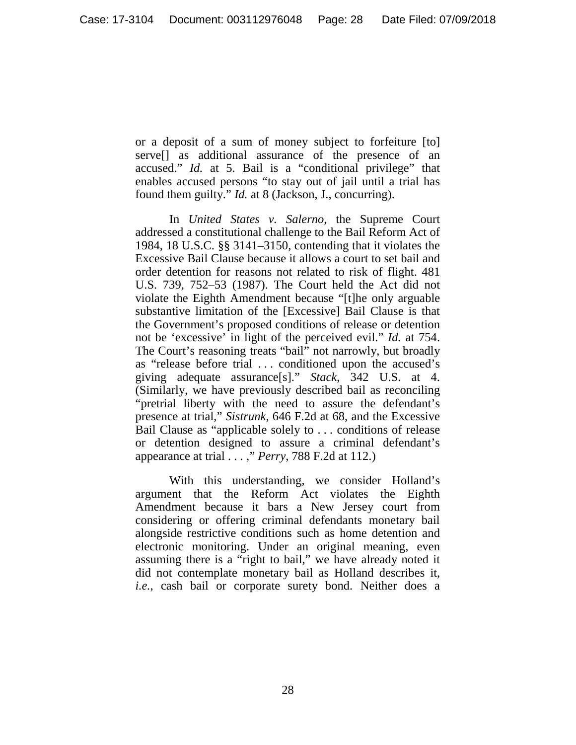or a deposit of a sum of money subject to forfeiture [to] serve[] as additional assurance of the presence of an accused." *Id.* at 5. Bail is a "conditional privilege" that enables accused persons "to stay out of jail until a trial has found them guilty." *Id.* at 8 (Jackson, J., concurring).

In *United States v. Salerno*, the Supreme Court addressed a constitutional challenge to the Bail Reform Act of 1984, 18 U.S.C. §§ 3141–3150, contending that it violates the Excessive Bail Clause because it allows a court to set bail and order detention for reasons not related to risk of flight. 481 U.S. 739, 752–53 (1987). The Court held the Act did not violate the Eighth Amendment because "[t]he only arguable substantive limitation of the [Excessive] Bail Clause is that the Government's proposed conditions of release or detention not be 'excessive' in light of the perceived evil." *Id.* at 754. The Court's reasoning treats "bail" not narrowly, but broadly as "release before trial . . . conditioned upon the accused's giving adequate assurance[s]." *Stack*, 342 U.S. at 4. (Similarly, we have previously described bail as reconciling "pretrial liberty with the need to assure the defendant's presence at trial," *Sistrunk*, 646 F.2d at 68, and the Excessive Bail Clause as "applicable solely to . . . conditions of release or detention designed to assure a criminal defendant's appearance at trial . . . ," *Perry*, 788 F.2d at 112.)

With this understanding, we consider Holland's argument that the Reform Act violates the Eighth Amendment because it bars a New Jersey court from considering or offering criminal defendants monetary bail alongside restrictive conditions such as home detention and electronic monitoring. Under an original meaning, even assuming there is a "right to bail," we have already noted it did not contemplate monetary bail as Holland describes it, *i.e.*, cash bail or corporate surety bond. Neither does a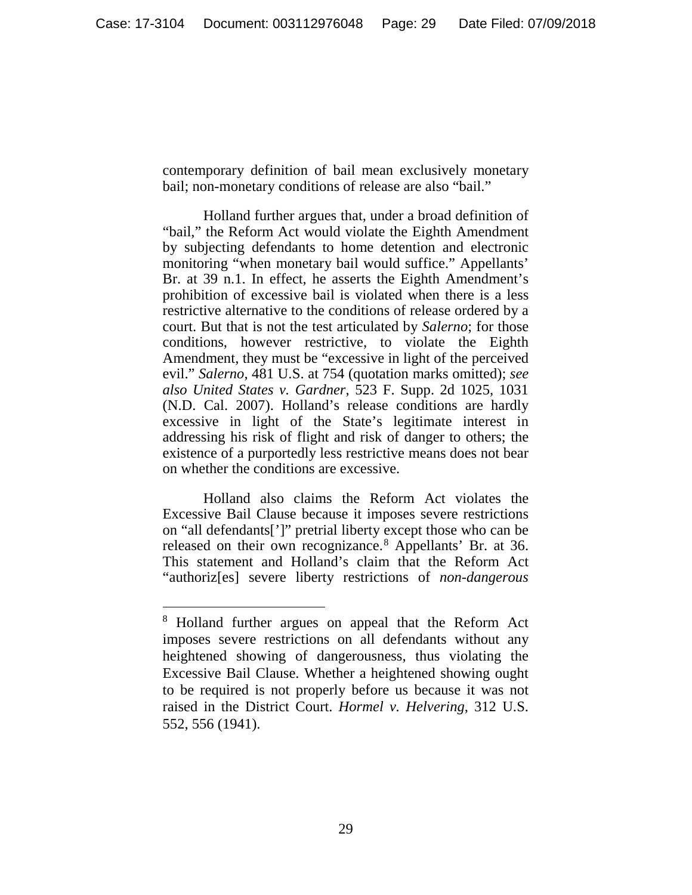contemporary definition of bail mean exclusively monetary bail; non-monetary conditions of release are also "bail."

Holland further argues that, under a broad definition of "bail," the Reform Act would violate the Eighth Amendment by subjecting defendants to home detention and electronic monitoring "when monetary bail would suffice." Appellants' Br. at 39 n.1. In effect, he asserts the Eighth Amendment's prohibition of excessive bail is violated when there is a less restrictive alternative to the conditions of release ordered by a court. But that is not the test articulated by *Salerno*; for those conditions, however restrictive, to violate the Eighth Amendment, they must be "excessive in light of the perceived evil." *Salerno*, 481 U.S. at 754 (quotation marks omitted); *see also United States v. Gardner*, 523 F. Supp. 2d 1025, 1031 (N.D. Cal. 2007). Holland's release conditions are hardly excessive in light of the State's legitimate interest in addressing his risk of flight and risk of danger to others; the existence of a purportedly less restrictive means does not bear on whether the conditions are excessive.

Holland also claims the Reform Act violates the Excessive Bail Clause because it imposes severe restrictions on "all defendants[']" pretrial liberty except those who can be released on their own recognizance.[8] Appellants' Br. at 36. This statement and Holland's claim that the Reform Act "authoriz[es] severe liberty restrictions of *non-dangerous*

---

[8] Holland further argues on appeal that the Reform Act imposes severe restrictions on all defendants without any heightened showing of dangerousness, thus violating the Excessive Bail Clause. Whether a heightened showing ought to be required is not properly before us because it was not raised in the District Court. *Hormel v. Helvering*, 312 U.S. 552, 556 (1941).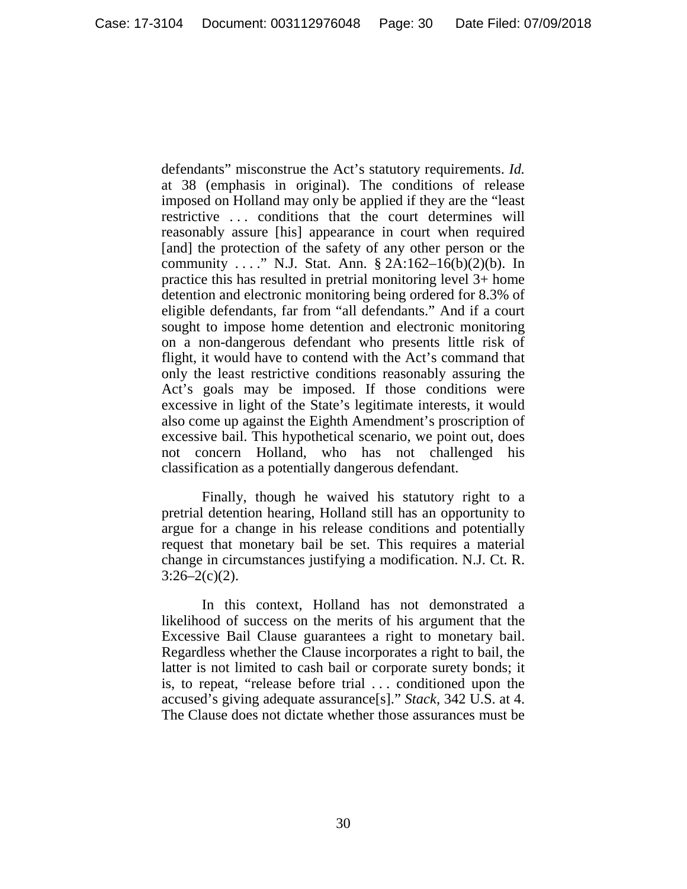defendants" misconstrue the Act's statutory requirements. *Id.* at 38 (emphasis in original). The conditions of release imposed on Holland may only be applied if they are the "least restrictive . . . conditions that the court determines will reasonably assure [his] appearance in court when required [and] the protection of the safety of any other person or the community . . . ." N.J. Stat. Ann. § 2A:162–16(b)(2)(b). In practice this has resulted in pretrial monitoring level 3+ home detention and electronic monitoring being ordered for 8.3% of eligible defendants, far from "all defendants." And if a court sought to impose home detention and electronic monitoring on a non-dangerous defendant who presents little risk of flight, it would have to contend with the Act's command that only the least restrictive conditions reasonably assuring the Act's goals may be imposed. If those conditions were excessive in light of the State's legitimate interests, it would also come up against the Eighth Amendment's proscription of excessive bail. This hypothetical scenario, we point out, does not concern Holland, who has not challenged his classification as a potentially dangerous defendant.

Finally, though he waived his statutory right to a pretrial detention hearing, Holland still has an opportunity to argue for a change in his release conditions and potentially request that monetary bail be set. This requires a material change in circumstances justifying a modification. N.J. Ct. R. 3:26–2(c)(2).

In this context, Holland has not demonstrated a likelihood of success on the merits of his argument that the Excessive Bail Clause guarantees a right to monetary bail. Regardless whether the Clause incorporates a right to bail, the latter is not limited to cash bail or corporate surety bonds; it is, to repeat, "release before trial . . . conditioned upon the accused's giving adequate assurance[s]." *Stack*, 342 U.S. at 4. The Clause does not dictate whether those assurances must be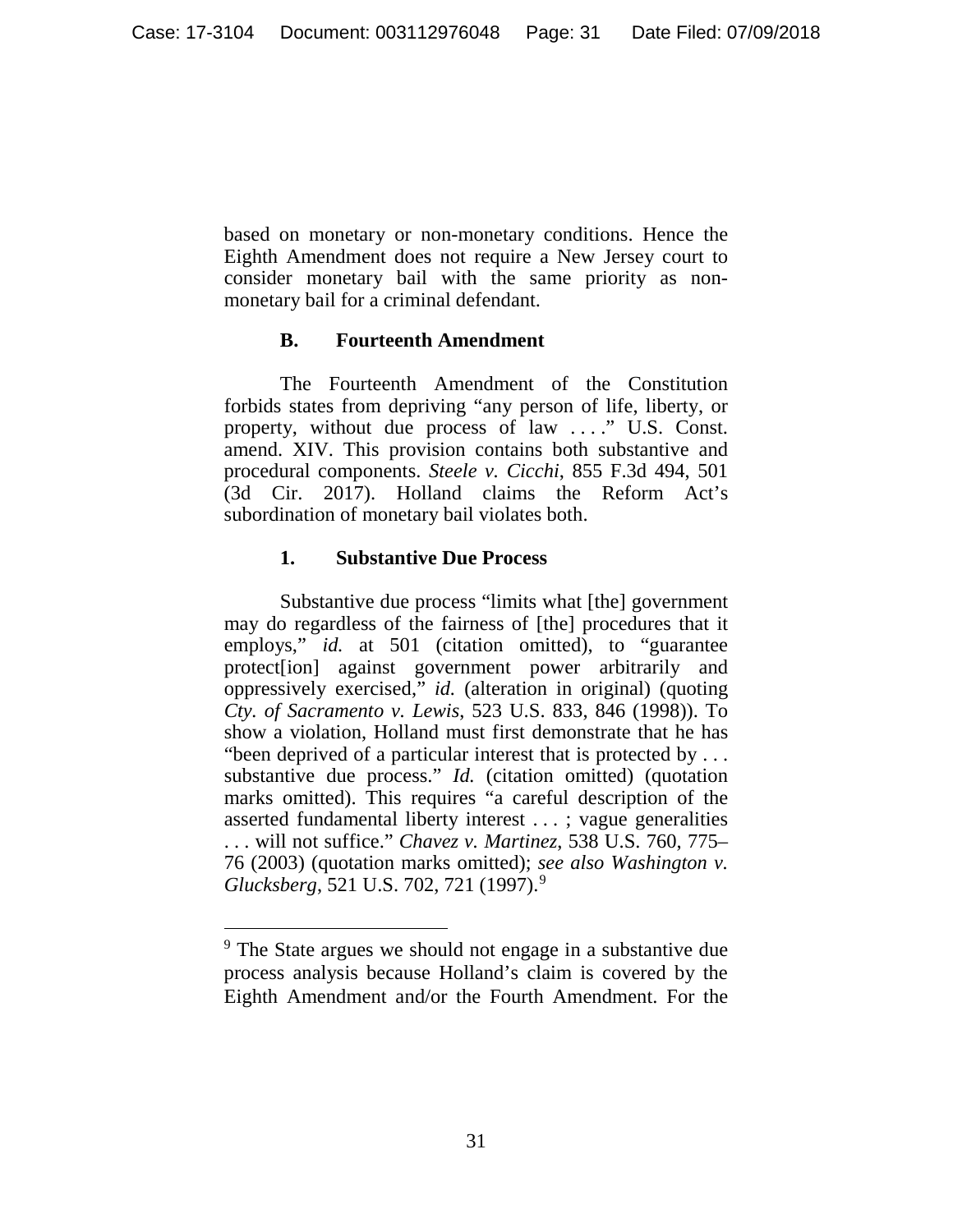based on monetary or non-monetary conditions. Hence the Eighth Amendment does not require a New Jersey court to consider monetary bail with the same priority as non-monetary bail for a criminal defendant.

### B. Fourteenth Amendment

The Fourteenth Amendment of the Constitution forbids states from depriving "any person of life, liberty, or property, without due process of law . . . ." U.S. Const. amend. XIV. This provision contains both substantive and procedural components. *Steele v. Cicchi*, 855 F.3d 494, 501 (3d Cir. 2017). Holland claims the Reform Act's subordination of monetary bail violates both.

#### 1. Substantive Due Process

Substantive due process "limits what [the] government may do regardless of the fairness of [the] procedures that it employs," *id.* at 501 (citation omitted), to "guarantee protect[ion] against government power arbitrarily and oppressively exercised," *id.* (alteration in original) (quoting *Cty. of Sacramento v. Lewis*, 523 U.S. 833, 846 (1998)). To show a violation, Holland must first demonstrate that he has "been deprived of a particular interest that is protected by . . . substantive due process." *Id.* (citation omitted) (quotation marks omitted). This requires "a careful description of the asserted fundamental liberty interest . . . ; vague generalities . . . will not suffice." *Chavez v. Martinez*, 538 U.S. 760, 775–76 (2003) (quotation marks omitted); *see also Washington v. Glucksberg*, 521 U.S. 702, 721 (1997).[9]

[9] The State argues we should not engage in a substantive due process analysis because Holland's claim is covered by the Eighth Amendment and/or the Fourth Amendment. For the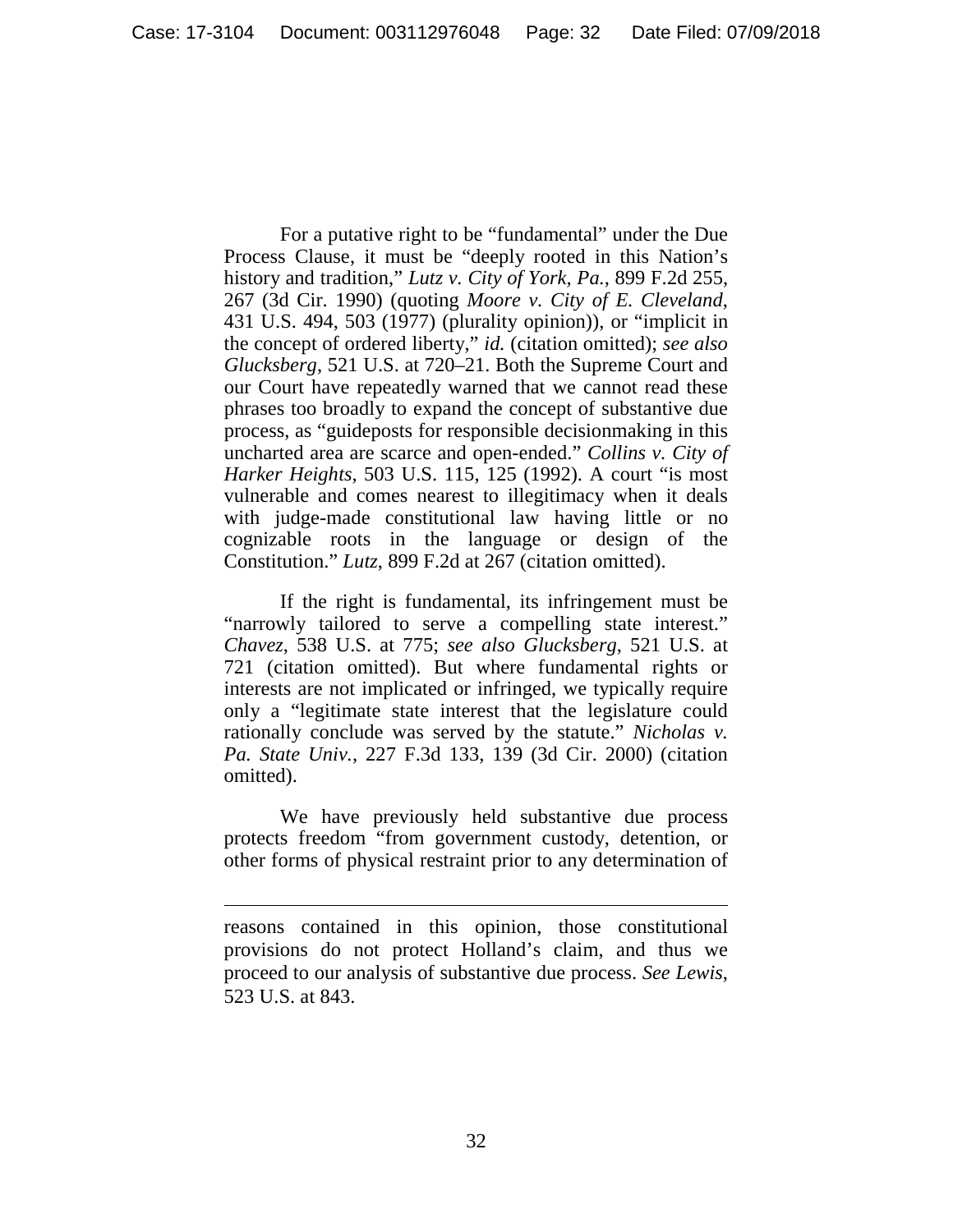For a putative right to be "fundamental" under the Due Process Clause, it must be "deeply rooted in this Nation's history and tradition," *Lutz v. City of York, Pa.*, 899 F.2d 255, 267 (3d Cir. 1990) (quoting *Moore v. City of E. Cleveland*, 431 U.S. 494, 503 (1977) (plurality opinion)), or "implicit in the concept of ordered liberty," *id.* (citation omitted); *see also Glucksberg*, 521 U.S. at 720–21. Both the Supreme Court and our Court have repeatedly warned that we cannot read these phrases too broadly to expand the concept of substantive due process, as "guideposts for responsible decisionmaking in this uncharted area are scarce and open-ended." *Collins v. City of Harker Heights*, 503 U.S. 115, 125 (1992). A court "is most vulnerable and comes nearest to illegitimacy when it deals with judge-made constitutional law having little or no cognizable roots in the language or design of the Constitution." *Lutz*, 899 F.2d at 267 (citation omitted).

If the right is fundamental, its infringement must be "narrowly tailored to serve a compelling state interest." *Chavez*, 538 U.S. at 775; *see also Glucksberg*, 521 U.S. at 721 (citation omitted). But where fundamental rights or interests are not implicated or infringed, we typically require only a "legitimate state interest that the legislature could rationally conclude was served by the statute." *Nicholas v. Pa. State Univ.*, 227 F.3d 133, 139 (3d Cir. 2000) (citation omitted).

We have previously held substantive due process protects freedom "from government custody, detention, or other forms of physical restraint prior to any determination of

---

reasons contained in this opinion, those constitutional provisions do not protect Holland's claim, and thus we proceed to our analysis of substantive due process. *See Lewis*, 523 U.S. at 843.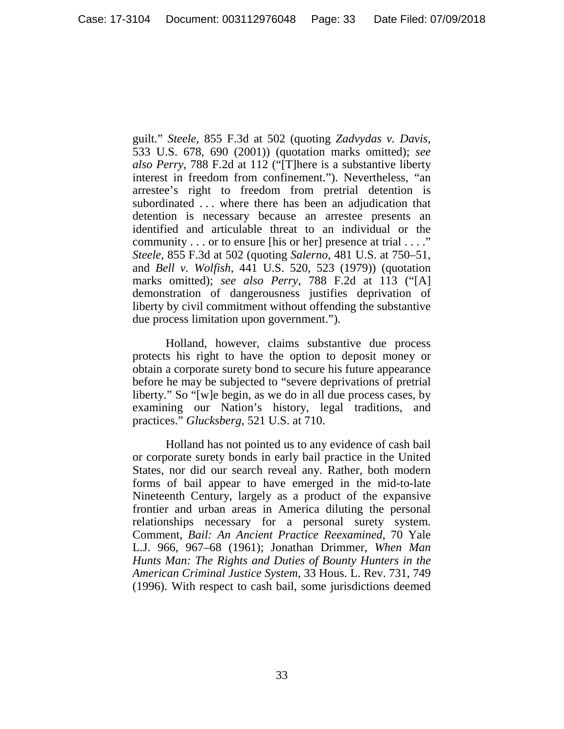guilt." *Steele*, 855 F.3d at 502 (quoting *Zadvydas v. Davis*, 533 U.S. 678, 690 (2001)) (quotation marks omitted); *see also Perry*, 788 F.2d at 112 ("[T]here is a substantive liberty interest in freedom from confinement."). Nevertheless, "an arrestee's right to freedom from pretrial detention is subordinated . . . where there has been an adjudication that detention is necessary because an arrestee presents an identified and articulable threat to an individual or the community . . . or to ensure [his or her] presence at trial . . . ." *Steele*, 855 F.3d at 502 (quoting *Salerno*, 481 U.S. at 750–51, and *Bell v. Wolfish*, 441 U.S. 520, 523 (1979)) (quotation marks omitted); *see also Perry*, 788 F.2d at 113 ("[A] demonstration of dangerousness justifies deprivation of liberty by civil commitment without offending the substantive due process limitation upon government.").

Holland, however, claims substantive due process protects his right to have the option to deposit money or obtain a corporate surety bond to secure his future appearance before he may be subjected to "severe deprivations of pretrial liberty." So "[w]e begin, as we do in all due process cases, by examining our Nation's history, legal traditions, and practices." *Glucksberg*, 521 U.S. at 710.

Holland has not pointed us to any evidence of cash bail or corporate surety bonds in early bail practice in the United States, nor did our search reveal any. Rather, both modern forms of bail appear to have emerged in the mid-to-late Nineteenth Century, largely as a product of the expansive frontier and urban areas in America diluting the personal relationships necessary for a personal surety system. Comment, *Bail: An Ancient Practice Reexamined*, 70 Yale L.J. 966, 967–68 (1961); Jonathan Drimmer, *When Man Hunts Man: The Rights and Duties of Bounty Hunters in the American Criminal Justice System*, 33 Hous. L. Rev. 731, 749 (1996). With respect to cash bail, some jurisdictions deemed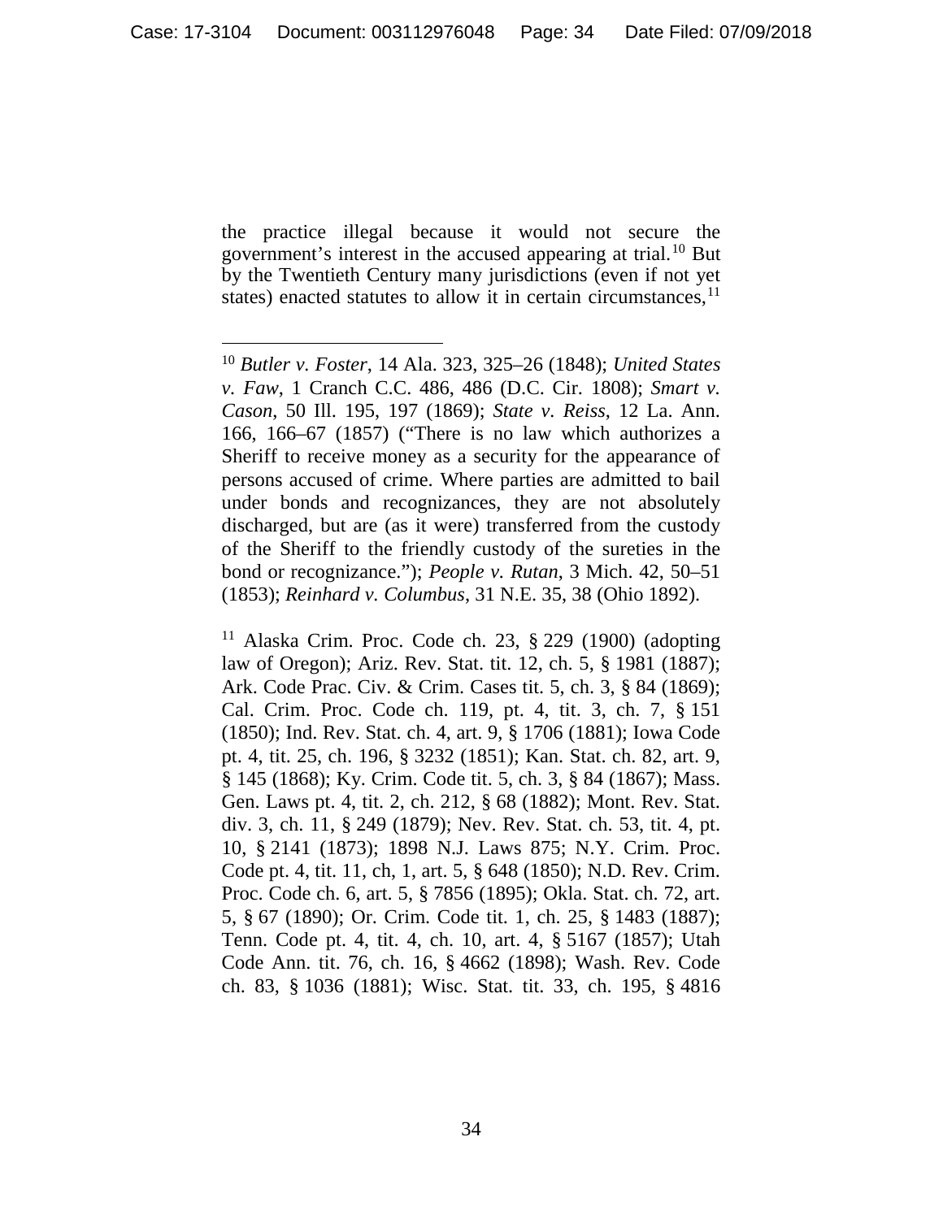the practice illegal because it would not secure the government's interest in the accused appearing at trial.[10] But by the Twentieth Century many jurisdictions (even if not yet states) enacted statutes to allow it in certain circumstances,[11]

---

[10] *Butler v. Foster*, 14 Ala. 323, 325–26 (1848); *United States v. Faw*, 1 Cranch C.C. 486, 486 (D.C. Cir. 1808); *Smart v. Cason*, 50 Ill. 195, 197 (1869); *State v. Reiss*, 12 La. Ann. 166, 166–67 (1857) ("There is no law which authorizes a Sheriff to receive money as a security for the appearance of persons accused of crime. Where parties are admitted to bail under bonds and recognizances, they are not absolutely discharged, but are (as it were) transferred from the custody of the Sheriff to the friendly custody of the sureties in the bond or recognizance."); *People v. Rutan*, 3 Mich. 42, 50–51 (1853); *Reinhard v. Columbus*, 31 N.E. 35, 38 (Ohio 1892).

[11] Alaska Crim. Proc. Code ch. 23, § 229 (1900) (adopting law of Oregon); Ariz. Rev. Stat. tit. 12, ch. 5, § 1981 (1887); Ark. Code Prac. Civ. & Crim. Cases tit. 5, ch. 3, § 84 (1869); Cal. Crim. Proc. Code ch. 119, pt. 4, tit. 3, ch. 7, § 151 (1850); Ind. Rev. Stat. ch. 4, art. 9, § 1706 (1881); Iowa Code pt. 4, tit. 25, ch. 196, § 3232 (1851); Kan. Stat. ch. 82, art. 9, § 145 (1868); Ky. Crim. Code tit. 5, ch. 3, § 84 (1867); Mass. Gen. Laws pt. 4, tit. 2, ch. 212, § 68 (1882); Mont. Rev. Stat. div. 3, ch. 11, § 249 (1879); Nev. Rev. Stat. ch. 53, tit. 4, pt. 10, § 2141 (1873); 1898 N.J. Laws 875; N.Y. Crim. Proc. Code pt. 4, tit. 11, ch, 1, art. 5, § 648 (1850); N.D. Rev. Crim. Proc. Code ch. 6, art. 5, § 7856 (1895); Okla. Stat. ch. 72, art. 5, § 67 (1890); Or. Crim. Code tit. 1, ch. 25, § 1483 (1887); Tenn. Code pt. 4, tit. 4, ch. 10, art. 4, § 5167 (1857); Utah Code Ann. tit. 76, ch. 16, § 4662 (1898); Wash. Rev. Code ch. 83, § 1036 (1881); Wisc. Stat. tit. 33, ch. 195, § 4816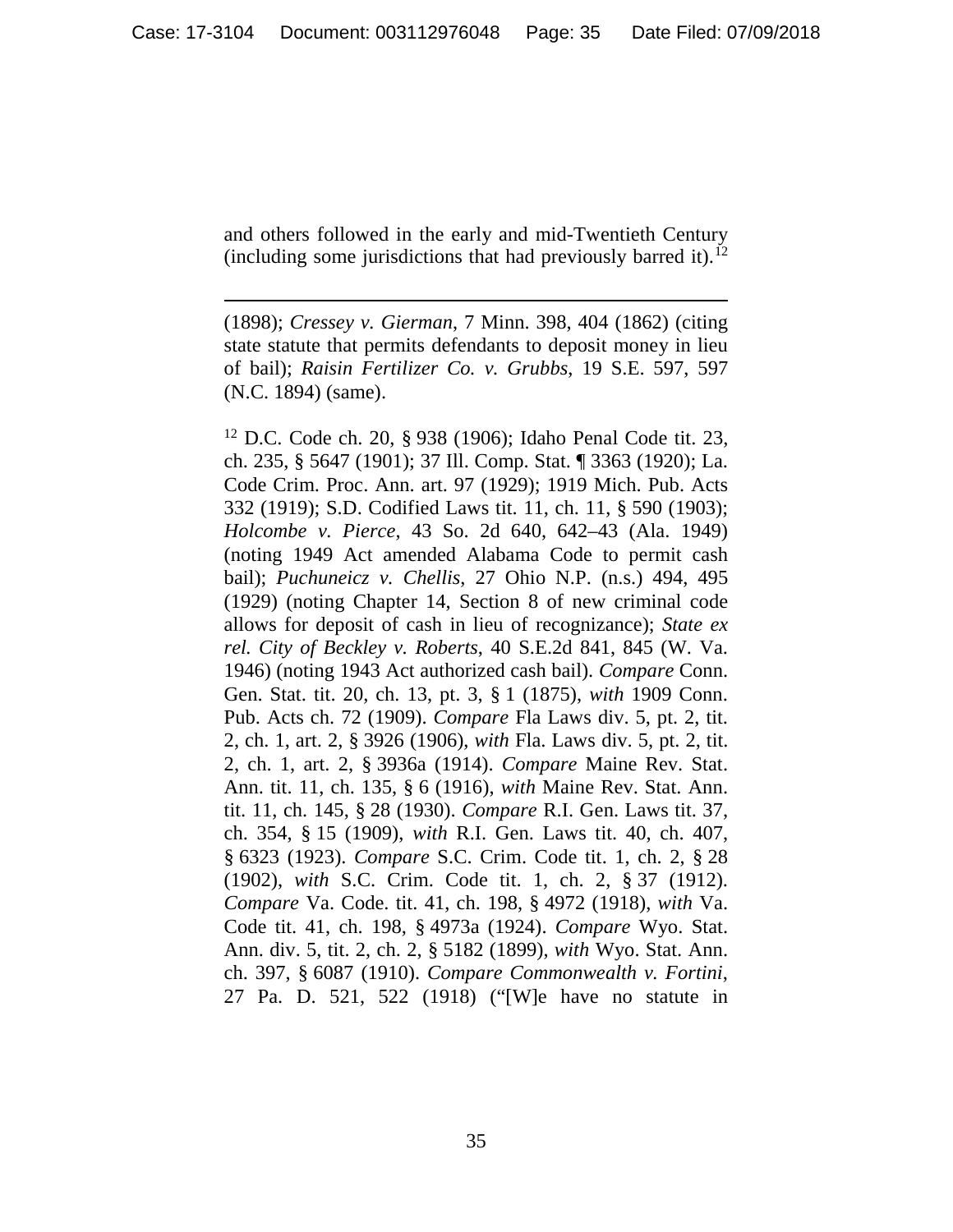and others followed in the early and mid-Twentieth Century (including some jurisdictions that had previously barred it).[12]

---

(1898); *Cressey v. Gierman*, 7 Minn. 398, 404 (1862) (citing state statute that permits defendants to deposit money in lieu of bail); *Raisin Fertilizer Co. v. Grubbs*, 19 S.E. 597, 597 (N.C. 1894) (same).

[12] D.C. Code ch. 20, § 938 (1906); Idaho Penal Code tit. 23, ch. 235, § 5647 (1901); 37 Ill. Comp. Stat. ¶ 3363 (1920); La. Code Crim. Proc. Ann. art. 97 (1929); 1919 Mich. Pub. Acts 332 (1919); S.D. Codified Laws tit. 11, ch. 11, § 590 (1903); *Holcombe v. Pierce*, 43 So. 2d 640, 642–43 (Ala. 1949) (noting 1949 Act amended Alabama Code to permit cash bail); *Puchuneicz v. Chellis*, 27 Ohio N.P. (n.s.) 494, 495 (1929) (noting Chapter 14, Section 8 of new criminal code allows for deposit of cash in lieu of recognizance); *State ex rel. City of Beckley v. Roberts*, 40 S.E.2d 841, 845 (W. Va. 1946) (noting 1943 Act authorized cash bail). *Compare* Conn. Gen. Stat. tit. 20, ch. 13, pt. 3, § 1 (1875), *with* 1909 Conn. Pub. Acts ch. 72 (1909). *Compare* Fla Laws div. 5, pt. 2, tit. 2, ch. 1, art. 2, § 3926 (1906), *with* Fla. Laws div. 5, pt. 2, tit. 2, ch. 1, art. 2, § 3936a (1914). *Compare* Maine Rev. Stat. Ann. tit. 11, ch. 135, § 6 (1916), *with* Maine Rev. Stat. Ann. tit. 11, ch. 145, § 28 (1930). *Compare* R.I. Gen. Laws tit. 37, ch. 354, § 15 (1909), *with* R.I. Gen. Laws tit. 40, ch. 407, § 6323 (1923). *Compare* S.C. Crim. Code tit. 1, ch. 2, § 28 (1902), *with* S.C. Crim. Code tit. 1, ch. 2, § 37 (1912). *Compare* Va. Code. tit. 41, ch. 198, § 4972 (1918), *with* Va. Code tit. 41, ch. 198, § 4973a (1924). *Compare* Wyo. Stat. Ann. div. 5, tit. 2, ch. 2, § 5182 (1899), *with* Wyo. Stat. Ann. ch. 397, § 6087 (1910). *Compare Commonwealth v. Fortini*, 27 Pa. D. 521, 522 (1918) ("[W]e have no statute in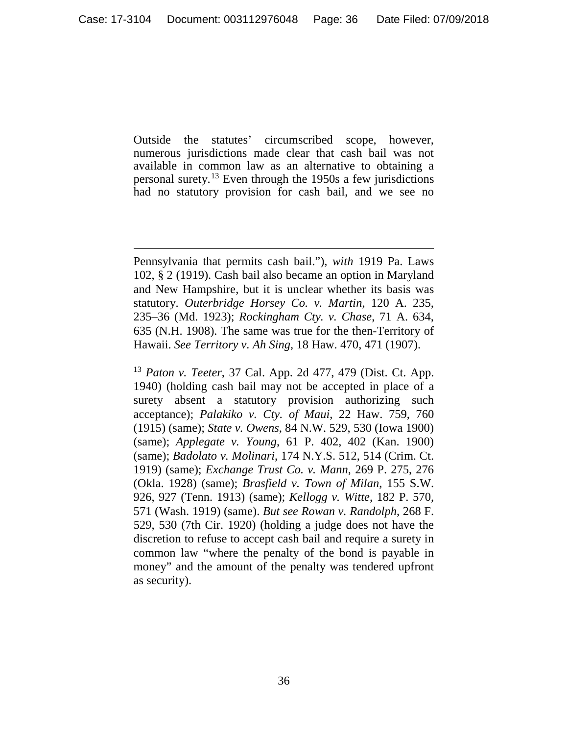Outside the statutes' circumscribed scope, however, numerous jurisdictions made clear that cash bail was not available in common law as an alternative to obtaining a personal surety.[13] Even through the 1950s a few jurisdictions had no statutory provision for cash bail, and we see no

---

Pennsylvania that permits cash bail."), *with* 1919 Pa. Laws 102, § 2 (1919). Cash bail also became an option in Maryland and New Hampshire, but it is unclear whether its basis was statutory. *Outerbridge Horsey Co. v. Martin*, 120 A. 235, 235–36 (Md. 1923); *Rockingham Cty. v. Chase*, 71 A. 634, 635 (N.H. 1908). The same was true for the then-Territory of Hawaii. *See Territory v. Ah Sing*, 18 Haw. 470, 471 (1907).

[13] *Paton v. Teeter*, 37 Cal. App. 2d 477, 479 (Dist. Ct. App. 1940) (holding cash bail may not be accepted in place of a surety absent a statutory provision authorizing such acceptance); *Palakiko v. Cty. of Maui*, 22 Haw. 759, 760 (1915) (same); *State v. Owens*, 84 N.W. 529, 530 (Iowa 1900) (same); *Applegate v. Young*, 61 P. 402, 402 (Kan. 1900) (same); *Badolato v. Molinari*, 174 N.Y.S. 512, 514 (Crim. Ct. 1919) (same); *Exchange Trust Co. v. Mann*, 269 P. 275, 276 (Okla. 1928) (same); *Brasfield v. Town of Milan*, 155 S.W. 926, 927 (Tenn. 1913) (same); *Kellogg v. Witte*, 182 P. 570, 571 (Wash. 1919) (same). *But see Rowan v. Randolph*, 268 F. 529, 530 (7th Cir. 1920) (holding a judge does not have the discretion to refuse to accept cash bail and require a surety in common law "where the penalty of the bond is payable in money" and the amount of the penalty was tendered upfront as security).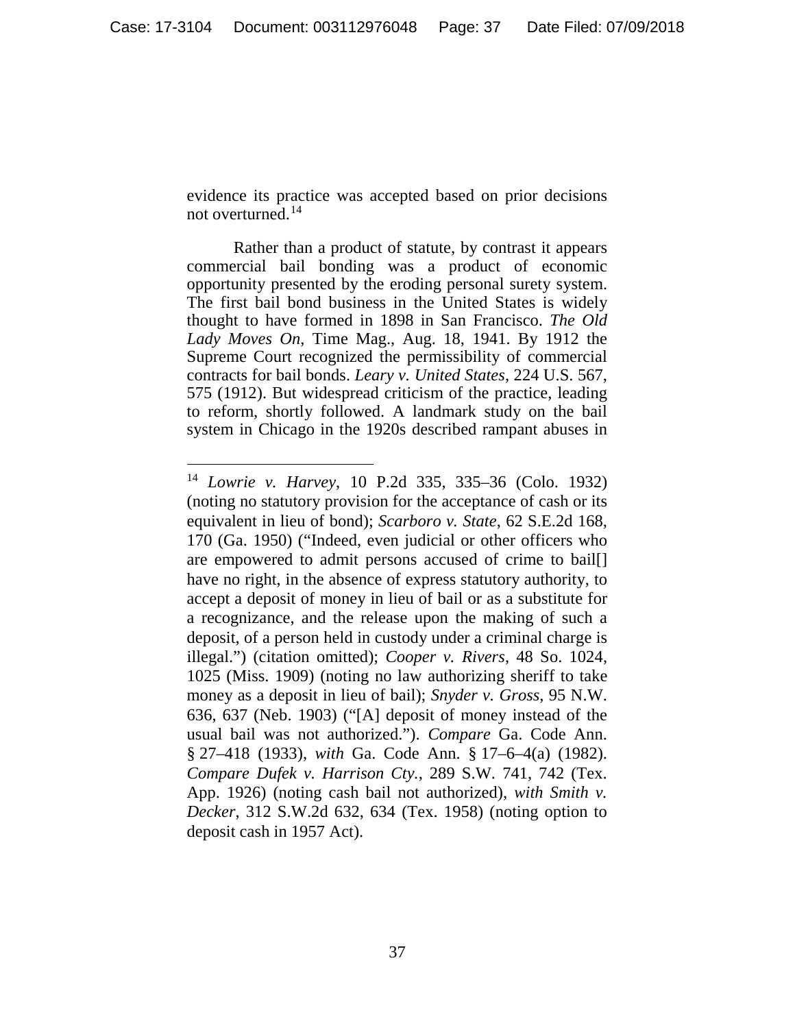evidence its practice was accepted based on prior decisions not overturned.[14]

Rather than a product of statute, by contrast it appears commercial bail bonding was a product of economic opportunity presented by the eroding personal surety system. The first bail bond business in the United States is widely thought to have formed in 1898 in San Francisco. *The Old Lady Moves On*, Time Mag., Aug. 18, 1941. By 1912 the Supreme Court recognized the permissibility of commercial contracts for bail bonds. *Leary v. United States*, 224 U.S. 567, 575 (1912). But widespread criticism of the practice, leading to reform, shortly followed. A landmark study on the bail system in Chicago in the 1920s described rampant abuses in

---

[14] *Lowrie v. Harvey*, 10 P.2d 335, 335–36 (Colo. 1932) (noting no statutory provision for the acceptance of cash or its equivalent in lieu of bond); *Scarboro v. State*, 62 S.E.2d 168, 170 (Ga. 1950) ("Indeed, even judicial or other officers who are empowered to admit persons accused of crime to bail[] have no right, in the absence of express statutory authority, to accept a deposit of money in lieu of bail or as a substitute for a recognizance, and the release upon the making of such a deposit, of a person held in custody under a criminal charge is illegal.") (citation omitted); *Cooper v. Rivers*, 48 So. 1024, 1025 (Miss. 1909) (noting no law authorizing sheriff to take money as a deposit in lieu of bail); *Snyder v. Gross*, 95 N.W. 636, 637 (Neb. 1903) ("[A] deposit of money instead of the usual bail was not authorized."). *Compare* Ga. Code Ann. § 27–418 (1933), *with* Ga. Code Ann. § 17–6–4(a) (1982). *Compare Dufek v. Harrison Cty.*, 289 S.W. 741, 742 (Tex. App. 1926) (noting cash bail not authorized), *with Smith v. Decker*, 312 S.W.2d 632, 634 (Tex. 1958) (noting option to deposit cash in 1957 Act).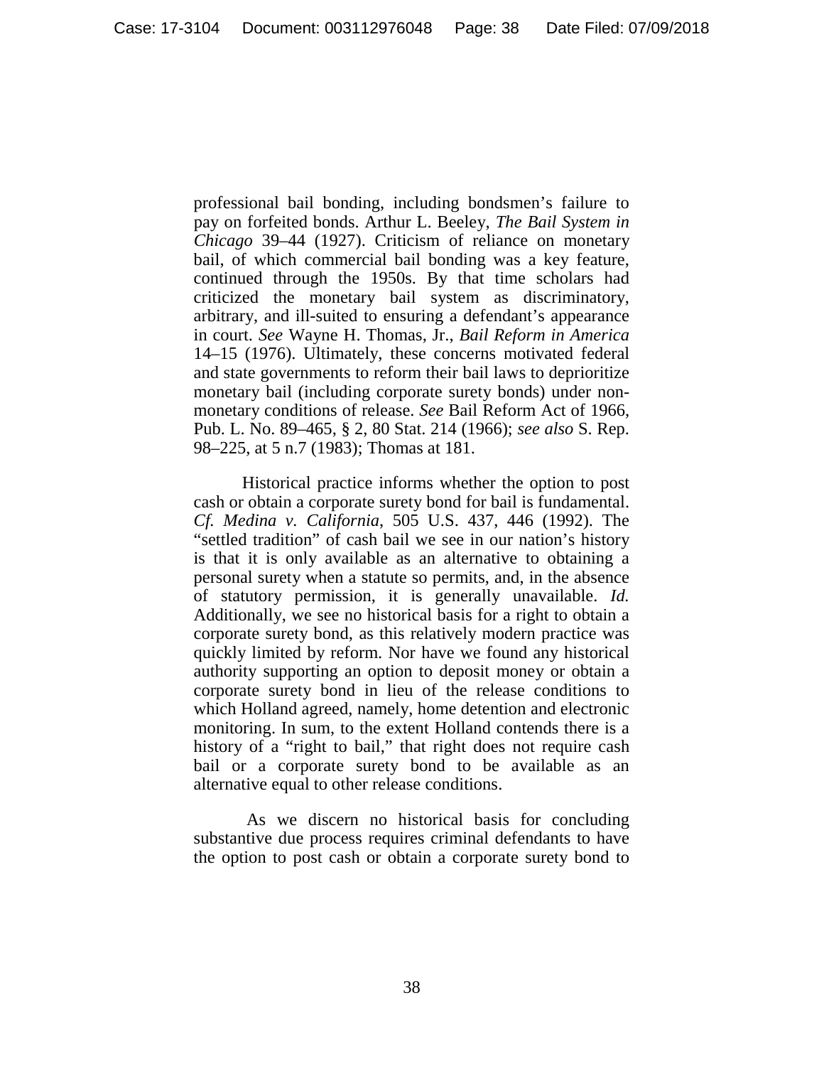professional bail bonding, including bondsmen's failure to pay on forfeited bonds. Arthur L. Beeley, *The Bail System in Chicago* 39–44 (1927). Criticism of reliance on monetary bail, of which commercial bail bonding was a key feature, continued through the 1950s. By that time scholars had criticized the monetary bail system as discriminatory, arbitrary, and ill-suited to ensuring a defendant's appearance in court. *See* Wayne H. Thomas, Jr., *Bail Reform in America* 14–15 (1976). Ultimately, these concerns motivated federal and state governments to reform their bail laws to deprioritize monetary bail (including corporate surety bonds) under non-monetary conditions of release. *See* Bail Reform Act of 1966, Pub. L. No. 89–465, § 2, 80 Stat. 214 (1966); *see also* S. Rep. 98–225, at 5 n.7 (1983); Thomas at 181.

Historical practice informs whether the option to post cash or obtain a corporate surety bond for bail is fundamental. *Cf. Medina v. California*, 505 U.S. 437, 446 (1992). The "settled tradition" of cash bail we see in our nation's history is that it is only available as an alternative to obtaining a personal surety when a statute so permits, and, in the absence of statutory permission, it is generally unavailable. *Id.* Additionally, we see no historical basis for a right to obtain a corporate surety bond, as this relatively modern practice was quickly limited by reform. Nor have we found any historical authority supporting an option to deposit money or obtain a corporate surety bond in lieu of the release conditions to which Holland agreed, namely, home detention and electronic monitoring. In sum, to the extent Holland contends there is a history of a "right to bail," that right does not require cash bail or a corporate surety bond to be available as an alternative equal to other release conditions.

As we discern no historical basis for concluding substantive due process requires criminal defendants to have the option to post cash or obtain a corporate surety bond to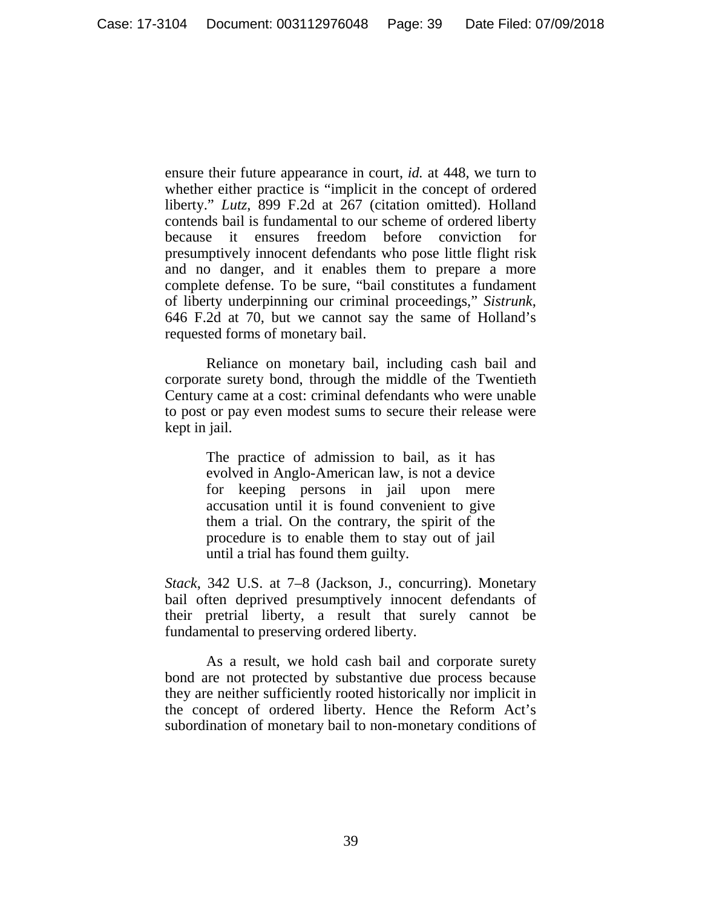ensure their future appearance in court, *id.* at 448, we turn to whether either practice is "implicit in the concept of ordered liberty." *Lutz*, 899 F.2d at 267 (citation omitted). Holland contends bail is fundamental to our scheme of ordered liberty because it ensures freedom before conviction for presumptively innocent defendants who pose little flight risk and no danger, and it enables them to prepare a more complete defense. To be sure, "bail constitutes a fundament of liberty underpinning our criminal proceedings," *Sistrunk*, 646 F.2d at 70, but we cannot say the same of Holland's requested forms of monetary bail.

Reliance on monetary bail, including cash bail and corporate surety bond, through the middle of the Twentieth Century came at a cost: criminal defendants who were unable to post or pay even modest sums to secure their release were kept in jail.

> The practice of admission to bail, as it has evolved in Anglo-American law, is not a device for keeping persons in jail upon mere accusation until it is found convenient to give them a trial. On the contrary, the spirit of the procedure is to enable them to stay out of jail until a trial has found them guilty.

*Stack*, 342 U.S. at 7–8 (Jackson, J., concurring). Monetary bail often deprived presumptively innocent defendants of their pretrial liberty, a result that surely cannot be fundamental to preserving ordered liberty.

As a result, we hold cash bail and corporate surety bond are not protected by substantive due process because they are neither sufficiently rooted historically nor implicit in the concept of ordered liberty. Hence the Reform Act's subordination of monetary bail to non-monetary conditions of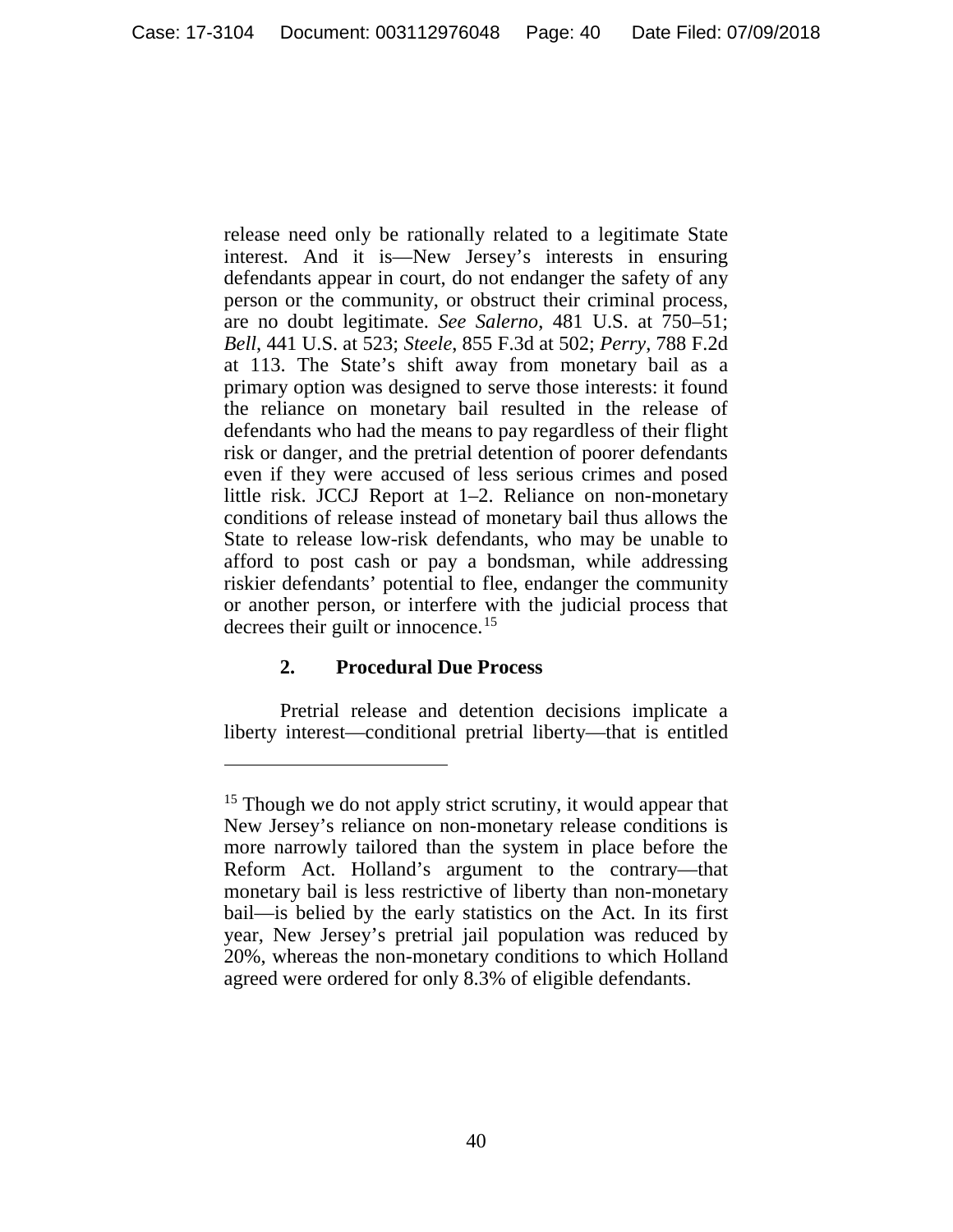release need only be rationally related to a legitimate State interest. And it is—New Jersey's interests in ensuring defendants appear in court, do not endanger the safety of any person or the community, or obstruct their criminal process, are no doubt legitimate. *See Salerno*, 481 U.S. at 750–51; *Bell*, 441 U.S. at 523; *Steele*, 855 F.3d at 502; *Perry*, 788 F.2d at 113. The State's shift away from monetary bail as a primary option was designed to serve those interests: it found the reliance on monetary bail resulted in the release of defendants who had the means to pay regardless of their flight risk or danger, and the pretrial detention of poorer defendants even if they were accused of less serious crimes and posed little risk. JCCJ Report at 1–2. Reliance on non-monetary conditions of release instead of monetary bail thus allows the State to release low-risk defendants, who may be unable to afford to post cash or pay a bondsman, while addressing riskier defendants' potential to flee, endanger the community or another person, or interfere with the judicial process that decrees their guilt or innocence.[15]

### 2. Procedural Due Process

Pretrial release and detention decisions implicate a liberty interest—conditional pretrial liberty—that is entitled

---

[15] Though we do not apply strict scrutiny, it would appear that New Jersey's reliance on non-monetary release conditions is more narrowly tailored than the system in place before the Reform Act. Holland's argument to the contrary—that monetary bail is less restrictive of liberty than non-monetary bail—is belied by the early statistics on the Act. In its first year, New Jersey's pretrial jail population was reduced by 20%, whereas the non-monetary conditions to which Holland agreed were ordered for only 8.3% of eligible defendants.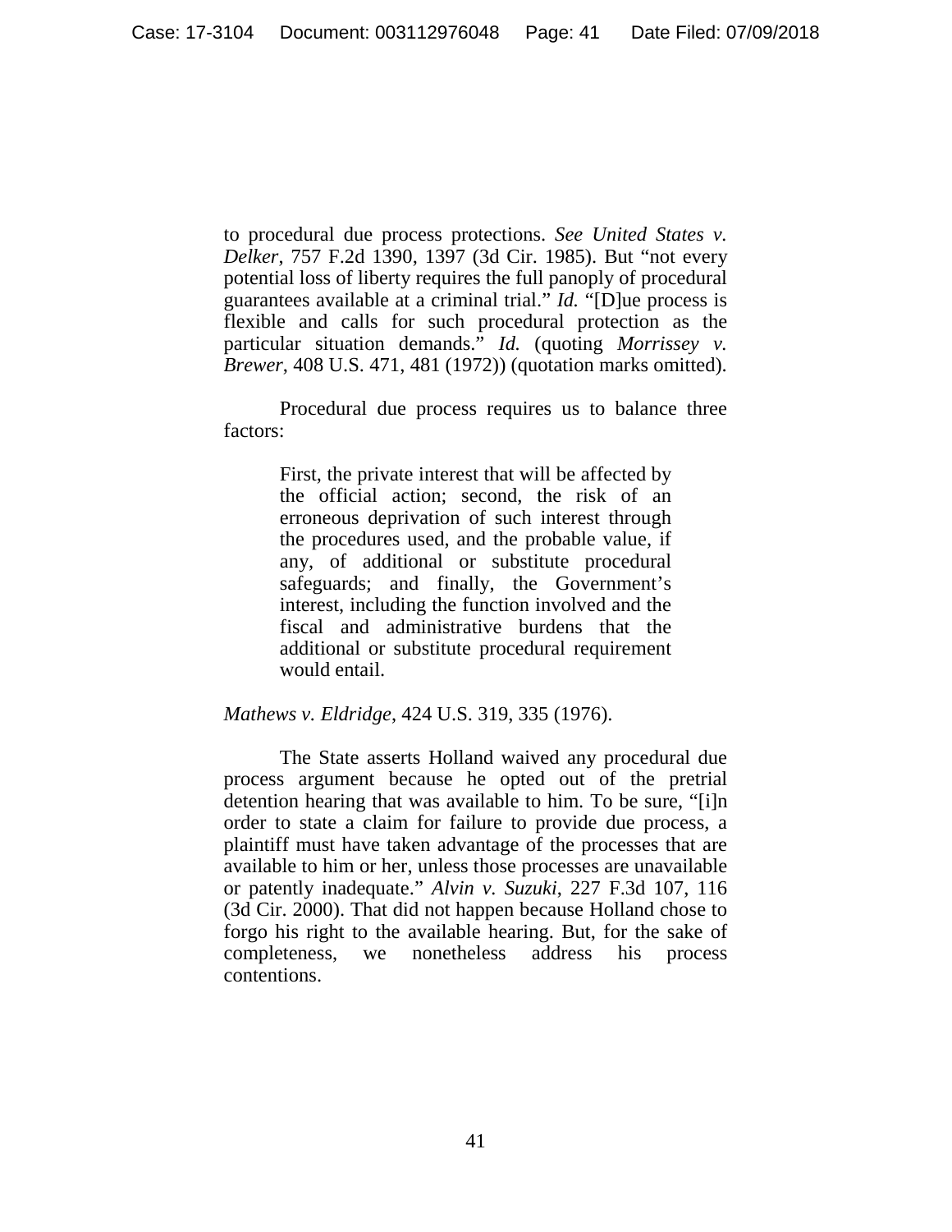to procedural due process protections. *See United States v. Delker*, 757 F.2d 1390, 1397 (3d Cir. 1985). But "not every potential loss of liberty requires the full panoply of procedural guarantees available at a criminal trial." *Id.* "[D]ue process is flexible and calls for such procedural protection as the particular situation demands." *Id.* (quoting *Morrissey v. Brewer*, 408 U.S. 471, 481 (1972)) (quotation marks omitted).

Procedural due process requires us to balance three factors:

> First, the private interest that will be affected by the official action; second, the risk of an erroneous deprivation of such interest through the procedures used, and the probable value, if any, of additional or substitute procedural safeguards; and finally, the Government's interest, including the function involved and the fiscal and administrative burdens that the additional or substitute procedural requirement would entail.

*Mathews v. Eldridge*, 424 U.S. 319, 335 (1976).

The State asserts Holland waived any procedural due process argument because he opted out of the pretrial detention hearing that was available to him. To be sure, "[i]n order to state a claim for failure to provide due process, a plaintiff must have taken advantage of the processes that are available to him or her, unless those processes are unavailable or patently inadequate." *Alvin v. Suzuki*, 227 F.3d 107, 116 (3d Cir. 2000). That did not happen because Holland chose to forgo his right to the available hearing. But, for the sake of completeness, we nonetheless address his process contentions.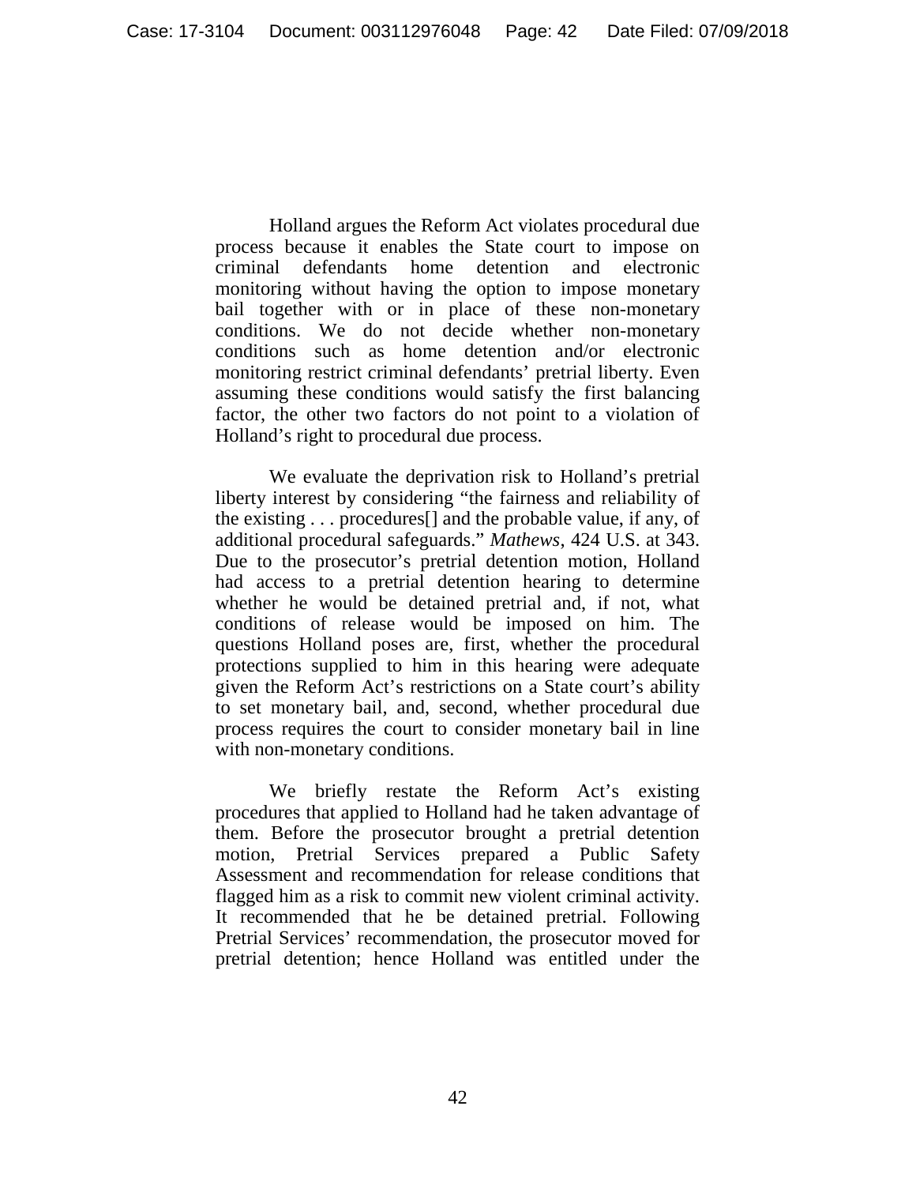Holland argues the Reform Act violates procedural due process because it enables the State court to impose on criminal defendants home detention and electronic monitoring without having the option to impose monetary bail together with or in place of these non-monetary conditions. We do not decide whether non-monetary conditions such as home detention and/or electronic monitoring restrict criminal defendants' pretrial liberty. Even assuming these conditions would satisfy the first balancing factor, the other two factors do not point to a violation of Holland's right to procedural due process.

We evaluate the deprivation risk to Holland's pretrial liberty interest by considering "the fairness and reliability of the existing . . . procedures[] and the probable value, if any, of additional procedural safeguards." *Mathews*, 424 U.S. at 343. Due to the prosecutor's pretrial detention motion, Holland had access to a pretrial detention hearing to determine whether he would be detained pretrial and, if not, what conditions of release would be imposed on him. The questions Holland poses are, first, whether the procedural protections supplied to him in this hearing were adequate given the Reform Act's restrictions on a State court's ability to set monetary bail, and, second, whether procedural due process requires the court to consider monetary bail in line with non-monetary conditions.

We briefly restate the Reform Act's existing procedures that applied to Holland had he taken advantage of them. Before the prosecutor brought a pretrial detention motion, Pretrial Services prepared a Public Safety Assessment and recommendation for release conditions that flagged him as a risk to commit new violent criminal activity. It recommended that he be detained pretrial. Following Pretrial Services' recommendation, the prosecutor moved for pretrial detention; hence Holland was entitled under the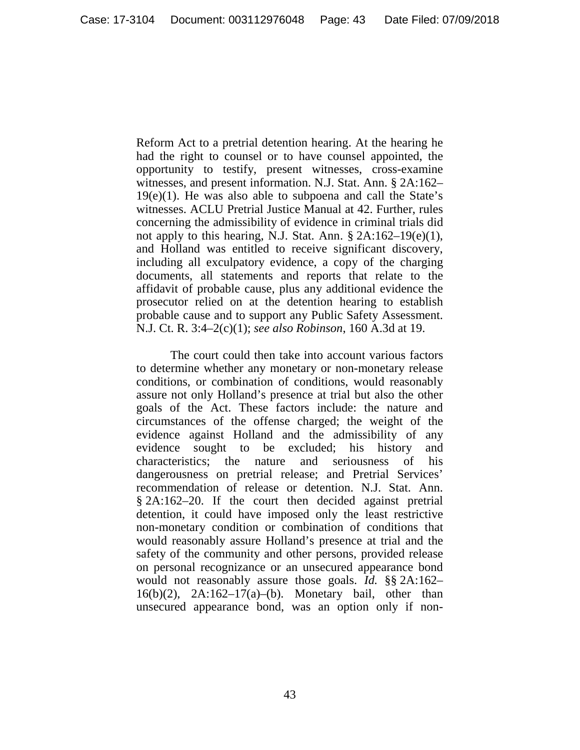Reform Act to a pretrial detention hearing. At the hearing he had the right to counsel or to have counsel appointed, the opportunity to testify, present witnesses, cross-examine witnesses, and present information. N.J. Stat. Ann. § 2A:162–19(e)(1). He was also able to subpoena and call the State's witnesses. ACLU Pretrial Justice Manual at 42. Further, rules concerning the admissibility of evidence in criminal trials did not apply to this hearing, N.J. Stat. Ann. § 2A:162–19(e)(1), and Holland was entitled to receive significant discovery, including all exculpatory evidence, a copy of the charging documents, all statements and reports that relate to the affidavit of probable cause, plus any additional evidence the prosecutor relied on at the detention hearing to establish probable cause and to support any Public Safety Assessment. N.J. Ct. R. 3:4–2(c)(1); *see also Robinson*, 160 A.3d at 19.

The court could then take into account various factors to determine whether any monetary or non-monetary release conditions, or combination of conditions, would reasonably assure not only Holland's presence at trial but also the other goals of the Act. These factors include: the nature and circumstances of the offense charged; the weight of the evidence against Holland and the admissibility of any evidence sought to be excluded; his history and characteristics; the nature and seriousness of his dangerousness on pretrial release; and Pretrial Services' recommendation of release or detention. N.J. Stat. Ann. § 2A:162–20. If the court then decided against pretrial detention, it could have imposed only the least restrictive non-monetary condition or combination of conditions that would reasonably assure Holland's presence at trial and the safety of the community and other persons, provided release on personal recognizance or an unsecured appearance bond would not reasonably assure those goals. *Id.* §§ 2A:162–16(b)(2), 2A:162–17(a)–(b). Monetary bail, other than unsecured appearance bond, was an option only if non-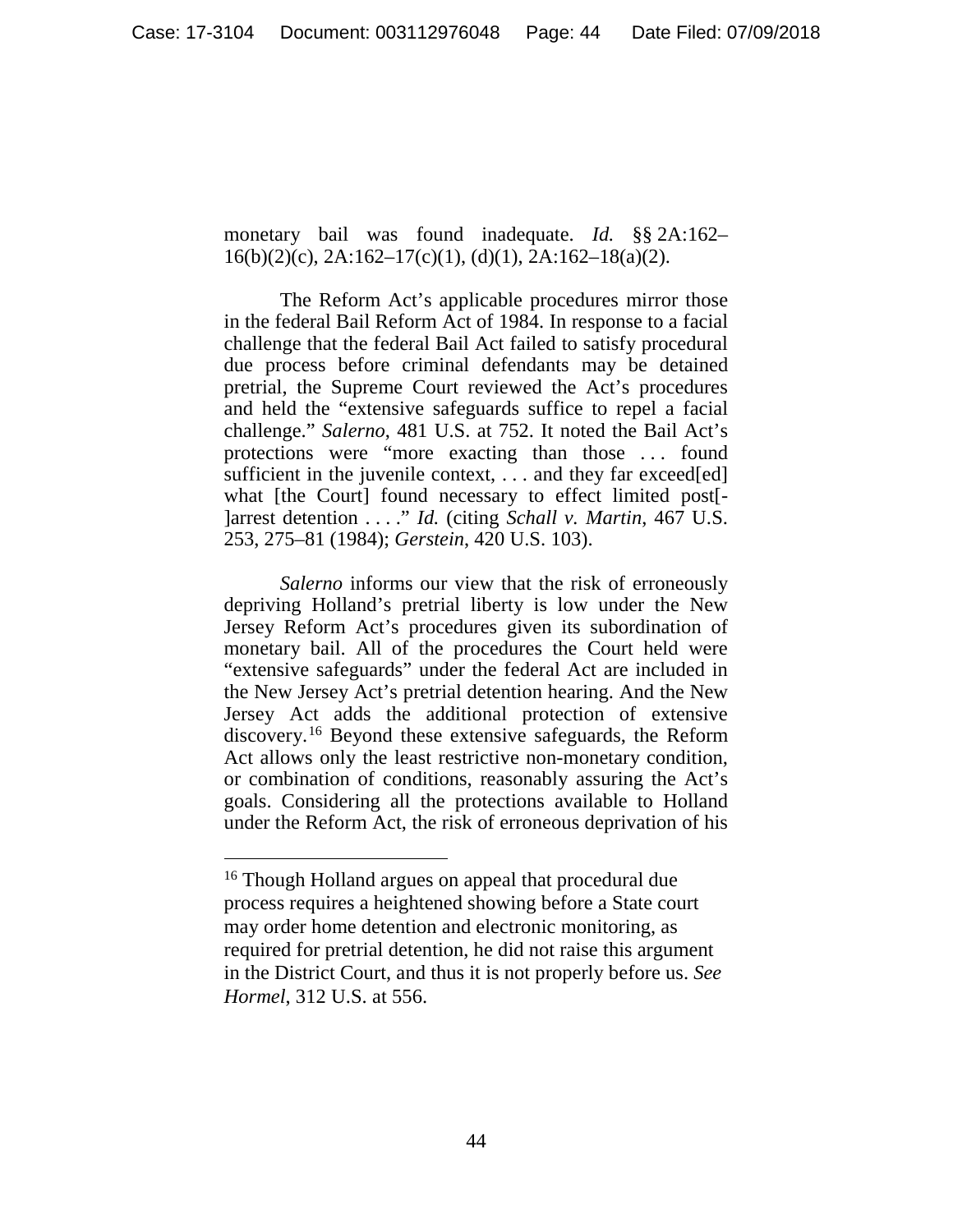monetary bail was found inadequate. *Id.* §§ 2A:162–16(b)(2)(c), 2A:162–17(c)(1), (d)(1), 2A:162–18(a)(2).

The Reform Act's applicable procedures mirror those in the federal Bail Reform Act of 1984. In response to a facial challenge that the federal Bail Act failed to satisfy procedural due process before criminal defendants may be detained pretrial, the Supreme Court reviewed the Act's procedures and held the "extensive safeguards suffice to repel a facial challenge." *Salerno*, 481 U.S. at 752. It noted the Bail Act's protections were "more exacting than those . . . found sufficient in the juvenile context, . . . and they far exceed[ed] what [the Court] found necessary to effect limited post[-]arrest detention . . . ." *Id.* (citing *Schall v. Martin*, 467 U.S. 253, 275–81 (1984); *Gerstein*, 420 U.S. 103).

*Salerno* informs our view that the risk of erroneously depriving Holland's pretrial liberty is low under the New Jersey Reform Act's procedures given its subordination of monetary bail. All of the procedures the Court held were "extensive safeguards" under the federal Act are included in the New Jersey Act's pretrial detention hearing. And the New Jersey Act adds the additional protection of extensive discovery.[16] Beyond these extensive safeguards, the Reform Act allows only the least restrictive non-monetary condition, or combination of conditions, reasonably assuring the Act's goals. Considering all the protections available to Holland under the Reform Act, the risk of erroneous deprivation of his

[16] Though Holland argues on appeal that procedural due process requires a heightened showing before a State court may order home detention and electronic monitoring, as required for pretrial detention, he did not raise this argument in the District Court, and thus it is not properly before us. *See Hormel*, 312 U.S. at 556.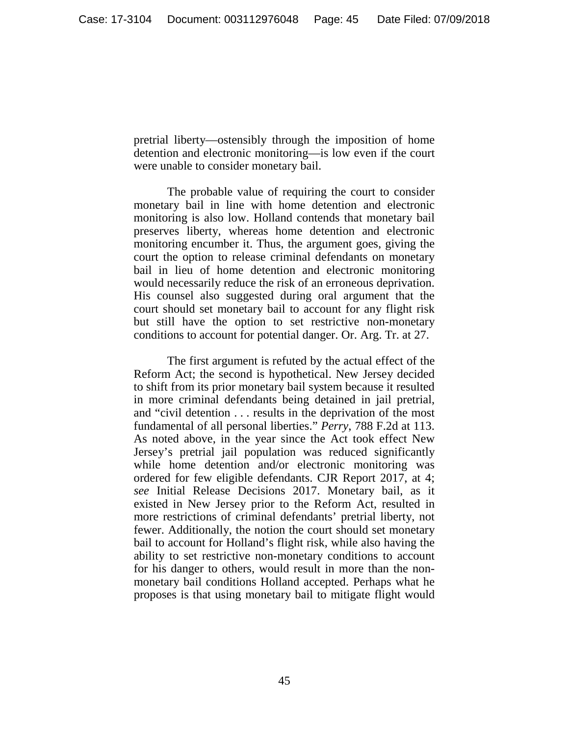pretrial liberty—ostensibly through the imposition of home detention and electronic monitoring—is low even if the court were unable to consider monetary bail.

The probable value of requiring the court to consider monetary bail in line with home detention and electronic monitoring is also low. Holland contends that monetary bail preserves liberty, whereas home detention and electronic monitoring encumber it. Thus, the argument goes, giving the court the option to release criminal defendants on monetary bail in lieu of home detention and electronic monitoring would necessarily reduce the risk of an erroneous deprivation. His counsel also suggested during oral argument that the court should set monetary bail to account for any flight risk but still have the option to set restrictive non-monetary conditions to account for potential danger. Or. Arg. Tr. at 27.

The first argument is refuted by the actual effect of the Reform Act; the second is hypothetical. New Jersey decided to shift from its prior monetary bail system because it resulted in more criminal defendants being detained in jail pretrial, and "civil detention . . . results in the deprivation of the most fundamental of all personal liberties." *Perry*, 788 F.2d at 113. As noted above, in the year since the Act took effect New Jersey's pretrial jail population was reduced significantly while home detention and/or electronic monitoring was ordered for few eligible defendants. CJR Report 2017, at 4; *see* Initial Release Decisions 2017. Monetary bail, as it existed in New Jersey prior to the Reform Act, resulted in more restrictions of criminal defendants' pretrial liberty, not fewer. Additionally, the notion the court should set monetary bail to account for Holland's flight risk, while also having the ability to set restrictive non-monetary conditions to account for his danger to others, would result in more than the non-monetary bail conditions Holland accepted. Perhaps what he proposes is that using monetary bail to mitigate flight would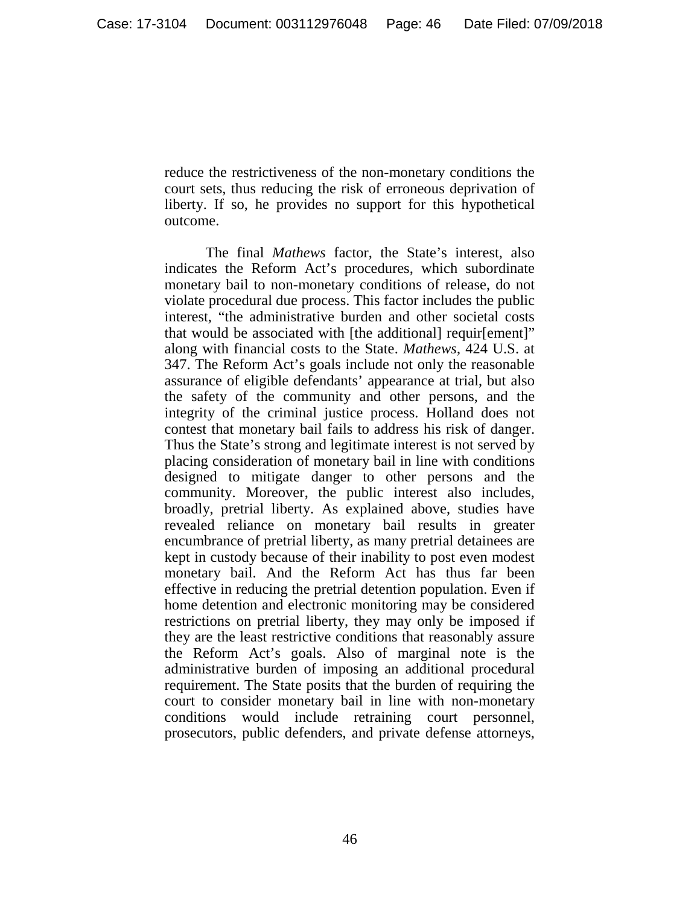reduce the restrictiveness of the non-monetary conditions the court sets, thus reducing the risk of erroneous deprivation of liberty. If so, he provides no support for this hypothetical outcome.

The final *Mathews* factor, the State's interest, also indicates the Reform Act's procedures, which subordinate monetary bail to non-monetary conditions of release, do not violate procedural due process. This factor includes the public interest, "the administrative burden and other societal costs that would be associated with [the additional] requir[ement]" along with financial costs to the State. *Mathews*, 424 U.S. at 347. The Reform Act's goals include not only the reasonable assurance of eligible defendants' appearance at trial, but also the safety of the community and other persons, and the integrity of the criminal justice process. Holland does not contest that monetary bail fails to address his risk of danger. Thus the State's strong and legitimate interest is not served by placing consideration of monetary bail in line with conditions designed to mitigate danger to other persons and the community. Moreover, the public interest also includes, broadly, pretrial liberty. As explained above, studies have revealed reliance on monetary bail results in greater encumbrance of pretrial liberty, as many pretrial detainees are kept in custody because of their inability to post even modest monetary bail. And the Reform Act has thus far been effective in reducing the pretrial detention population. Even if home detention and electronic monitoring may be considered restrictions on pretrial liberty, they may only be imposed if they are the least restrictive conditions that reasonably assure the Reform Act's goals. Also of marginal note is the administrative burden of imposing an additional procedural requirement. The State posits that the burden of requiring the court to consider monetary bail in line with non-monetary conditions would include retraining court personnel, prosecutors, public defenders, and private defense attorneys,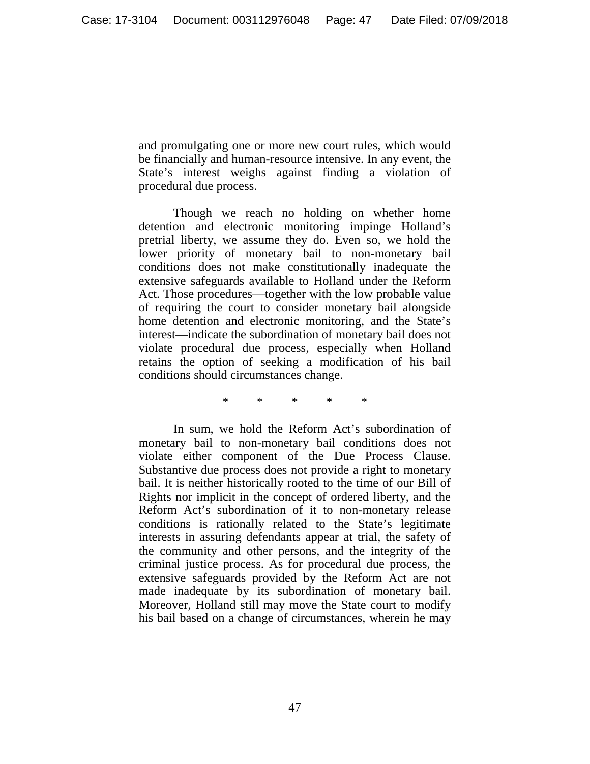and promulgating one or more new court rules, which would be financially and human-resource intensive. In any event, the State's interest weighs against finding a violation of procedural due process.

Though we reach no holding on whether home detention and electronic monitoring impinge Holland's pretrial liberty, we assume they do. Even so, we hold the lower priority of monetary bail to non-monetary bail conditions does not make constitutionally inadequate the extensive safeguards available to Holland under the Reform Act. Those procedures—together with the low probable value of requiring the court to consider monetary bail alongside home detention and electronic monitoring, and the State's interest—indicate the subordination of monetary bail does not violate procedural due process, especially when Holland retains the option of seeking a modification of his bail conditions should circumstances change.

\* \* \* \* \*

In sum, we hold the Reform Act's subordination of monetary bail to non-monetary bail conditions does not violate either component of the Due Process Clause. Substantive due process does not provide a right to monetary bail. It is neither historically rooted to the time of our Bill of Rights nor implicit in the concept of ordered liberty, and the Reform Act's subordination of it to non-monetary release conditions is rationally related to the State's legitimate interests in assuring defendants appear at trial, the safety of the community and other persons, and the integrity of the criminal justice process. As for procedural due process, the extensive safeguards provided by the Reform Act are not made inadequate by its subordination of monetary bail. Moreover, Holland still may move the State court to modify his bail based on a change of circumstances, wherein he may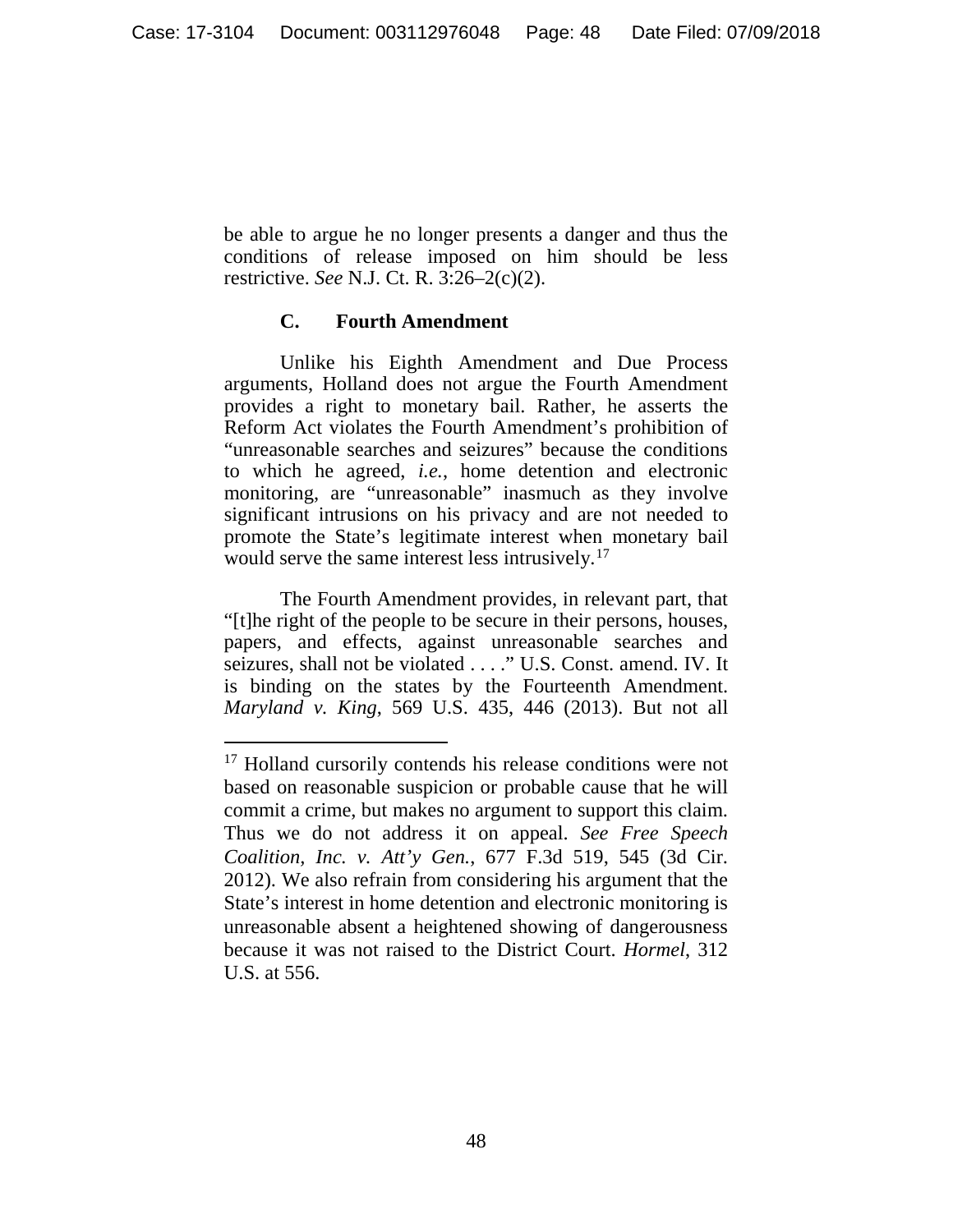be able to argue he no longer presents a danger and thus the conditions of release imposed on him should be less restrictive. *See* N.J. Ct. R. 3:26–2(c)(2).

### C. Fourth Amendment

Unlike his Eighth Amendment and Due Process arguments, Holland does not argue the Fourth Amendment provides a right to monetary bail. Rather, he asserts the Reform Act violates the Fourth Amendment's prohibition of "unreasonable searches and seizures" because the conditions to which he agreed, *i.e.*, home detention and electronic monitoring, are "unreasonable" inasmuch as they involve significant intrusions on his privacy and are not needed to promote the State's legitimate interest when monetary bail would serve the same interest less intrusively.[17]

The Fourth Amendment provides, in relevant part, that "[t]he right of the people to be secure in their persons, houses, papers, and effects, against unreasonable searches and seizures, shall not be violated . . . ." U.S. Const. amend. IV. It is binding on the states by the Fourteenth Amendment. *Maryland v. King*, 569 U.S. 435, 446 (2013). But not all

---

[17] Holland cursorily contends his release conditions were not based on reasonable suspicion or probable cause that he will commit a crime, but makes no argument to support this claim. Thus we do not address it on appeal. *See Free Speech Coalition, Inc. v. Att'y Gen.*, 677 F.3d 519, 545 (3d Cir. 2012). We also refrain from considering his argument that the State's interest in home detention and electronic monitoring is unreasonable absent a heightened showing of dangerousness because it was not raised to the District Court. *Hormel*, 312 U.S. at 556.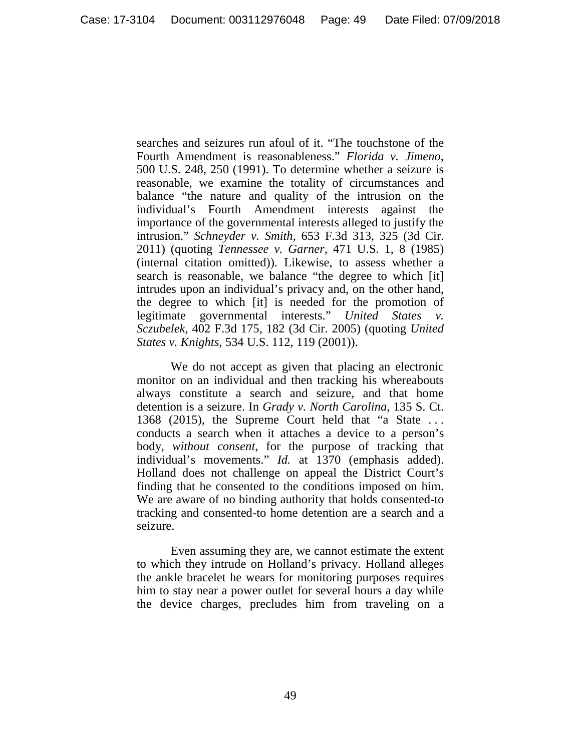searches and seizures run afoul of it. "The touchstone of the Fourth Amendment is reasonableness." *Florida v. Jimeno*, 500 U.S. 248, 250 (1991). To determine whether a seizure is reasonable, we examine the totality of circumstances and balance "the nature and quality of the intrusion on the individual's Fourth Amendment interests against the importance of the governmental interests alleged to justify the intrusion." *Schneyder v. Smith*, 653 F.3d 313, 325 (3d Cir. 2011) (quoting *Tennessee v. Garner*, 471 U.S. 1, 8 (1985) (internal citation omitted)). Likewise, to assess whether a search is reasonable, we balance "the degree to which [it] intrudes upon an individual's privacy and, on the other hand, the degree to which [it] is needed for the promotion of legitimate governmental interests." *United States v. Sczubelek*, 402 F.3d 175, 182 (3d Cir. 2005) (quoting *United States v. Knights*, 534 U.S. 112, 119 (2001)).

We do not accept as given that placing an electronic monitor on an individual and then tracking his whereabouts always constitute a search and seizure, and that home detention is a seizure. In *Grady v. North Carolina*, 135 S. Ct. 1368 (2015), the Supreme Court held that "a State . . . conducts a search when it attaches a device to a person's body, *without consent*, for the purpose of tracking that individual's movements." *Id.* at 1370 (emphasis added). Holland does not challenge on appeal the District Court's finding that he consented to the conditions imposed on him. We are aware of no binding authority that holds consented-to tracking and consented-to home detention are a search and a seizure.

Even assuming they are, we cannot estimate the extent to which they intrude on Holland's privacy. Holland alleges the ankle bracelet he wears for monitoring purposes requires him to stay near a power outlet for several hours a day while the device charges, precludes him from traveling on a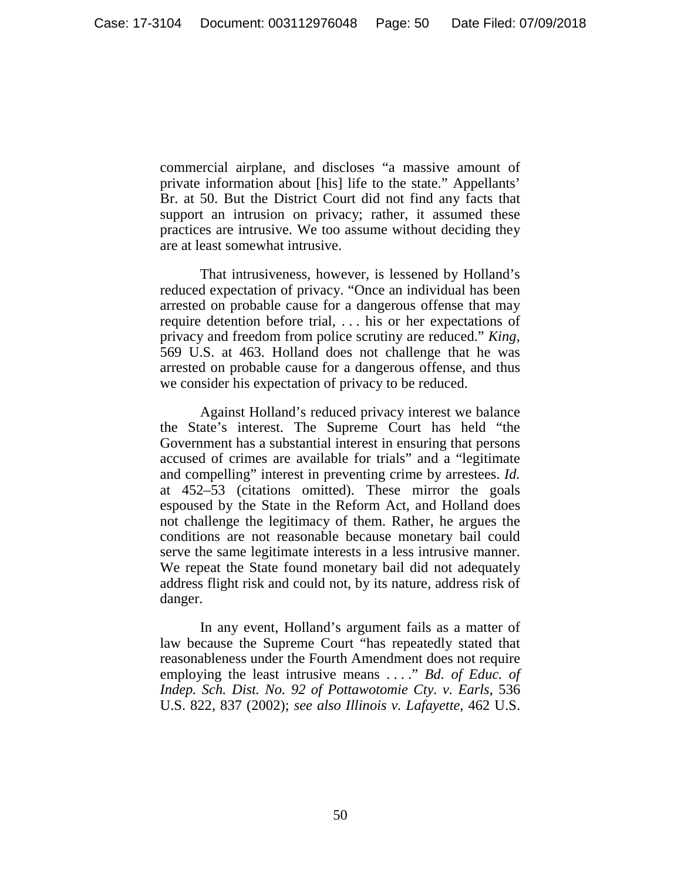commercial airplane, and discloses "a massive amount of private information about [his] life to the state." Appellants' Br. at 50. But the District Court did not find any facts that support an intrusion on privacy; rather, it assumed these practices are intrusive. We too assume without deciding they are at least somewhat intrusive.

That intrusiveness, however, is lessened by Holland's reduced expectation of privacy. "Once an individual has been arrested on probable cause for a dangerous offense that may require detention before trial, . . . his or her expectations of privacy and freedom from police scrutiny are reduced." *King*, 569 U.S. at 463. Holland does not challenge that he was arrested on probable cause for a dangerous offense, and thus we consider his expectation of privacy to be reduced.

Against Holland's reduced privacy interest we balance the State's interest. The Supreme Court has held "the Government has a substantial interest in ensuring that persons accused of crimes are available for trials" and a "legitimate and compelling" interest in preventing crime by arrestees. *Id.* at 452–53 (citations omitted). These mirror the goals espoused by the State in the Reform Act, and Holland does not challenge the legitimacy of them. Rather, he argues the conditions are not reasonable because monetary bail could serve the same legitimate interests in a less intrusive manner. We repeat the State found monetary bail did not adequately address flight risk and could not, by its nature, address risk of danger.

In any event, Holland's argument fails as a matter of law because the Supreme Court "has repeatedly stated that reasonableness under the Fourth Amendment does not require employing the least intrusive means . . . ." *Bd. of Educ. of Indep. Sch. Dist. No. 92 of Pottawotomie Cty. v. Earls*, 536 U.S. 822, 837 (2002); *see also Illinois v. Lafayette*, 462 U.S.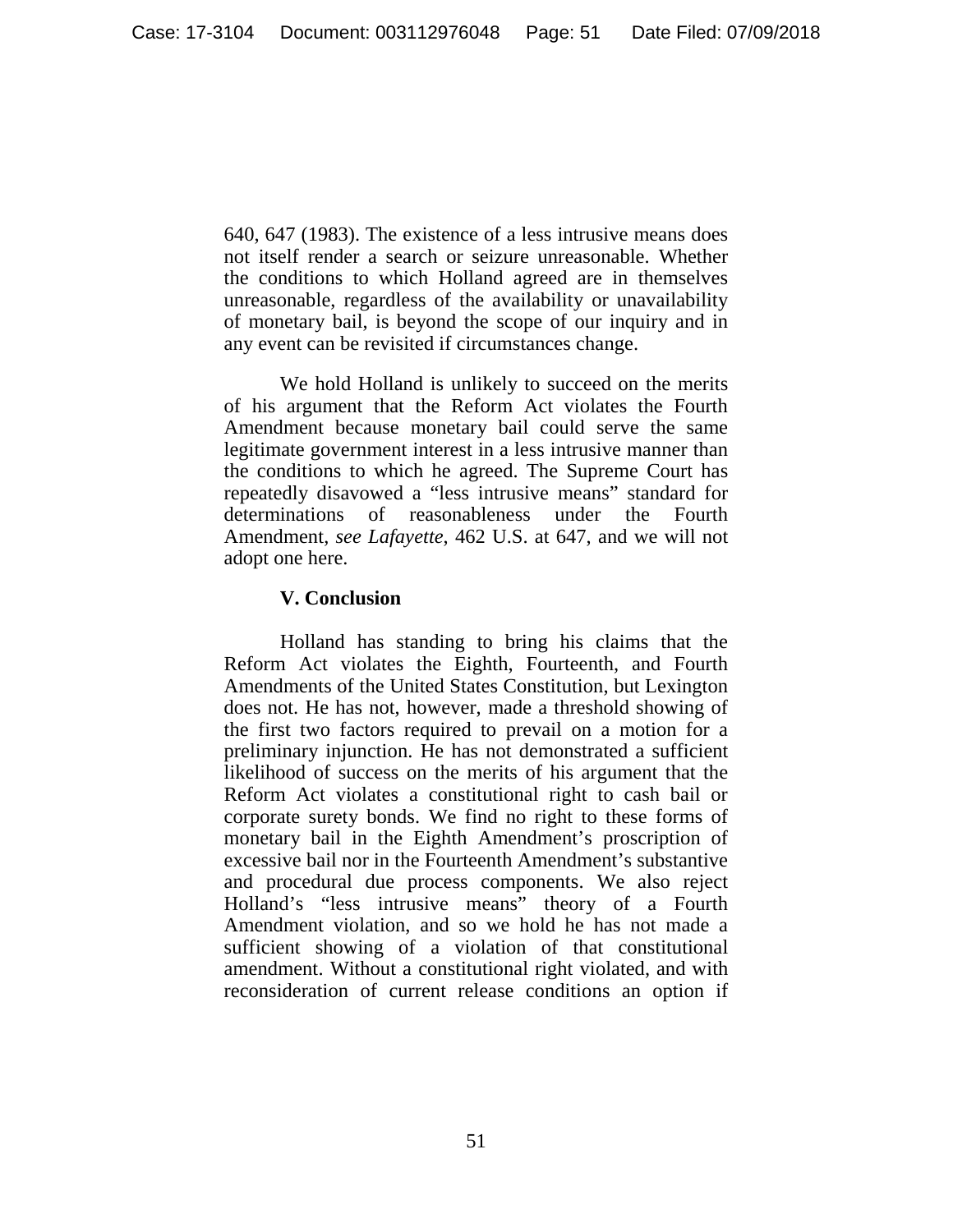640, 647 (1983). The existence of a less intrusive means does not itself render a search or seizure unreasonable. Whether the conditions to which Holland agreed are in themselves unreasonable, regardless of the availability or unavailability of monetary bail, is beyond the scope of our inquiry and in any event can be revisited if circumstances change.

We hold Holland is unlikely to succeed on the merits of his argument that the Reform Act violates the Fourth Amendment because monetary bail could serve the same legitimate government interest in a less intrusive manner than the conditions to which he agreed. The Supreme Court has repeatedly disavowed a "less intrusive means" standard for determinations of reasonableness under the Fourth Amendment, *see Lafayette*, 462 U.S. at 647, and we will not adopt one here.

**V. Conclusion**

Holland has standing to bring his claims that the Reform Act violates the Eighth, Fourteenth, and Fourth Amendments of the United States Constitution, but Lexington does not. He has not, however, made a threshold showing of the first two factors required to prevail on a motion for a preliminary injunction. He has not demonstrated a sufficient likelihood of success on the merits of his argument that the Reform Act violates a constitutional right to cash bail or corporate surety bonds. We find no right to these forms of monetary bail in the Eighth Amendment's proscription of excessive bail nor in the Fourteenth Amendment's substantive and procedural due process components. We also reject Holland's "less intrusive means" theory of a Fourth Amendment violation, and so we hold he has not made a sufficient showing of a violation of that constitutional amendment. Without a constitutional right violated, and with reconsideration of current release conditions an option if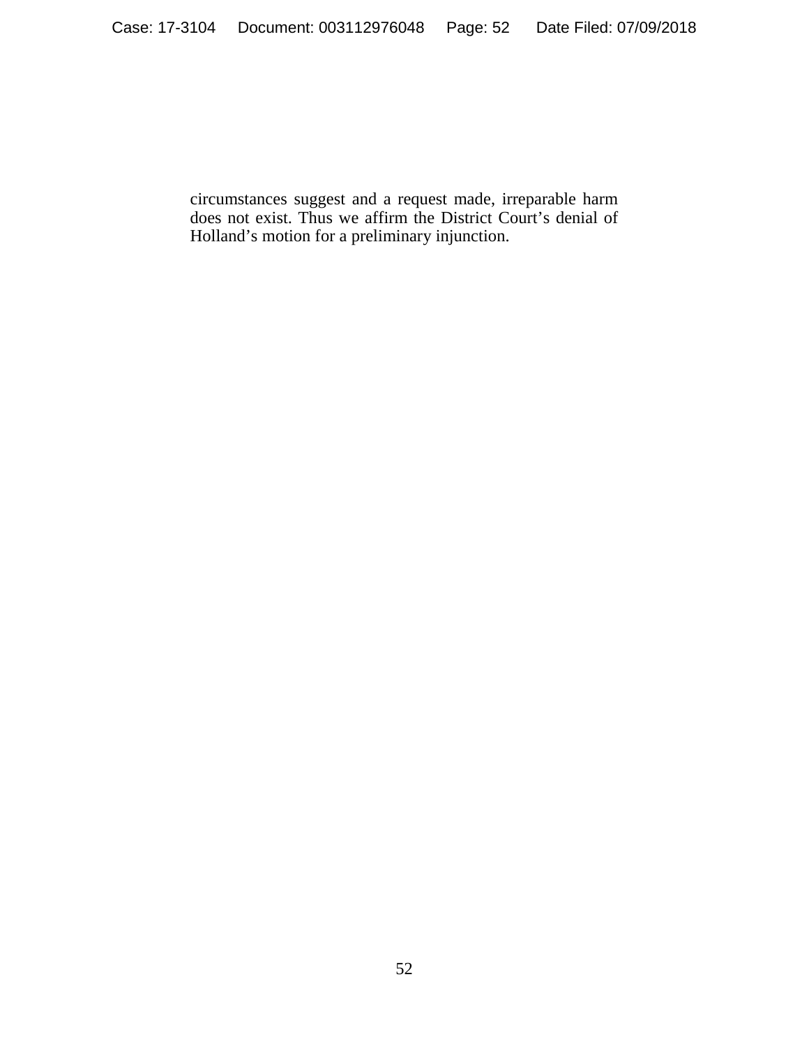circumstances suggest and a request made, irreparable harm does not exist. Thus we affirm the District Court's denial of Holland's motion for a preliminary injunction.